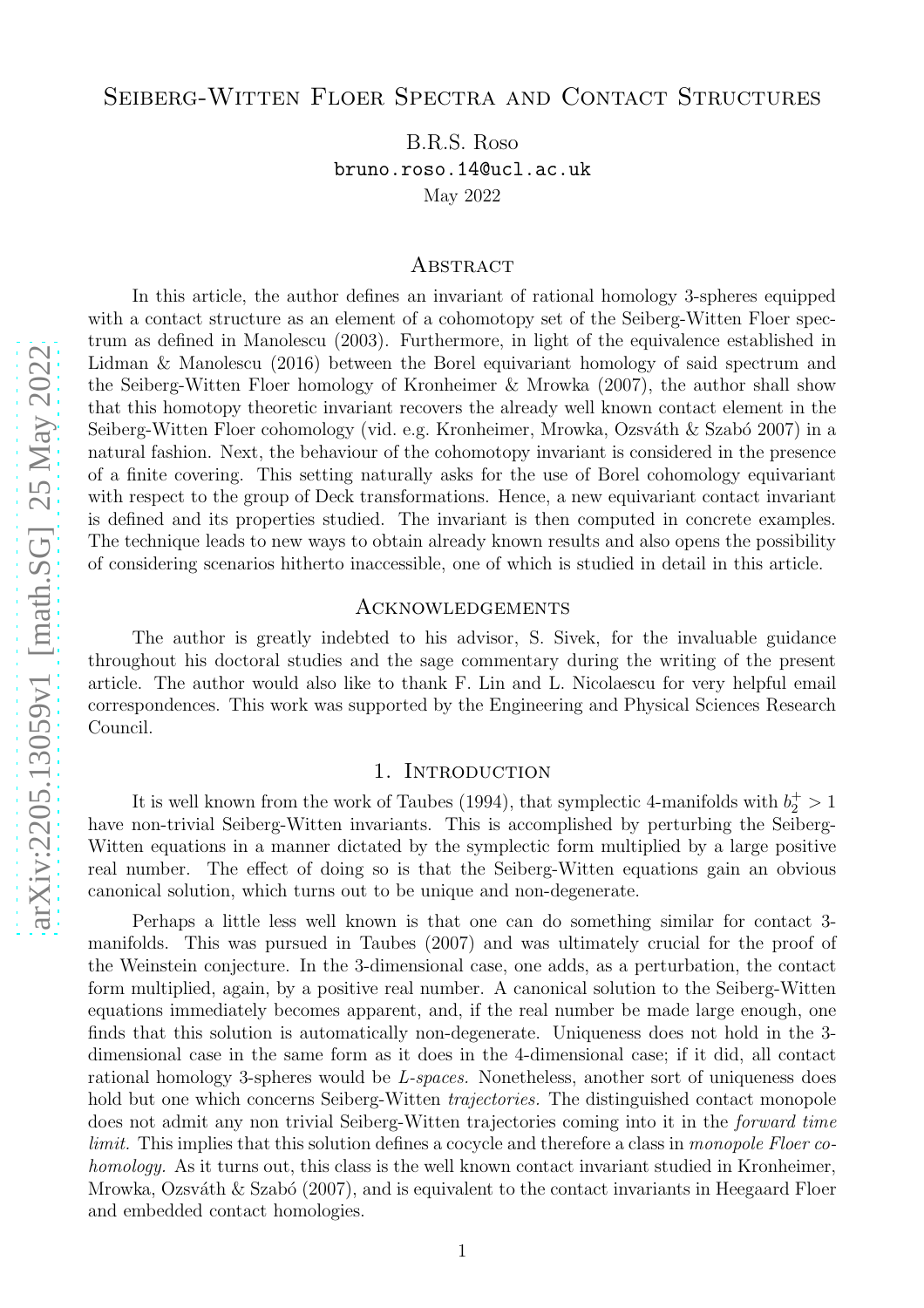# Seiberg-Witten Floer Spectra and Contact Structures

B.R.S. Roso
bruno.roso.14@ucl.ac.uk
May 2022

## Abstract

In this article, the author defines an invariant of rational homology 3-spheres equipped with a contact structure as an element of a cohomotopy set of the Seiberg-Witten Floer spectrum as defined in Manolescu (2003). Furthermore, in light of the equivalence established in Lidman & Manolescu (2016) between the Borel equivariant homology of said spectrum and the Seiberg-Witten Floer homology of Kronheimer & Mrowka (2007), the author shall show that this homotopy theoretic invariant recovers the already well known contact element in the Seiberg-Witten Floer cohomology (vid. e.g. Kronheimer, Mrowka, Ozsváth & Szabó 2007) in a natural fashion. Next, the behaviour of the cohomotopy invariant is considered in the presence of a finite covering. This setting naturally asks for the use of Borel cohomology equivariant with respect to the group of Deck transformations. Hence, a new equivariant contact invariant is defined and its properties studied. The invariant is then computed in concrete examples. The technique leads to new ways to obtain already known results and also opens the possibility of considering scenarios hitherto inaccessible, one of which is studied in detail in this article.

## Acknowledgements

The author is greatly indebted to his advisor, S. Sivek, for the invaluable guidance throughout his doctoral studies and the sage commentary during the writing of the present article. The author would also like to thank F. Lin and L. Nicolaescu for very helpful email correspondences. This work was supported by the Engineering and Physical Sciences Research Council.

## 1. Introduction

It is well known from the work of Taubes (1994), that symplectic 4-manifolds with $b_2^+ > 1$ have non-trivial Seiberg-Witten invariants. This is accomplished by perturbing the Seiberg-Witten equations in a manner dictated by the symplectic form multiplied by a large positive real number. The effect of doing so is that the Seiberg-Witten equations gain an obvious canonical solution, which turns out to be unique and non-degenerate.

Perhaps a little less well known is that one can do something similar for contact 3-manifolds. This was pursued in Taubes (2007) and was ultimately crucial for the proof of the Weinstein conjecture. In the 3-dimensional case, one adds, as a perturbation, the contact form multiplied, again, by a positive real number. A canonical solution to the Seiberg-Witten equations immediately becomes apparent, and, if the real number be made large enough, one finds that this solution is automatically non-degenerate. Uniqueness does not hold in the 3-dimensional case in the same form as it does in the 4-dimensional case; if it did, all contact rational homology 3-spheres would be *L-spaces.* Nonetheless, another sort of uniqueness does hold but one which concerns Seiberg-Witten *trajectories.* The distinguished contact monopole does not admit any non trivial Seiberg-Witten trajectories coming into it in the *forward time limit.* This implies that this solution defines a cocycle and therefore a class in *monopole Floer cohomology.* As it turns out, this class is the well known contact invariant studied in Kronheimer, Mrowka, Ozsváth & Szabó (2007), and is equivalent to the contact invariants in Heegaard Floer and embedded contact homologies.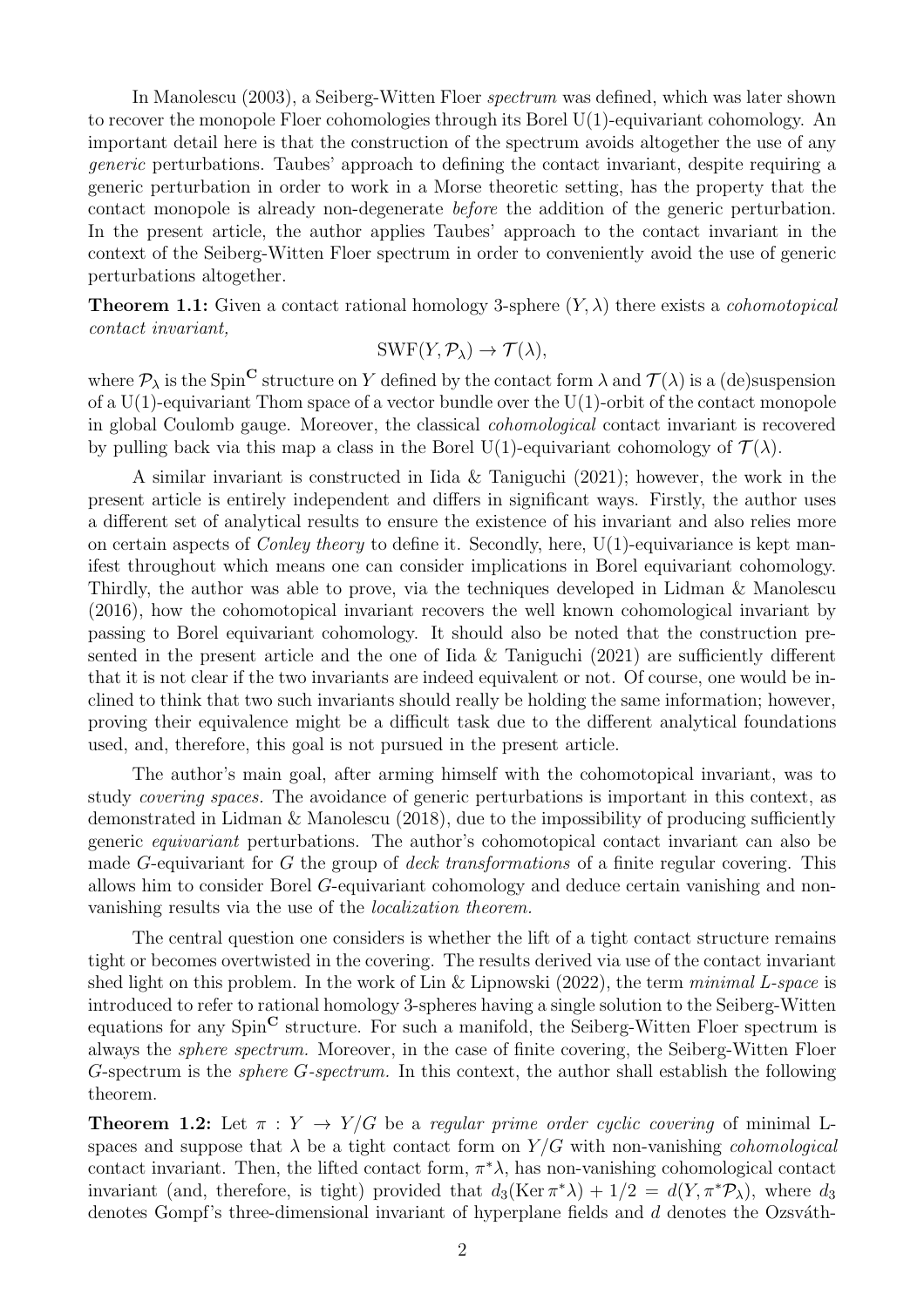In Manolescu (2003), a Seiberg-Witten Floer *spectrum* was defined, which was later shown to recover the monopole Floer cohomologies through its Borel U(1)-equivariant cohomology. An important detail here is that the construction of the spectrum avoids altogether the use of any *generic* perturbations. Taubes' approach to defining the contact invariant, despite requiring a generic perturbation in order to work in a Morse theoretic setting, has the property that the contact monopole is already non-degenerate *before* the addition of the generic perturbation. In the present article, the author applies Taubes' approach to the contact invariant in the context of the Seiberg-Witten Floer spectrum in order to conveniently avoid the use of generic perturbations altogether.

**Theorem 1.1:** Given a contact rational homology 3-sphere $(Y, \lambda)$ there exists a *cohomotopical contact invariant,*

$$\mathrm{SWF}(Y, \mathcal{P}_\lambda) \to \mathcal{T}(\lambda),$$

where $\mathcal{P}_\lambda$ is the $\mathrm{Spin}^{\mathbf{C}}$ structure on $Y$ defined by the contact form $\lambda$ and $\mathcal{T}(\lambda)$ is a (de)suspension of a U(1)-equivariant Thom space of a vector bundle over the U(1)-orbit of the contact monopole in global Coulomb gauge. Moreover, the classical *cohomological* contact invariant is recovered by pulling back via this map a class in the Borel U(1)-equivariant cohomology of $\mathcal{T}(\lambda)$.

A similar invariant is constructed in Iida & Taniguchi (2021); however, the work in the present article is entirely independent and differs in significant ways. Firstly, the author uses a different set of analytical results to ensure the existence of his invariant and also relies more on certain aspects of *Conley theory* to define it. Secondly, here, U(1)-equivariance is kept manifest throughout which means one can consider implications in Borel equivariant cohomology. Thirdly, the author was able to prove, via the techniques developed in Lidman & Manolescu (2016), how the cohomotopical invariant recovers the well known cohomological invariant by passing to Borel equivariant cohomology. It should also be noted that the construction presented in the present article and the one of Iida & Taniguchi (2021) are sufficiently different that it is not clear if the two invariants are indeed equivalent or not. Of course, one would be inclined to think that two such invariants should really be holding the same information; however, proving their equivalence might be a difficult task due to the different analytical foundations used, and, therefore, this goal is not pursued in the present article.

The author's main goal, after arming himself with the cohomotopical invariant, was to study *covering spaces.* The avoidance of generic perturbations is important in this context, as demonstrated in Lidman & Manolescu (2018), due to the impossibility of producing sufficiently generic *equivariant* perturbations. The author's cohomotopical contact invariant can also be made $G$-equivariant for $G$ the group of *deck transformations* of a finite regular covering. This allows him to consider Borel $G$-equivariant cohomology and deduce certain vanishing and non-vanishing results via the use of the *localization theorem.*

The central question one considers is whether the lift of a tight contact structure remains tight or becomes overtwisted in the covering. The results derived via use of the contact invariant shed light on this problem. In the work of Lin & Lipnowski (2022), the term *minimal L-space* is introduced to refer to rational homology 3-spheres having a single solution to the Seiberg-Witten equations for any $\mathrm{Spin}^{\mathbf{C}}$ structure. For such a manifold, the Seiberg-Witten Floer spectrum is always the *sphere spectrum.* Moreover, in the case of finite covering, the Seiberg-Witten Floer $G$-spectrum is the *sphere G-spectrum.* In this context, the author shall establish the following theorem.

**Theorem 1.2:** Let $\pi : Y \to Y/G$ be a *regular prime order cyclic covering* of minimal L-spaces and suppose that $\lambda$ be a tight contact form on $Y/G$ with non-vanishing *cohomological* contact invariant. Then, the lifted contact form, $\pi^*\lambda$, has non-vanishing cohomological contact invariant (and, therefore, is tight) provided that $d_3(\mathrm{Ker}\, \pi^*\lambda) + 1/2 = d(Y, \pi^*\mathcal{P}_\lambda)$, where $d_3$ denotes Gompf's three-dimensional invariant of hyperplane fields and $d$ denotes the Ozsváth-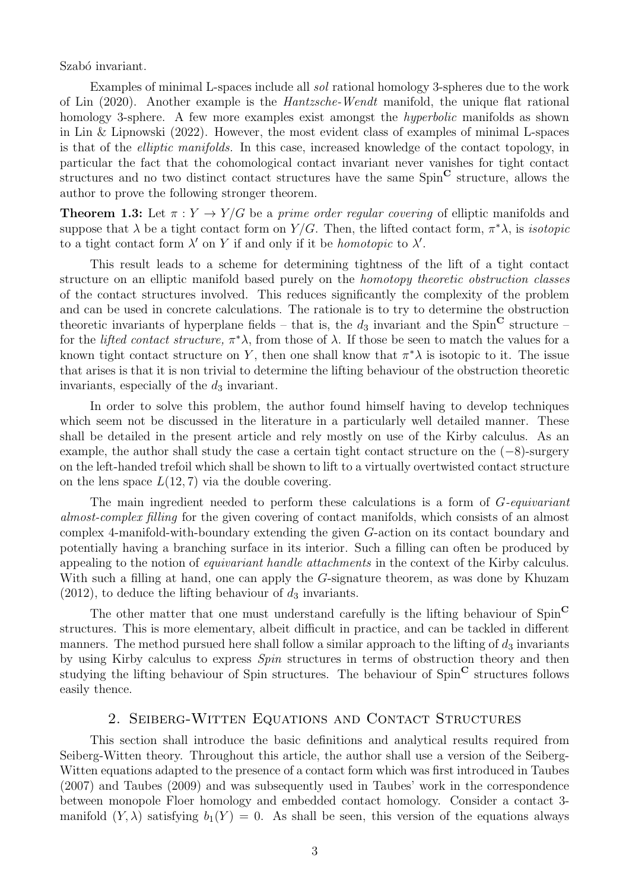Szabó invariant.

Examples of minimal L-spaces include all *sol* rational homology 3-spheres due to the work of Lin (2020). Another example is the *Hantzsche-Wendt* manifold, the unique flat rational homology 3-sphere. A few more examples exist amongst the *hyperbolic* manifolds as shown in Lin & Lipnowski (2022). However, the most evident class of examples of minimal L-spaces is that of the *elliptic manifolds.* In this case, increased knowledge of the contact topology, in particular the fact that the cohomological contact invariant never vanishes for tight contact structures and no two distinct contact structures have the same $\mathrm{Spin}^{\mathbf{C}}$ structure, allows the author to prove the following stronger theorem.

**Theorem 1.3:** Let $\pi : Y \to Y/G$ be a *prime order regular covering* of elliptic manifolds and suppose that $\lambda$ be a tight contact form on $Y/G$. Then, the lifted contact form, $\pi^*\lambda$, is *isotopic* to a tight contact form $\lambda'$ on $Y$ if and only if it be *homotopic* to $\lambda'$.

This result leads to a scheme for determining tightness of the lift of a tight contact structure on an elliptic manifold based purely on the *homotopy theoretic obstruction classes* of the contact structures involved. This reduces significantly the complexity of the problem and can be used in concrete calculations. The rationale is to try to determine the obstruction theoretic invariants of hyperplane fields – that is, the $d_3$ invariant and the $\mathrm{Spin}^{\mathbf{C}}$ structure – for the *lifted contact structure,* $\pi^*\lambda$, from those of $\lambda$. If those be seen to match the values for a known tight contact structure on $Y$, then one shall know that $\pi^*\lambda$ is isotopic to it. The issue that arises is that it is non trivial to determine the lifting behaviour of the obstruction theoretic invariants, especially of the $d_3$ invariant.

In order to solve this problem, the author found himself having to develop techniques which seem not be discussed in the literature in a particularly well detailed manner. These shall be detailed in the present article and rely mostly on use of the Kirby calculus. As an example, the author shall study the case a certain tight contact structure on the $(-8)$-surgery on the left-handed trefoil which shall be shown to lift to a virtually overtwisted contact structure on the lens space $L(12, 7)$ via the double covering.

The main ingredient needed to perform these calculations is a form of *G-equivariant almost-complex filling* for the given covering of contact manifolds, which consists of an almost complex 4-manifold-with-boundary extending the given $G$-action on its contact boundary and potentially having a branching surface in its interior. Such a filling can often be produced by appealing to the notion of *equivariant handle attachments* in the context of the Kirby calculus. With such a filling at hand, one can apply the $G$-signature theorem, as was done by Khuzam (2012), to deduce the lifting behaviour of $d_3$ invariants.

The other matter that one must understand carefully is the lifting behaviour of $\mathrm{Spin}^{\mathbf{C}}$ structures. This is more elementary, albeit difficult in practice, and can be tackled in different manners. The method pursued here shall follow a similar approach to the lifting of $d_3$ invariants by using Kirby calculus to express *Spin* structures in terms of obstruction theory and then studying the lifting behaviour of Spin structures. The behaviour of $\mathrm{Spin}^{\mathbf{C}}$ structures follows easily thence.

## 2. Seiberg-Witten Equations and Contact Structures

This section shall introduce the basic definitions and analytical results required from Seiberg-Witten theory. Throughout this article, the author shall use a version of the Seiberg-Witten equations adapted to the presence of a contact form which was first introduced in Taubes (2007) and Taubes (2009) and was subsequently used in Taubes' work in the correspondence between monopole Floer homology and embedded contact homology. Consider a contact 3-manifold $(Y, \lambda)$ satisfying $b_1(Y) = 0$. As shall be seen, this version of the equations always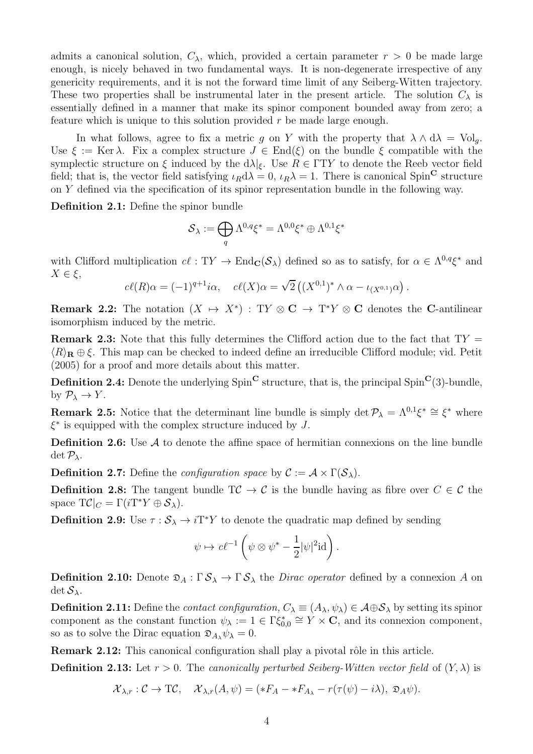admits a canonical solution, $C_\lambda$, which, provided a certain parameter $r > 0$ be made large enough, is nicely behaved in two fundamental ways. It is non-degenerate irrespective of any genericity requirements, and it is not the forward time limit of any Seiberg-Witten trajectory. These two properties shall be instrumental later in the present article. The solution $C_\lambda$ is essentially defined in a manner that make its spinor component bounded away from zero; a feature which is unique to this solution provided $r$ be made large enough.

In what follows, agree to fix a metric $g$ on $Y$ with the property that $\lambda \wedge \mathrm{d}\lambda = \mathrm{Vol}_g$. Use $\xi := \operatorname{Ker} \lambda$. Fix a complex structure $J \in \operatorname{End}(\xi)$ on the bundle $\xi$ compatible with the symplectic structure on $\xi$ induced by the $\mathrm{d}\lambda|_\xi$. Use $R \in \Gamma \mathrm{T}Y$ to denote the Reeb vector field field; that is, the vector field satisfying $\iota_R \mathrm{d}\lambda = 0$, $\iota_R \lambda = 1$. There is canonical $\mathrm{Spin}^{\mathbf{C}}$ structure on $Y$ defined via the specification of its spinor representation bundle in the following way.

**Definition 2.1:** Define the spinor bundle

$$\mathcal{S}_\lambda := \bigoplus_q \Lambda^{0,q}\xi^* = \Lambda^{0,0}\xi^* \oplus \Lambda^{0,1}\xi^*$$

with Clifford multiplication $c\ell : \mathrm{T}Y \to \operatorname{End}_{\mathbf{C}}(\mathcal{S}_\lambda)$ defined so as to satisfy, for $\alpha \in \Lambda^{0,q}\xi^*$ and $X \in \xi$,

$$c\ell(R)\alpha = (-1)^{q+1} i\alpha, \quad c\ell(X)\alpha = \sqrt{2}\left((X^{0,1})^* \wedge \alpha - \iota_{(X^{0,1})}\alpha\right).$$

**Remark 2.2:** The notation $(X \mapsto X^*) : \mathrm{T}Y \otimes \mathbf{C} \to \mathrm{T}^*Y \otimes \mathbf{C}$ denotes the $\mathbf{C}$-antilinear isomorphism induced by the metric.

**Remark 2.3:** Note that this fully determines the Clifford action due to the fact that $\mathrm{T}Y = \langle R \rangle_{\mathbf{R}} \oplus \xi$. This map can be checked to indeed define an irreducible Clifford module; vid. Petit (2005) for a proof and more details about this matter.

**Definition 2.4:** Denote the underlying $\mathrm{Spin}^{\mathbf{C}}$ structure, that is, the principal $\mathrm{Spin}^{\mathbf{C}}(3)$-bundle, by $\mathcal{P}_\lambda \to Y$.

**Remark 2.5:** Notice that the determinant line bundle is simply $\det \mathcal{P}_\lambda = \Lambda^{0,1}\xi^* \cong \xi^*$ where $\xi^*$ is equipped with the complex structure induced by $J$.

**Definition 2.6:** Use $\mathcal{A}$ to denote the affine space of hermitian connexions on the line bundle $\det \mathcal{P}_\lambda$.

**Definition 2.7:** Define the *configuration space* by $\mathcal{C} := \mathcal{A} \times \Gamma(\mathcal{S}_\lambda)$.

**Definition 2.8:** The tangent bundle $\mathrm{T}\mathcal{C} \to \mathcal{C}$ is the bundle having as fibre over $C \in \mathcal{C}$ the space $\mathrm{T}\mathcal{C}|_C = \Gamma(i\mathrm{T}^*Y \oplus \mathcal{S}_\lambda)$.

**Definition 2.9:** Use $\tau : \mathcal{S}_\lambda \to i\mathrm{T}^*Y$ to denote the quadratic map defined by sending

$$\psi \mapsto c\ell^{-1}\left(\psi \otimes \psi^* - \frac{1}{2}|\psi|^2 \mathrm{id}\right).$$

**Definition 2.10:** Denote $\mathfrak{D}_A : \Gamma\, \mathcal{S}_\lambda \to \Gamma\, \mathcal{S}_\lambda$ the *Dirac operator* defined by a connexion $A$ on $\det \mathcal{S}_\lambda$.

**Definition 2.11:** Define the *contact configuration,* $C_\lambda \equiv (A_\lambda, \psi_\lambda) \in \mathcal{A} \oplus \mathcal{S}_\lambda$ by setting its spinor component as the constant function $\psi_\lambda := 1 \in \Gamma\xi^*_{0,0} \cong Y \times \mathbf{C}$, and its connexion component, so as to solve the Dirac equation $\mathfrak{D}_{A_\lambda}\psi_\lambda = 0$.

**Remark 2.12:** This canonical configuration shall play a pivotal rôle in this article.

**Definition 2.13:** Let $r > 0$. The *canonically perturbed Seiberg-Witten vector field* of $(Y, \lambda)$ is

$$\mathcal{X}_{\lambda,r} : \mathcal{C} \to \mathrm{T}\mathcal{C}, \quad \mathcal{X}_{\lambda,r}(A, \psi) = (*F_A - *F_{A_\lambda} - r(\tau(\psi) - i\lambda),\ \mathfrak{D}_A\psi).$$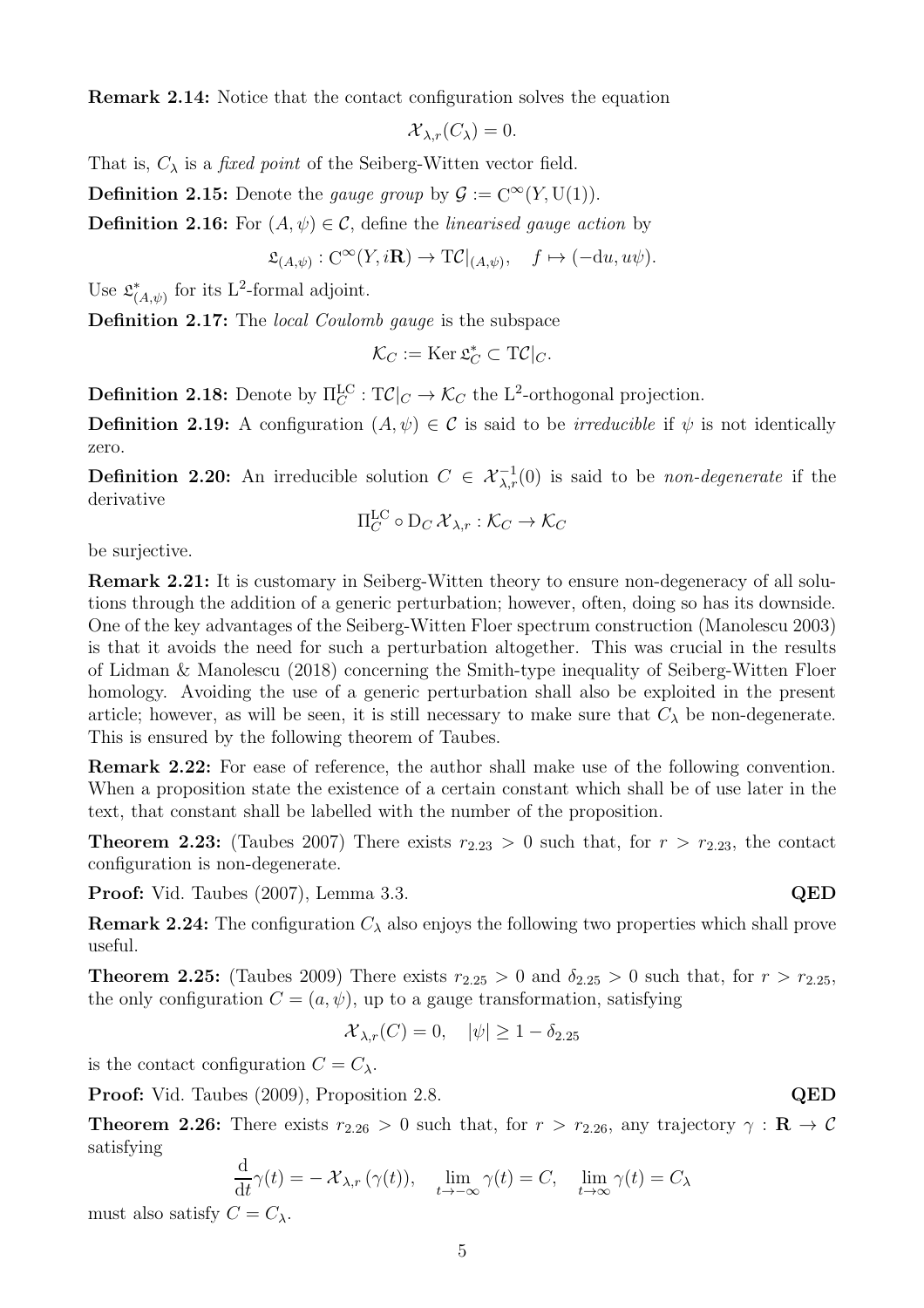**Remark 2.14:** Notice that the contact configuration solves the equation

$$\mathcal{X}_{\lambda,r}(C_\lambda) = 0.$$

That is, $C_\lambda$ is a *fixed point* of the Seiberg-Witten vector field.

**Definition 2.15:** Denote the *gauge group* by $\mathcal{G} := \mathrm{C}^\infty(Y, \mathrm{U}(1))$.

**Definition 2.16:** For $(A, \psi) \in \mathcal{C}$, define the *linearised gauge action* by

$$\mathfrak{L}_{(A,\psi)} : \mathrm{C}^\infty(Y, i\mathbf{R}) \to \mathrm{T}\mathcal{C}|_{(A,\psi)}, \quad f \mapsto (-\mathrm{d}u, u\psi).$$

Use $\mathfrak{L}^*_{(A,\psi)}$ for its $\mathrm{L}^2$-formal adjoint.

**Definition 2.17:** The *local Coulomb gauge* is the subspace

$$\mathcal{K}_C := \operatorname{Ker} \mathfrak{L}^*_C \subset \mathrm{T}\mathcal{C}|_C.$$

**Definition 2.18:** Denote by $\Pi^{\mathrm{LC}}_C : \mathrm{T}\mathcal{C}|_C \to \mathcal{K}_C$ the $\mathrm{L}^2$-orthogonal projection.

**Definition 2.19:** A configuration $(A, \psi) \in \mathcal{C}$ is said to be *irreducible* if $\psi$ is not identically zero.

**Definition 2.20:** An irreducible solution $C \in \mathcal{X}^{-1}_{\lambda,r}(0)$ is said to be *non-degenerate* if the derivative

$$\Pi^{\mathrm{LC}}_C \circ \mathrm{D}_C \, \mathcal{X}_{\lambda,r} : \mathcal{K}_C \to \mathcal{K}_C$$

be surjective.

**Remark 2.21:** It is customary in Seiberg-Witten theory to ensure non-degeneracy of all solutions through the addition of a generic perturbation; however, often, doing so has its downside. One of the key advantages of the Seiberg-Witten Floer spectrum construction (Manolescu 2003) is that it avoids the need for such a perturbation altogether. This was crucial in the results of Lidman & Manolescu (2018) concerning the Smith-type inequality of Seiberg-Witten Floer homology. Avoiding the use of a generic perturbation shall also be exploited in the present article; however, as will be seen, it is still necessary to make sure that $C_\lambda$ be non-degenerate. This is ensured by the following theorem of Taubes.

**Remark 2.22:** For ease of reference, the author shall make use of the following convention. When a proposition state the existence of a certain constant which shall be of use later in the text, that constant shall be labelled with the number of the proposition.

**Theorem 2.23:** (Taubes 2007) There exists $r_{2.23} > 0$ such that, for $r > r_{2.23}$, the contact configuration is non-degenerate.

**Proof:** Vid. Taubes (2007), Lemma 3.3. **QED**

**Remark 2.24:** The configuration $C_\lambda$ also enjoys the following two properties which shall prove useful.

**Theorem 2.25:** (Taubes 2009) There exists $r_{2.25} > 0$ and $\delta_{2.25} > 0$ such that, for $r > r_{2.25}$, the only configuration $C = (a, \psi)$, up to a gauge transformation, satisfying

$$\mathcal{X}_{\lambda,r}(C) = 0, \quad |\psi| \geq 1 - \delta_{2.25}$$

is the contact configuration $C = C_\lambda$.

**Proof:** Vid. Taubes (2009), Proposition 2.8. **QED**

**Theorem 2.26:** There exists $r_{2.26} > 0$ such that, for $r > r_{2.26}$, any trajectory $\gamma : \mathbf{R} \to \mathcal{C}$ satisfying

$$\frac{\mathrm{d}}{\mathrm{d}t}\gamma(t) = -\,\mathcal{X}_{\lambda,r}\,(\gamma(t)), \quad \lim_{t\to-\infty} \gamma(t) = C, \quad \lim_{t\to\infty} \gamma(t) = C_\lambda$$

must also satisfy $C = C_\lambda$.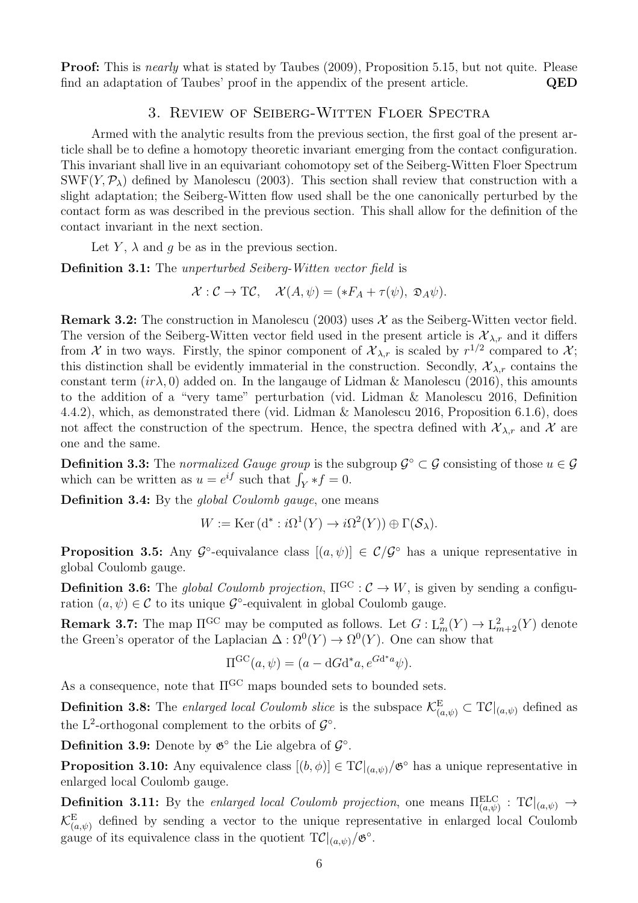**Proof:** This is *nearly* what is stated by Taubes (2009), Proposition 5.15, but not quite. Please find an adaptation of Taubes' proof in the appendix of the present article. **QED**

## 3. Review of Seiberg-Witten Floer Spectra

Armed with the analytic results from the previous section, the first goal of the present article shall be to define a homotopy theoretic invariant emerging from the contact configuration. This invariant shall live in an equivariant cohomotopy set of the Seiberg-Witten Floer Spectrum $\mathrm{SWF}(Y, \mathcal{P}_\lambda)$ defined by Manolescu (2003). This section shall review that construction with a slight adaptation; the Seiberg-Witten flow used shall be the one canonically perturbed by the contact form as was described in the previous section. This shall allow for the definition of the contact invariant in the next section.

Let $Y$, $\lambda$ and $g$ be as in the previous section.

**Definition 3.1:** The *unperturbed Seiberg-Witten vector field* is

$$\mathcal{X} : \mathcal{C} \to \mathrm{T}\mathcal{C}, \quad \mathcal{X}(A, \psi) = (*F_A + \tau(\psi),\ \mathfrak{D}_A\psi).$$

**Remark 3.2:** The construction in Manolescu (2003) uses $\mathcal{X}$ as the Seiberg-Witten vector field. The version of the Seiberg-Witten vector field used in the present article is $\mathcal{X}_{\lambda,r}$ and it differs from $\mathcal{X}$ in two ways. Firstly, the spinor component of $\mathcal{X}_{\lambda,r}$ is scaled by $r^{1/2}$ compared to $\mathcal{X}$; this distinction shall be evidently immaterial in the construction. Secondly, $\mathcal{X}_{\lambda,r}$ contains the constant term $(ir\lambda, 0)$ added on. In the langauge of Lidman & Manolescu (2016), this amounts to the addition of a "very tame" perturbation (vid. Lidman & Manolescu 2016, Definition 4.4.2), which, as demonstrated there (vid. Lidman & Manolescu 2016, Proposition 6.1.6), does not affect the construction of the spectrum. Hence, the spectra defined with $\mathcal{X}_{\lambda,r}$ and $\mathcal{X}$ are one and the same.

**Definition 3.3:** The *normalized Gauge group* is the subgroup $\mathcal{G}^\circ \subset \mathcal{G}$ consisting of those $u \in \mathcal{G}$ which can be written as $u = e^{if}$ such that $\int_Y *f = 0$.

**Definition 3.4:** By the *global Coulomb gauge*, one means

$$W := \mathrm{Ker}\,(\mathrm{d}^* : i\Omega^1(Y) \to i\Omega^2(Y)) \oplus \Gamma(\mathcal{S}_\lambda).$$

**Proposition 3.5:** Any $\mathcal{G}^\circ$-equivalance class $[(a, \psi)] \in \mathcal{C}/\mathcal{G}^\circ$ has a unique representative in global Coulomb gauge.

**Definition 3.6:** The *global Coulomb projection*, $\Pi^{\mathrm{GC}} : \mathcal{C} \to W$, is given by sending a configuration $(a, \psi) \in \mathcal{C}$ to its unique $\mathcal{G}^\circ$-equivalent in global Coulomb gauge.

**Remark 3.7:** The map $\Pi^{\mathrm{GC}}$ may be computed as follows. Let $G : \mathrm{L}^2_m(Y) \to \mathrm{L}^2_{m+2}(Y)$ denote the Green's operator of the Laplacian $\Delta : \Omega^0(Y) \to \Omega^0(Y)$. One can show that

$$\Pi^{\mathrm{GC}}(a, \psi) = (a - \mathrm{d}G\mathrm{d}^*a, e^{G\mathrm{d}^*a}\psi).$$

As a consequence, note that $\Pi^{\mathrm{GC}}$ maps bounded sets to bounded sets.

**Definition 3.8:** The *enlarged local Coulomb slice* is the subspace $\mathcal{K}^{\mathrm{E}}_{(a,\psi)} \subset \mathrm{T}\mathcal{C}|_{(a,\psi)}$ defined as the $\mathrm{L}^2$-orthogonal complement to the orbits of $\mathcal{G}^\circ$.

**Definition 3.9:** Denote by $\mathfrak{G}^\circ$ the Lie algebra of $\mathcal{G}^\circ$.

**Proposition 3.10:** Any equivalence class $[(b, \phi)] \in \mathrm{T}\mathcal{C}|_{(a,\psi)}/\mathfrak{G}^\circ$ has a unique representative in enlarged local Coulomb gauge.

**Definition 3.11:** By the *enlarged local Coulomb projection*, one means $\Pi^{\mathrm{ELC}}_{(a,\psi)} : \mathrm{T}\mathcal{C}|_{(a,\psi)} \to \mathcal{K}^{\mathrm{E}}_{(a,\psi)}$ defined by sending a vector to the unique representative in enlarged local Coulomb gauge of its equivalence class in the quotient $\mathrm{T}\mathcal{C}|_{(a,\psi)}/\mathfrak{G}^\circ$.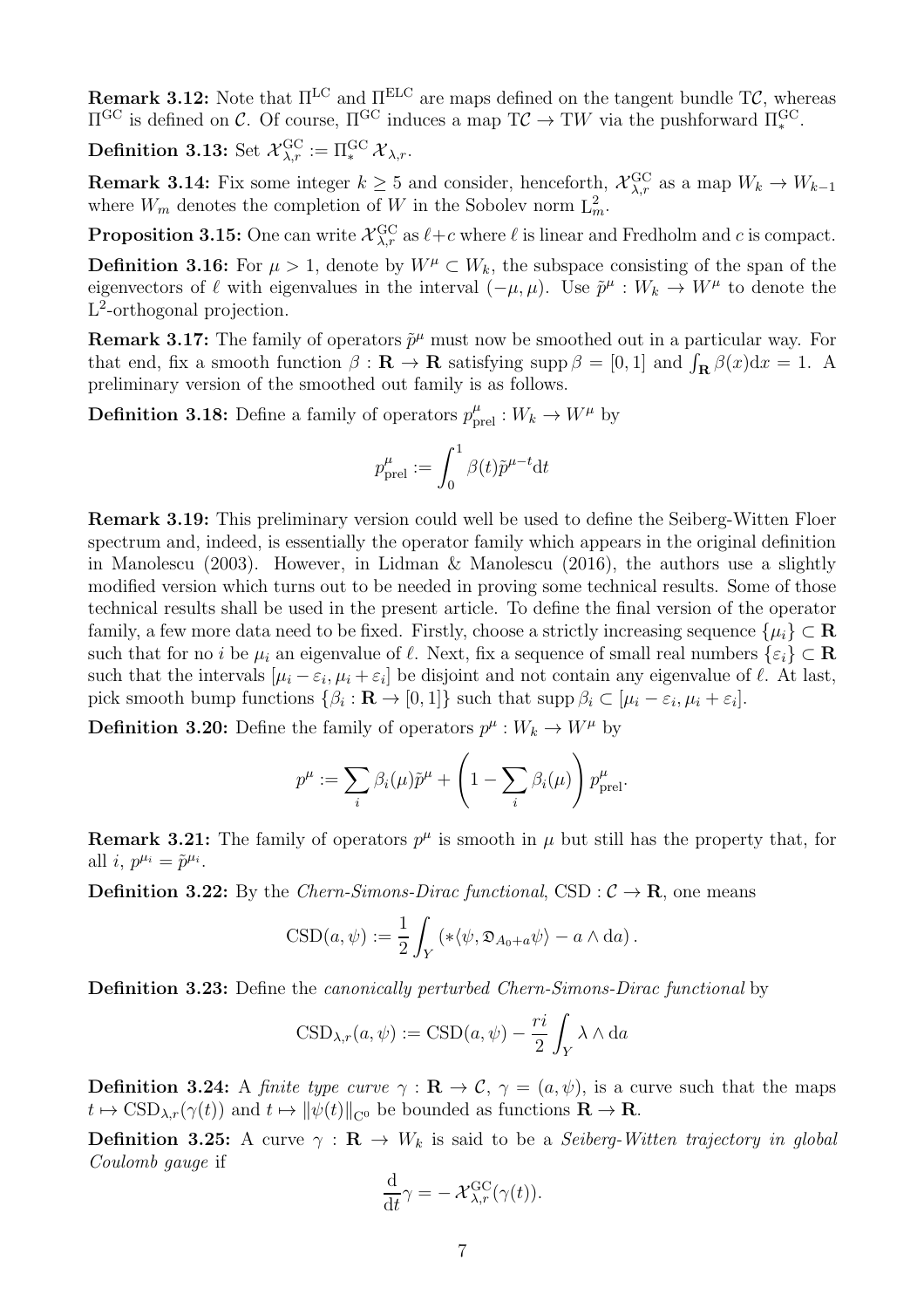**Remark 3.12:** Note that $\Pi^{\mathrm{LC}}$ and $\Pi^{\mathrm{ELC}}$ are maps defined on the tangent bundle $\mathrm{T}\mathcal{C}$, whereas $\Pi^{\mathrm{GC}}$ is defined on $\mathcal{C}$. Of course, $\Pi^{\mathrm{GC}}$ induces a map $\mathrm{T}\mathcal{C} \to \mathrm{T}W$ via the pushforward $\Pi^{\mathrm{GC}}_*$.

**Definition 3.13:** Set $\mathcal{X}^{\mathrm{GC}}_{\lambda,r} := \Pi^{\mathrm{GC}}_* \mathcal{X}_{\lambda,r}$.

**Remark 3.14:** Fix some integer $k \geq 5$ and consider, henceforth, $\mathcal{X}^{\mathrm{GC}}_{\lambda,r}$ as a map $W_k \to W_{k-1}$ where $W_m$ denotes the completion of $W$ in the Sobolev norm $\mathrm{L}^2_m$.

**Proposition 3.15:** One can write $\mathcal{X}^{\mathrm{GC}}_{\lambda,r}$ as $\ell + c$ where $\ell$ is linear and Fredholm and $c$ is compact.

**Definition 3.16:** For $\mu > 1$, denote by $W^\mu \subset W_k$, the subspace consisting of the span of the eigenvectors of $\ell$ with eigenvalues in the interval $(-\mu, \mu)$. Use $\tilde{p}^\mu : W_k \to W^\mu$ to denote the $\mathrm{L}^2$-orthogonal projection.

**Remark 3.17:** The family of operators $\tilde{p}^\mu$ must now be smoothed out in a particular way. For that end, fix a smooth function $\beta : \mathbf{R} \to \mathbf{R}$ satisfying $\operatorname{supp} \beta = [0,1]$ and $\int_{\mathbf{R}} \beta(x) \mathrm{d}x = 1$. A preliminary version of the smoothed out family is as follows.

**Definition 3.18:** Define a family of operators $p^\mu_{\mathrm{prel}} : W_k \to W^\mu$ by

$$p^\mu_{\mathrm{prel}} := \int_0^1 \beta(t) \tilde{p}^{\mu - t} \mathrm{d}t$$

**Remark 3.19:** This preliminary version could well be used to define the Seiberg-Witten Floer spectrum and, indeed, is essentially the operator family which appears in the original definition in Manolescu (2003). However, in Lidman & Manolescu (2016), the authors use a slightly modified version which turns out to be needed in proving some technical results. Some of those technical results shall be used in the present article. To define the final version of the operator family, a few more data need to be fixed. Firstly, choose a strictly increasing sequence $\{\mu_i\} \subset \mathbf{R}$ such that for no $i$ be $\mu_i$ an eigenvalue of $\ell$. Next, fix a sequence of small real numbers $\{\varepsilon_i\} \subset \mathbf{R}$ such that the intervals $[\mu_i - \varepsilon_i, \mu_i + \varepsilon_i]$ be disjoint and not contain any eigenvalue of $\ell$. At last, pick smooth bump functions $\{\beta_i : \mathbf{R} \to [0,1]\}$ such that $\operatorname{supp} \beta_i \subset [\mu_i - \varepsilon_i, \mu_i + \varepsilon_i]$.

**Definition 3.20:** Define the family of operators $p^\mu : W_k \to W^\mu$ by

$$p^\mu := \sum_i \beta_i(\mu) \tilde{p}^\mu + \left(1 - \sum_i \beta_i(\mu)\right) p^\mu_{\mathrm{prel}}.$$

**Remark 3.21:** The family of operators $p^\mu$ is smooth in $\mu$ but still has the property that, for all $i$, $p^{\mu_i} = \tilde{p}^{\mu_i}$.

**Definition 3.22:** By the *Chern-Simons-Dirac functional*, $\mathrm{CSD} : \mathcal{C} \to \mathbf{R}$, one means

$$\mathrm{CSD}(a, \psi) := \frac{1}{2} \int_Y \left( *\langle \psi, \mathfrak{D}_{A_0 + a} \psi \rangle - a \wedge \mathrm{d}a \right).$$

**Definition 3.23:** Define the *canonically perturbed Chern-Simons-Dirac functional* by

$$\mathrm{CSD}_{\lambda,r}(a, \psi) := \mathrm{CSD}(a, \psi) - \frac{ri}{2} \int_Y \lambda \wedge \mathrm{d}a$$

**Definition 3.24:** A *finite type curve* $\gamma : \mathbf{R} \to \mathcal{C}$, $\gamma = (a, \psi)$, is a curve such that the maps $t \mapsto \mathrm{CSD}_{\lambda,r}(\gamma(t))$ and $t \mapsto \|\psi(t)\|_{\mathrm{C}^0}$ be bounded as functions $\mathbf{R} \to \mathbf{R}$.

**Definition 3.25:** A curve $\gamma : \mathbf{R} \to W_k$ is said to be a *Seiberg-Witten trajectory in global Coulomb gauge* if

$$\frac{\mathrm{d}}{\mathrm{d}t} \gamma = -\mathcal{X}^{\mathrm{GC}}_{\lambda,r}(\gamma(t)).$$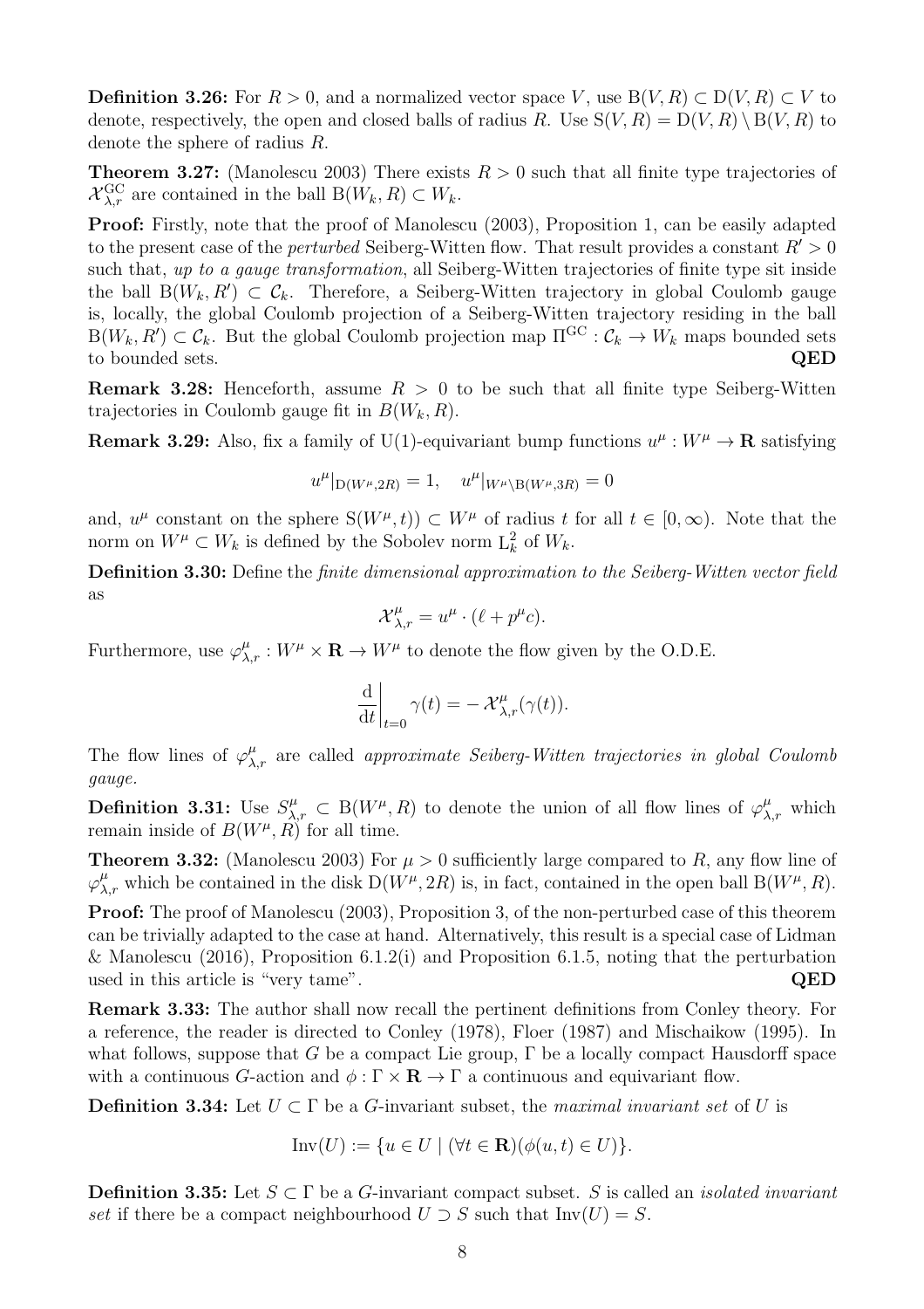**Definition 3.26:** For $R > 0$, and a normalized vector space $V$, use $\mathrm{B}(V, R) \subset \mathrm{D}(V, R) \subset V$ to denote, respectively, the open and closed balls of radius $R$. Use $\mathrm{S}(V, R) = \mathrm{D}(V, R) \setminus \mathrm{B}(V, R)$ to denote the sphere of radius $R$.

**Theorem 3.27:** (Manolescu 2003) There exists $R > 0$ such that all finite type trajectories of $\mathcal{X}^{\mathrm{GC}}_{\lambda,r}$ are contained in the ball $\mathrm{B}(W_k, R) \subset W_k$.

**Proof:** Firstly, note that the proof of Manolescu (2003), Proposition 1, can be easily adapted to the present case of the *perturbed* Seiberg-Witten flow. That result provides a constant $R' > 0$ such that, *up to a gauge transformation*, all Seiberg-Witten trajectories of finite type sit inside the ball $\mathrm{B}(W_k, R') \subset \mathcal{C}_k$. Therefore, a Seiberg-Witten trajectory in global Coulomb gauge is, locally, the global Coulomb projection of a Seiberg-Witten trajectory residing in the ball $\mathrm{B}(W_k, R') \subset \mathcal{C}_k$. But the global Coulomb projection map $\Pi^{\mathrm{GC}} : \mathcal{C}_k \to W_k$ maps bounded sets to bounded sets. **QED**

**Remark 3.28:** Henceforth, assume $R > 0$ to be such that all finite type Seiberg-Witten trajectories in Coulomb gauge fit in $B(W_k, R)$.

**Remark 3.29:** Also, fix a family of U(1)-equivariant bump functions $u^\mu : W^\mu \to \mathbf{R}$ satisfying

$$u^\mu|_{\mathrm{D}(W^\mu, 2R)} = 1, \quad u^\mu|_{W^\mu \setminus \mathrm{B}(W^\mu, 3R)} = 0$$

and, $u^\mu$ constant on the sphere $\mathrm{S}(W^\mu, t)) \subset W^\mu$ of radius $t$ for all $t \in [0, \infty)$. Note that the norm on $W^\mu \subset W_k$ is defined by the Sobolev norm $\mathrm{L}^2_k$ of $W_k$.

**Definition 3.30:** Define the *finite dimensional approximation to the Seiberg-Witten vector field* as

$$\mathcal{X}^\mu_{\lambda,r} = u^\mu \cdot (\ell + p^\mu c).$$

Furthermore, use $\varphi^\mu_{\lambda,r} : W^\mu \times \mathbf{R} \to W^\mu$ to denote the flow given by the O.D.E.

$$\left.\frac{\mathrm{d}}{\mathrm{d}t}\right|_{t=0} \gamma(t) = -\,\mathcal{X}^\mu_{\lambda,r}(\gamma(t)).$$

The flow lines of $\varphi^\mu_{\lambda,r}$ are called *approximate Seiberg-Witten trajectories in global Coulomb gauge.*

**Definition 3.31:** Use $S^\mu_{\lambda,r} \subset \mathrm{B}(W^\mu, R)$ to denote the union of all flow lines of $\varphi^\mu_{\lambda,r}$ which remain inside of $B(W^\mu, R)$ for all time.

**Theorem 3.32:** (Manolescu 2003) For $\mu > 0$ sufficiently large compared to $R$, any flow line of $\varphi^\mu_{\lambda,r}$ which be contained in the disk $\mathrm{D}(W^\mu, 2R)$ is, in fact, contained in the open ball $\mathrm{B}(W^\mu, R)$.

**Proof:** The proof of Manolescu (2003), Proposition 3, of the non-perturbed case of this theorem can be trivially adapted to the case at hand. Alternatively, this result is a special case of Lidman & Manolescu (2016), Proposition 6.1.2(i) and Proposition 6.1.5, noting that the perturbation used in this article is "very tame". **QED**

**Remark 3.33:** The author shall now recall the pertinent definitions from Conley theory. For a reference, the reader is directed to Conley (1978), Floer (1987) and Mischaikow (1995). In what follows, suppose that $G$ be a compact Lie group, $\Gamma$ be a locally compact Hausdorff space with a continuous $G$-action and $\phi : \Gamma \times \mathbf{R} \to \Gamma$ a continuous and equivariant flow.

**Definition 3.34:** Let $U \subset \Gamma$ be a $G$-invariant subset, the *maximal invariant set* of $U$ is

$$\mathrm{Inv}(U) := \{u \in U \mid (\forall t \in \mathbf{R})(\phi(u, t) \in U)\}.$$

**Definition 3.35:** Let $S \subset \Gamma$ be a $G$-invariant compact subset. $S$ is called an *isolated invariant set* if there be a compact neighbourhood $U \supset S$ such that $\mathrm{Inv}(U) = S$.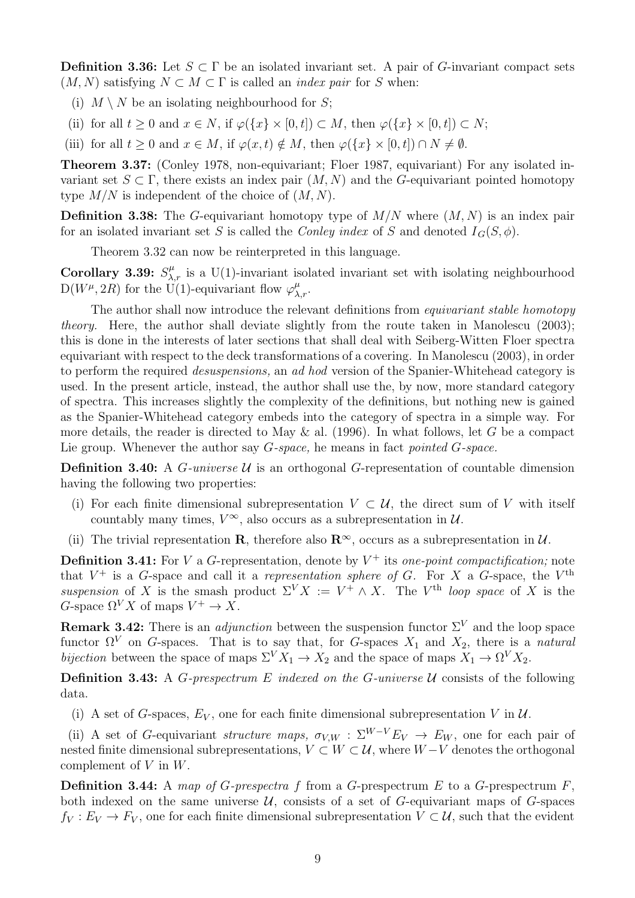**Definition 3.36:** Let $S \subset \Gamma$ be an isolated invariant set. A pair of $G$-invariant compact sets $(M, N)$ satisfying $N \subset M \subset \Gamma$ is called an *index pair* for $S$ when:

(i) $M \setminus N$ be an isolating neighbourhood for $S$;

(ii) for all $t \geq 0$ and $x \in N$, if $\varphi(\{x\} \times [0,t]) \subset M$, then $\varphi(\{x\} \times [0,t]) \subset N$;

(iii) for all $t \geq 0$ and $x \in M$, if $\varphi(x,t) \notin M$, then $\varphi(\{x\} \times [0,t]) \cap N \neq \emptyset$.

**Theorem 3.37:** (Conley 1978, non-equivariant; Floer 1987, equivariant) For any isolated invariant set $S \subset \Gamma$, there exists an index pair $(M, N)$ and the $G$-equivariant pointed homotopy type $M/N$ is independent of the choice of $(M, N)$.

**Definition 3.38:** The $G$-equivariant homotopy type of $M/N$ where $(M, N)$ is an index pair for an isolated invariant set $S$ is called the *Conley index* of $S$ and denoted $I_G(S, \phi)$.

Theorem 3.32 can now be reinterpreted in this language.

**Corollary 3.39:** $S^{\mu}_{\lambda,r}$ is a U(1)-invariant isolated invariant set with isolating neighbourhood $\mathrm{D}(W^{\mu}, 2R)$ for the U(1)-equivariant flow $\varphi^{\mu}_{\lambda,r}$.

The author shall now introduce the relevant definitions from *equivariant stable homotopy theory.* Here, the author shall deviate slightly from the route taken in Manolescu (2003); this is done in the interests of later sections that shall deal with Seiberg-Witten Floer spectra equivariant with respect to the deck transformations of a covering. In Manolescu (2003), in order to perform the required *desuspensions,* an *ad hod* version of the Spanier-Whitehead category is used. In the present article, instead, the author shall use the, by now, more standard category of spectra. This increases slightly the complexity of the definitions, but nothing new is gained as the Spanier-Whitehead category embeds into the category of spectra in a simple way. For more details, the reader is directed to May & al. (1996). In what follows, let $G$ be a compact Lie group. Whenever the author say *G-space,* he means in fact *pointed G-space.*

**Definition 3.40:** A *G-universe* $\mathcal{U}$ is an orthogonal $G$-representation of countable dimension having the following two properties:

(i) For each finite dimensional subrepresentation $V \subset \mathcal{U}$, the direct sum of $V$ with itself countably many times, $V^{\infty}$, also occurs as a subrepresentation in $\mathcal{U}$.

(ii) The trivial representation $\mathbf{R}$, therefore also $\mathbf{R}^{\infty}$, occurs as a subrepresentation in $\mathcal{U}$.

**Definition 3.41:** For $V$ a $G$-representation, denote by $V^+$ its *one-point compactification;* note that $V^+$ is a $G$-space and call it a *representation sphere of G*. For $X$ a $G$-space, the $V^{\text{th}}$ *suspension* of $X$ is the smash product $\Sigma^V X := V^+ \wedge X$. The $V^{\text{th}}$ *loop space* of $X$ is the $G$-space $\Omega^V X$ of maps $V^+ \to X$.

**Remark 3.42:** There is an *adjunction* between the suspension functor $\Sigma^V$ and the loop space functor $\Omega^V$ on $G$-spaces. That is to say that, for $G$-spaces $X_1$ and $X_2$, there is a *natural bijection* between the space of maps $\Sigma^V X_1 \to X_2$ and the space of maps $X_1 \to \Omega^V X_2$.

**Definition 3.43:** A *G-prespectrum E indexed on the G-universe* $\mathcal{U}$ consists of the following data.

(i) A set of $G$-spaces, $E_V$, one for each finite dimensional subrepresentation $V$ in $\mathcal{U}$.

(ii) A set of $G$-equivariant *structure maps,* $\sigma_{V,W} : \Sigma^{W-V} E_V \to E_W$, one for each pair of nested finite dimensional subrepresentations, $V \subset W \subset \mathcal{U}$, where $W - V$ denotes the orthogonal complement of $V$ in $W$.

**Definition 3.44:** A *map of G-prespectra f* from a $G$-prespectrum $E$ to a $G$-prespectrum $F$, both indexed on the same universe $\mathcal{U}$, consists of a set of $G$-equivariant maps of $G$-spaces $f_V : E_V \to F_V$, one for each finite dimensional subrepresentation $V \subset \mathcal{U}$, such that the evident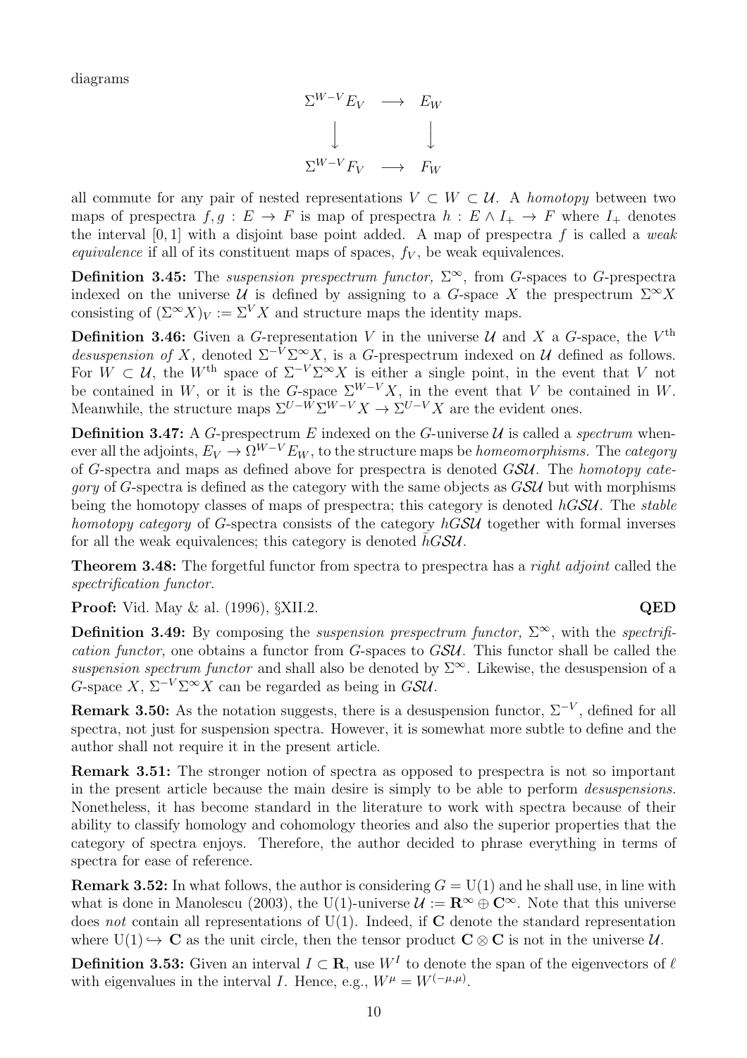diagrams

$$
\begin{array}{ccc}
\Sigma^{W-V} E_V & \longrightarrow & E_W \\
\big\downarrow & & \big\downarrow \\
\Sigma^{W-V} F_V & \longrightarrow & F_W
\end{array}
$$

all commute for any pair of nested representations $V \subset W \subset \mathcal{U}$. A *homotopy* between two maps of prespectra $f, g : E \to F$ is map of prespectra $h : E \wedge I_+ \to F$ where $I_+$ denotes the interval $[0,1]$ with a disjoint base point added. A map of prespectra $f$ is called a *weak equivalence* if all of its constituent maps of spaces, $f_V$, be weak equivalences.

**Definition 3.45:** The *suspension prespectrum functor,* $\Sigma^\infty$, from $G$-spaces to $G$-prespectra indexed on the universe $\mathcal{U}$ is defined by assigning to a $G$-space $X$ the prespectrum $\Sigma^\infty X$ consisting of $(\Sigma^\infty X)_V := \Sigma^V X$ and structure maps the identity maps.

**Definition 3.46:** Given a $G$-representation $V$ in the universe $\mathcal{U}$ and $X$ a $G$-space, the $V^{\text{th}}$ *desuspension of* $X$, denoted $\Sigma^{-V}\Sigma^\infty X$, is a $G$-prespectrum indexed on $\mathcal{U}$ defined as follows. For $W \subset \mathcal{U}$, the $W^{\text{th}}$ space of $\Sigma^{-V}\Sigma^\infty X$ is either a single point, in the event that $V$ not be contained in $W$, or it is the $G$-space $\Sigma^{W-V} X$, in the event that $V$ be contained in $W$. Meanwhile, the structure maps $\Sigma^{U-W}\Sigma^{W-V} X \to \Sigma^{U-V} X$ are the evident ones.

**Definition 3.47:** A $G$-prespectrum $E$ indexed on the $G$-universe $\mathcal{U}$ is called a *spectrum* whenever all the adjoints, $E_V \to \Omega^{W-V} E_W$, to the structure maps be *homeomorphisms*. The *category* of $G$-spectra and maps as defined above for prespectra is denoted $G\mathcal{SU}$. The *homotopy category* of $G$-spectra is defined as the category with the same objects as $G\mathcal{SU}$ but with morphisms being the homotopy classes of maps of prespectra; this category is denoted $hG\mathcal{SU}$. The *stable homotopy category* of $G$-spectra consists of the category $hG\mathcal{SU}$ together with formal inverses for all the weak equivalences; this category is denoted $\bar{h}G\mathcal{SU}$.

**Theorem 3.48:** The forgetful functor from spectra to prespectra has a *right adjoint* called the *spectrification functor.*

**Proof:** Vid. May & al. (1996), §XII.2. **QED**

**Definition 3.49:** By composing the *suspension prespectrum functor,* $\Sigma^\infty$, with the *spectrification functor,* one obtains a functor from $G$-spaces to $G\mathcal{SU}$. This functor shall be called the *suspension spectrum functor* and shall also be denoted by $\Sigma^\infty$. Likewise, the desuspension of a $G$-space $X$, $\Sigma^{-V}\Sigma^\infty X$ can be regarded as being in $G\mathcal{SU}$.

**Remark 3.50:** As the notation suggests, there is a desuspension functor, $\Sigma^{-V}$, defined for all spectra, not just for suspension spectra. However, it is somewhat more subtle to define and the author shall not require it in the present article.

**Remark 3.51:** The stronger notion of spectra as opposed to prespectra is not so important in the present article because the main desire is simply to be able to perform *desuspensions.* Nonetheless, it has become standard in the literature to work with spectra because of their ability to classify homology and cohomology theories and also the superior properties that the category of spectra enjoys. Therefore, the author decided to phrase everything in terms of spectra for ease of reference.

**Remark 3.52:** In what follows, the author is considering $G = \mathrm{U}(1)$ and he shall use, in line with what is done in Manolescu (2003), the $\mathrm{U}(1)$-universe $\mathcal{U} := \mathbf{R}^\infty \oplus \mathbf{C}^\infty$. Note that this universe does *not* contain all representations of $\mathrm{U}(1)$. Indeed, if $\mathbf{C}$ denote the standard representation where $\mathrm{U}(1) \hookrightarrow \mathbf{C}$ as the unit circle, then the tensor product $\mathbf{C} \otimes \mathbf{C}$ is not in the universe $\mathcal{U}$.

**Definition 3.53:** Given an interval $I \subset \mathbf{R}$, use $W^I$ to denote the span of the eigenvectors of $\ell$ with eigenvalues in the interval $I$. Hence, e.g., $W^\mu = W^{(-\mu,\mu)}$.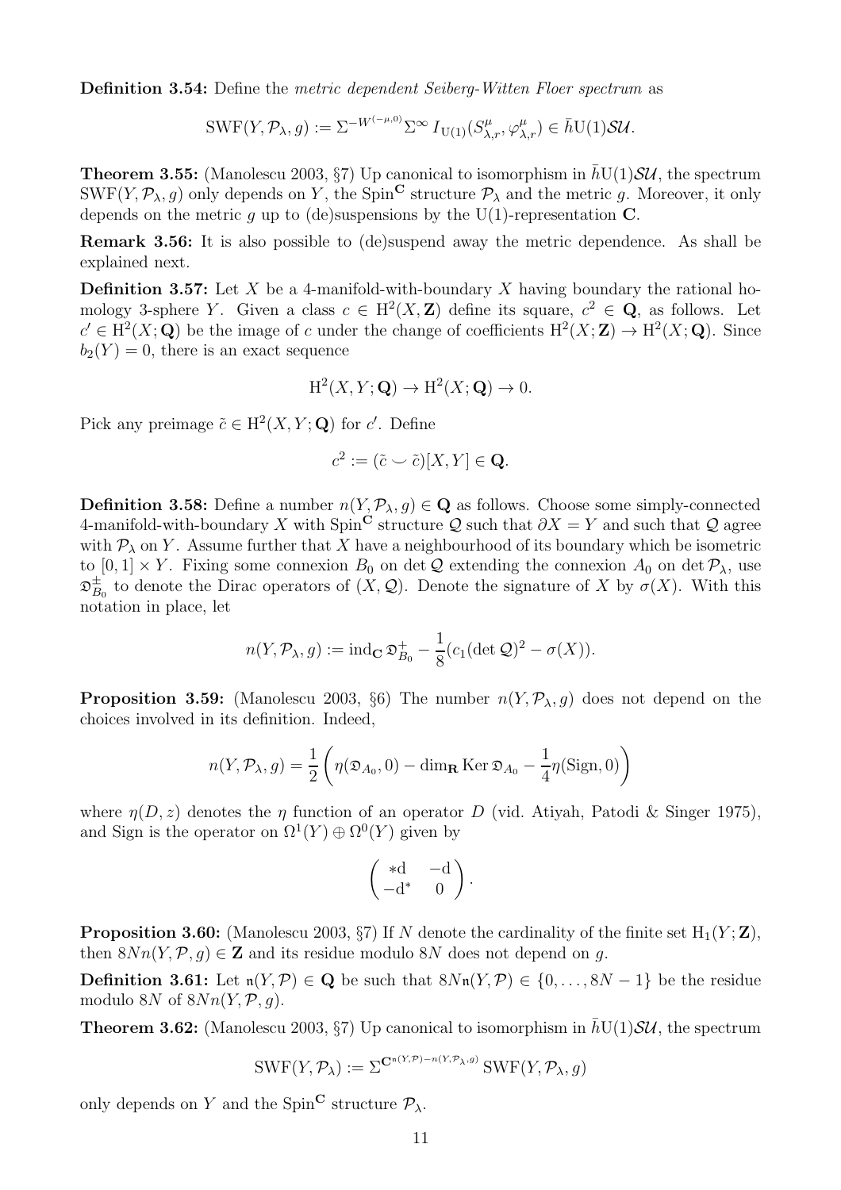**Definition 3.54:** Define the *metric dependent Seiberg-Witten Floer spectrum* as

$$\mathrm{SWF}(Y, \mathcal{P}_\lambda, g) := \Sigma^{-W^{(-\mu,0)}} \Sigma^\infty I_{\mathrm{U}(1)}(S^\mu_{\lambda,r}, \varphi^\mu_{\lambda,r}) \in \bar{h}\mathrm{U}(1)\mathcal{SU}.$$

**Theorem 3.55:** (Manolescu 2003, §7) Up canonical to isomorphism in $\bar{h}\mathrm{U}(1)\mathcal{SU}$, the spectrum $\mathrm{SWF}(Y, \mathcal{P}_\lambda, g)$ only depends on $Y$, the $\mathrm{Spin}^{\mathbf{C}}$ structure $\mathcal{P}_\lambda$ and the metric $g$. Moreover, it only depends on the metric $g$ up to (de)suspensions by the $\mathrm{U}(1)$-representation $\mathbf{C}$.

**Remark 3.56:** It is also possible to (de)suspend away the metric dependence. As shall be explained next.

**Definition 3.57:** Let $X$ be a 4-manifold-with-boundary $X$ having boundary the rational homology 3-sphere $Y$. Given a class $c \in \mathrm{H}^2(X, \mathbf{Z})$ define its square, $c^2 \in \mathbf{Q}$, as follows. Let $c' \in \mathrm{H}^2(X; \mathbf{Q})$ be the image of $c$ under the change of coefficients $\mathrm{H}^2(X; \mathbf{Z}) \to \mathrm{H}^2(X; \mathbf{Q})$. Since $b_2(Y) = 0$, there is an exact sequence

$$\mathrm{H}^2(X, Y; \mathbf{Q}) \to \mathrm{H}^2(X; \mathbf{Q}) \to 0.$$

Pick any preimage $\tilde{c} \in \mathrm{H}^2(X, Y; \mathbf{Q})$ for $c'$. Define

$$c^2 := (\tilde{c} \smile \tilde{c})[X, Y] \in \mathbf{Q}.$$

**Definition 3.58:** Define a number $n(Y, \mathcal{P}_\lambda, g) \in \mathbf{Q}$ as follows. Choose some simply-connected 4-manifold-with-boundary $X$ with $\mathrm{Spin}^{\mathbf{C}}$ structure $\mathcal{Q}$ such that $\partial X = Y$ and such that $\mathcal{Q}$ agree with $\mathcal{P}_\lambda$ on $Y$. Assume further that $X$ have a neighbourhood of its boundary which be isometric to $[0, 1] \times Y$. Fixing some connexion $B_0$ on $\det \mathcal{Q}$ extending the connexion $A_0$ on $\det \mathcal{P}_\lambda$, use $\mathfrak{D}^\pm_{B_0}$ to denote the Dirac operators of $(X, \mathcal{Q})$. Denote the signature of $X$ by $\sigma(X)$. With this notation in place, let

$$n(Y, \mathcal{P}_\lambda, g) := \mathrm{ind}_{\mathbf{C}}\, \mathfrak{D}^+_{B_0} - \frac{1}{8}(c_1(\det \mathcal{Q})^2 - \sigma(X)).$$

**Proposition 3.59:** (Manolescu 2003, §6) The number $n(Y, \mathcal{P}_\lambda, g)$ does not depend on the choices involved in its definition. Indeed,

$$n(Y, \mathcal{P}_\lambda, g) = \frac{1}{2}\left(\eta(\mathfrak{D}_{A_0}, 0) - \dim_{\mathbf{R}} \mathrm{Ker}\, \mathfrak{D}_{A_0} - \frac{1}{4}\eta(\mathrm{Sign}, 0)\right)$$

where $\eta(D, z)$ denotes the $\eta$ function of an operator $D$ (vid. Atiyah, Patodi & Singer 1975), and Sign is the operator on $\Omega^1(Y) \oplus \Omega^0(Y)$ given by

$$\begin{pmatrix} *\mathrm{d} & -\mathrm{d} \\ -\mathrm{d}^* & 0 \end{pmatrix}.$$

**Proposition 3.60:** (Manolescu 2003, §7) If $N$ denote the cardinality of the finite set $\mathrm{H}_1(Y; \mathbf{Z})$, then $8Nn(Y, \mathcal{P}, g) \in \mathbf{Z}$ and its residue modulo $8N$ does not depend on $g$.

**Definition 3.61:** Let $\mathfrak{n}(Y, \mathcal{P}) \in \mathbf{Q}$ be such that $8N\mathfrak{n}(Y, \mathcal{P}) \in \{0, \ldots, 8N - 1\}$ be the residue modulo $8N$ of $8Nn(Y, \mathcal{P}, g)$.

**Theorem 3.62:** (Manolescu 2003, §7) Up canonical to isomorphism in $\bar{h}\mathrm{U}(1)\mathcal{SU}$, the spectrum

$$\mathrm{SWF}(Y, \mathcal{P}_\lambda) := \Sigma^{\mathbf{C}^{\mathfrak{n}(Y,\mathcal{P}) - n(Y, \mathcal{P}_\lambda, g)}} \mathrm{SWF}(Y, \mathcal{P}_\lambda, g)$$

only depends on $Y$ and the $\mathrm{Spin}^{\mathbf{C}}$ structure $\mathcal{P}_\lambda$.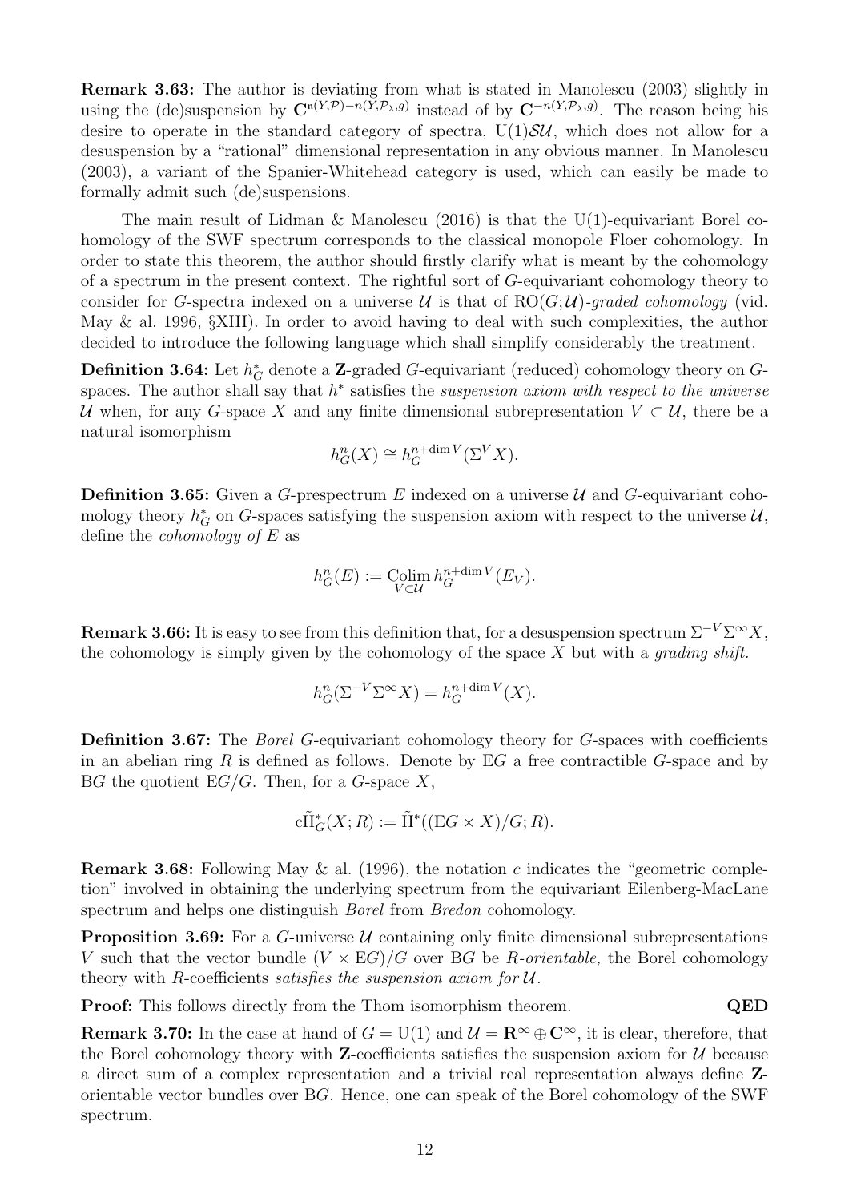**Remark 3.63:** The author is deviating from what is stated in Manolescu (2003) slightly in using the (de)suspension by $\mathbf{C}^{\mathfrak{n}(Y,\mathcal{P})-n(Y,\mathcal{P}_\lambda,g)}$ instead of by $\mathbf{C}^{-n(Y,\mathcal{P}_\lambda,g)}$. The reason being his desire to operate in the standard category of spectra, $\mathrm{U}(1)\mathcal{SU}$, which does not allow for a desuspension by a "rational" dimensional representation in any obvious manner. In Manolescu (2003), a variant of the Spanier-Whitehead category is used, which can easily be made to formally admit such (de)suspensions.

The main result of Lidman & Manolescu (2016) is that the U(1)-equivariant Borel cohomology of the SWF spectrum corresponds to the classical monopole Floer cohomology. In order to state this theorem, the author should firstly clarify what is meant by the cohomology of a spectrum in the present context. The rightful sort of $G$-equivariant cohomology theory to consider for $G$-spectra indexed on a universe $\mathcal{U}$ is that of $\mathrm{RO}(G;\mathcal{U})$*-graded cohomology* (vid. May & al. 1996, §XIII). In order to avoid having to deal with such complexities, the author decided to introduce the following language which shall simplify considerably the treatment.

**Definition 3.64:** Let $h^*_G$ denote a $\mathbf{Z}$-graded $G$-equivariant (reduced) cohomology theory on $G$-spaces. The author shall say that $h^*$ satisfies the *suspension axiom with respect to the universe* $\mathcal{U}$ when, for any $G$-space $X$ and any finite dimensional subrepresentation $V \subset \mathcal{U}$, there be a natural isomorphism

$$h^n_G(X) \cong h^{n+\dim V}_G(\Sigma^V X).$$

**Definition 3.65:** Given a $G$-prespectrum $E$ indexed on a universe $\mathcal{U}$ and $G$-equivariant cohomology theory $h^*_G$ on $G$-spaces satisfying the suspension axiom with respect to the universe $\mathcal{U}$, define the *cohomology of* $E$ as

$$h^n_G(E) := \operatorname*{Colim}_{V \subset \mathcal{U}} h^{n+\dim V}_G(E_V).$$

**Remark 3.66:** It is easy to see from this definition that, for a desuspension spectrum $\Sigma^{-V}\Sigma^\infty X$, the cohomology is simply given by the cohomology of the space $X$ but with a *grading shift.*

$$h^n_G(\Sigma^{-V}\Sigma^\infty X) = h^{n+\dim V}_G(X).$$

**Definition 3.67:** The *Borel* $G$-equivariant cohomology theory for $G$-spaces with coefficients in an abelian ring $R$ is defined as follows. Denote by $\mathrm{E}G$ a free contractible $G$-space and by $\mathrm{B}G$ the quotient $\mathrm{E}G/G$. Then, for a $G$-space $X$,

$$\mathrm{c}\tilde{\mathrm{H}}^*_G(X;R) := \tilde{\mathrm{H}}^*((\mathrm{E}G \times X)/G; R).$$

**Remark 3.68:** Following May & al. (1996), the notation $c$ indicates the "geometric completion" involved in obtaining the underlying spectrum from the equivariant Eilenberg-MacLane spectrum and helps one distinguish *Borel* from *Bredon* cohomology.

**Proposition 3.69:** For a $G$-universe $\mathcal{U}$ containing only finite dimensional subrepresentations $V$ such that the vector bundle $(V \times \mathrm{E}G)/G$ over $\mathrm{B}G$ be $R$*-orientable,* the Borel cohomology theory with $R$-coefficients *satisfies the suspension axiom for* $\mathcal{U}$*.*

**Proof:** This follows directly from the Thom isomorphism theorem. **QED**

**Remark 3.70:** In the case at hand of $G = \mathrm{U}(1)$ and $\mathcal{U} = \mathbf{R}^\infty \oplus \mathbf{C}^\infty$, it is clear, therefore, that the Borel cohomology theory with $\mathbf{Z}$-coefficients satisfies the suspension axiom for $\mathcal{U}$ because a direct sum of a complex representation and a trivial real representation always define $\mathbf{Z}$-orientable vector bundles over $\mathrm{B}G$. Hence, one can speak of the Borel cohomology of the SWF spectrum.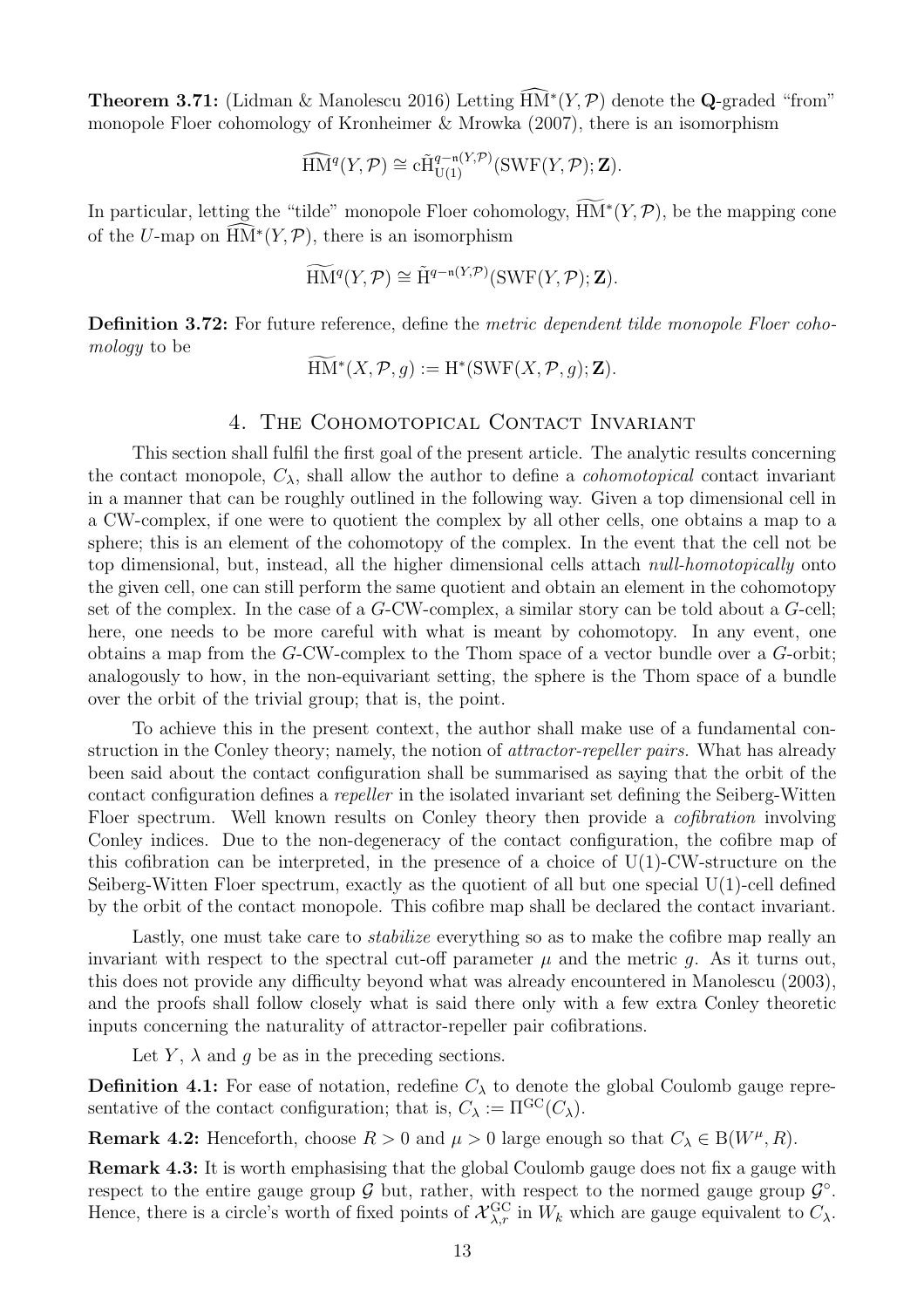**Theorem 3.71:** (Lidman & Manolescu 2016) Letting $\widehat{\mathrm{HM}}^*(Y,\mathcal{P})$ denote the $\mathbf{Q}$-graded "from" monopole Floer cohomology of Kronheimer & Mrowka (2007), there is an isomorphism

$$\widehat{\mathrm{HM}}^q(Y,\mathcal{P}) \cong \mathrm{c}\tilde{\mathrm{H}}^{q-\mathfrak{n}(Y,\mathcal{P})}_{\mathrm{U}(1)}(\mathrm{SWF}(Y,\mathcal{P});\mathbf{Z}).$$

In particular, letting the "tilde" monopole Floer cohomology, $\widetilde{\mathrm{HM}}^*(Y,\mathcal{P})$, be the mapping cone of the $U$-map on $\widehat{\mathrm{HM}}^*(Y,\mathcal{P})$, there is an isomorphism

$$\widetilde{\mathrm{HM}}^q(Y,\mathcal{P}) \cong \tilde{\mathrm{H}}^{q-\mathfrak{n}(Y,\mathcal{P})}(\mathrm{SWF}(Y,\mathcal{P});\mathbf{Z}).$$

**Definition 3.72:** For future reference, define the *metric dependent tilde monopole Floer cohomology* to be

$$\widetilde{\mathrm{HM}}^*(X,\mathcal{P},g) := \mathrm{H}^*(\mathrm{SWF}(X,\mathcal{P},g);\mathbf{Z}).$$

# 4. The Cohomotopical Contact Invariant

This section shall fulfil the first goal of the present article. The analytic results concerning the contact monopole, $C_\lambda$, shall allow the author to define a *cohomotopical* contact invariant in a manner that can be roughly outlined in the following way. Given a top dimensional cell in a CW-complex, if one were to quotient the complex by all other cells, one obtains a map to a sphere; this is an element of the cohomotopy of the complex. In the event that the cell not be top dimensional, but, instead, all the higher dimensional cells attach *null-homotopically* onto the given cell, one can still perform the same quotient and obtain an element in the cohomotopy set of the complex. In the case of a $G$-CW-complex, a similar story can be told about a $G$-cell; here, one needs to be more careful with what is meant by cohomotopy. In any event, one obtains a map from the $G$-CW-complex to the Thom space of a vector bundle over a $G$-orbit; analogously to how, in the non-equivariant setting, the sphere is the Thom space of a bundle over the orbit of the trivial group; that is, the point.

To achieve this in the present context, the author shall make use of a fundamental construction in the Conley theory; namely, the notion of *attractor-repeller pairs.* What has already been said about the contact configuration shall be summarised as saying that the orbit of the contact configuration defines a *repeller* in the isolated invariant set defining the Seiberg-Witten Floer spectrum. Well known results on Conley theory then provide a *cofibration* involving Conley indices. Due to the non-degeneracy of the contact configuration, the cofibre map of this cofibration can be interpreted, in the presence of a choice of $\mathrm{U}(1)$-CW-structure on the Seiberg-Witten Floer spectrum, exactly as the quotient of all but one special $\mathrm{U}(1)$-cell defined by the orbit of the contact monopole. This cofibre map shall be declared the contact invariant.

Lastly, one must take care to *stabilize* everything so as to make the cofibre map really an invariant with respect to the spectral cut-off parameter $\mu$ and the metric $g$. As it turns out, this does not provide any difficulty beyond what was already encountered in Manolescu (2003), and the proofs shall follow closely what is said there only with a few extra Conley theoretic inputs concerning the naturality of attractor-repeller pair cofibrations.

Let $Y$, $\lambda$ and $g$ be as in the preceding sections.

**Definition 4.1:** For ease of notation, redefine $C_\lambda$ to denote the global Coulomb gauge representative of the contact configuration; that is, $C_\lambda := \Pi^{\mathrm{GC}}(C_\lambda)$.

**Remark 4.2:** Henceforth, choose $R > 0$ and $\mu > 0$ large enough so that $C_\lambda \in \mathrm{B}(W^\mu, R)$.

**Remark 4.3:** It is worth emphasising that the global Coulomb gauge does not fix a gauge with respect to the entire gauge group $\mathcal{G}$ but, rather, with respect to the normed gauge group $\mathcal{G}^\circ$. Hence, there is a circle's worth of fixed points of $\mathcal{X}^{\mathrm{GC}}_{\lambda,r}$ in $W_k$ which are gauge equivalent to $C_\lambda$.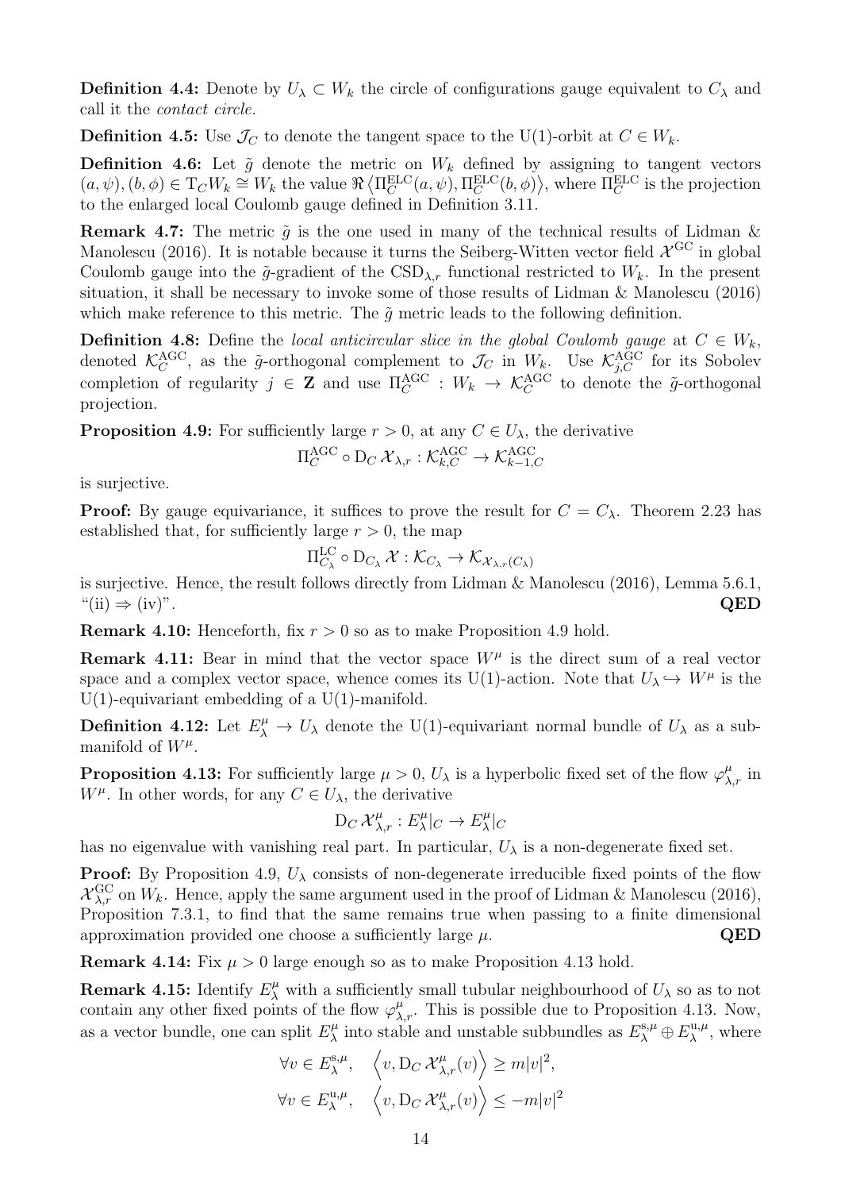**Definition 4.4:** Denote by $U_\lambda \subset W_k$ the circle of configurations gauge equivalent to $C_\lambda$ and call it the *contact circle.*

**Definition 4.5:** Use $\mathcal{J}_C$ to denote the tangent space to the U(1)-orbit at $C \in W_k$.

**Definition 4.6:** Let $\tilde{g}$ denote the metric on $W_k$ defined by assigning to tangent vectors $(a, \psi), (b, \phi) \in \mathrm{T}_C W_k \cong W_k$ the value $\Re \left\langle \Pi_C^{\mathrm{ELC}}(a, \psi), \Pi_C^{\mathrm{ELC}}(b, \phi) \right\rangle$, where $\Pi_C^{\mathrm{ELC}}$ is the projection to the enlarged local Coulomb gauge defined in Definition 3.11.

**Remark 4.7:** The metric $\tilde{g}$ is the one used in many of the technical results of Lidman & Manolescu (2016). It is notable because it turns the Seiberg-Witten vector field $\mathcal{X}^{\mathrm{GC}}$ in global Coulomb gauge into the $\tilde{g}$-gradient of the $\mathrm{CSD}_{\lambda,r}$ functional restricted to $W_k$. In the present situation, it shall be necessary to invoke some of those results of Lidman & Manolescu (2016) which make reference to this metric. The $\tilde{g}$ metric leads to the following definition.

**Definition 4.8:** Define the *local anticircular slice in the global Coulomb gauge* at $C \in W_k$, denoted $\mathcal{K}_C^{\mathrm{AGC}}$, as the $\tilde{g}$-orthogonal complement to $\mathcal{J}_C$ in $W_k$. Use $\mathcal{K}_{j,C}^{\mathrm{AGC}}$ for its Sobolev completion of regularity $j \in \mathbf{Z}$ and use $\Pi_C^{\mathrm{AGC}} : W_k \to \mathcal{K}_C^{\mathrm{AGC}}$ to denote the $\tilde{g}$-orthogonal projection.

**Proposition 4.9:** For sufficiently large $r > 0$, at any $C \in U_\lambda$, the derivative

$$\Pi_C^{\mathrm{AGC}} \circ \mathrm{D}_C \, \mathcal{X}_{\lambda,r} : \mathcal{K}_{k,C}^{\mathrm{AGC}} \to \mathcal{K}_{k-1,C}^{\mathrm{AGC}}$$

is surjective.

**Proof:** By gauge equivariance, it suffices to prove the result for $C = C_\lambda$. Theorem 2.23 has established that, for sufficiently large $r > 0$, the map

$$\Pi_{C_\lambda}^{\mathrm{LC}} \circ \mathrm{D}_{C_\lambda} \, \mathcal{X} : \mathcal{K}_{C_\lambda} \to \mathcal{K}_{\mathcal{X}_{\lambda,r}(C_\lambda)}$$

is surjective. Hence, the result follows directly from Lidman & Manolescu (2016), Lemma 5.6.1, "(ii) $\Rightarrow$ (iv)". **QED**

**Remark 4.10:** Henceforth, fix $r > 0$ so as to make Proposition 4.9 hold.

**Remark 4.11:** Bear in mind that the vector space $W^\mu$ is the direct sum of a real vector space and a complex vector space, whence comes its U(1)-action. Note that $U_\lambda \hookrightarrow W^\mu$ is the U(1)-equivariant embedding of a U(1)-manifold.

**Definition 4.12:** Let $E_\lambda^\mu \to U_\lambda$ denote the U(1)-equivariant normal bundle of $U_\lambda$ as a submanifold of $W^\mu$.

**Proposition 4.13:** For sufficiently large $\mu > 0$, $U_\lambda$ is a hyperbolic fixed set of the flow $\varphi_{\lambda,r}^\mu$ in $W^\mu$. In other words, for any $C \in U_\lambda$, the derivative

$$\mathrm{D}_C \, \mathcal{X}_{\lambda,r}^\mu : E_\lambda^\mu|_C \to E_\lambda^\mu|_C$$

has no eigenvalue with vanishing real part. In particular, $U_\lambda$ is a non-degenerate fixed set.

**Proof:** By Proposition 4.9, $U_\lambda$ consists of non-degenerate irreducible fixed points of the flow $\mathcal{X}_{\lambda,r}^{\mathrm{GC}}$ on $W_k$. Hence, apply the same argument used in the proof of Lidman & Manolescu (2016), Proposition 7.3.1, to find that the same remains true when passing to a finite dimensional approximation provided one choose a sufficiently large $\mu$. **QED**

**Remark 4.14:** Fix $\mu > 0$ large enough so as to make Proposition 4.13 hold.

**Remark 4.15:** Identify $E_\lambda^\mu$ with a sufficiently small tubular neighbourhood of $U_\lambda$ so as to not contain any other fixed points of the flow $\varphi_{\lambda,r}^\mu$. This is possible due to Proposition 4.13. Now, as a vector bundle, one can split $E_\lambda^\mu$ into stable and unstable subbundles as $E_\lambda^{\mathrm{s},\mu} \oplus E_\lambda^{\mathrm{u},\mu}$, where

$$\forall v \in E_\lambda^{\mathrm{s},\mu}, \quad \left\langle v, \mathrm{D}_C \, \mathcal{X}_{\lambda,r}^\mu(v) \right\rangle \geq m|v|^2,$$

$$\forall v \in E_\lambda^{\mathrm{u},\mu}, \quad \left\langle v, \mathrm{D}_C \, \mathcal{X}_{\lambda,r}^\mu(v) \right\rangle \leq -m|v|^2$$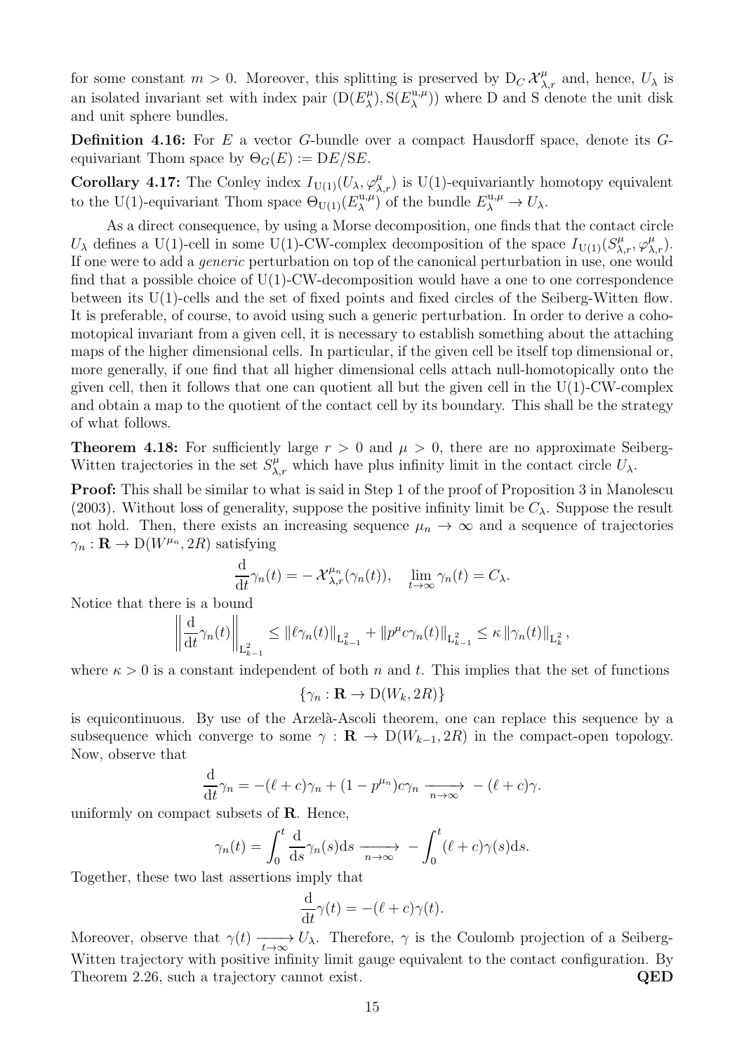for some constant $m > 0$. Moreover, this splitting is preserved by $\mathrm{D}_C \mathcal{X}^{\mu}_{\lambda,r}$ and, hence, $U_\lambda$ is an isolated invariant set with index pair $(\mathrm{D}(E^{\mu}_{\lambda}), \mathrm{S}(E^{\mathrm{u},\mu}_{\lambda}))$ where D and S denote the unit disk and unit sphere bundles.

**Definition 4.16:** For $E$ a vector $G$-bundle over a compact Hausdorff space, denote its $G$-equivariant Thom space by $\Theta_G(E) := \mathrm{D}E/\mathrm{S}E$.

**Corollary 4.17:** The Conley index $I_{\mathrm{U}(1)}(U_\lambda, \varphi^{\mu}_{\lambda,r})$ is U(1)-equivariantly homotopy equivalent to the U(1)-equivariant Thom space $\Theta_{\mathrm{U}(1)}(E^{\mathrm{u},\mu}_{\lambda})$ of the bundle $E^{\mathrm{u},\mu}_{\lambda} \to U_\lambda$.

As a direct consequence, by using a Morse decomposition, one finds that the contact circle $U_\lambda$ defines a U(1)-cell in some U(1)-CW-complex decomposition of the space $I_{\mathrm{U}(1)}(S^{\mu}_{\lambda,r}, \varphi^{\mu}_{\lambda,r})$. If one were to add a *generic* perturbation on top of the canonical perturbation in use, one would find that a possible choice of U(1)-CW-decomposition would have a one to one correspondence between its U(1)-cells and the set of fixed points and fixed circles of the Seiberg-Witten flow. It is preferable, of course, to avoid using such a generic perturbation. In order to derive a cohomotopical invariant from a given cell, it is necessary to establish something about the attaching maps of the higher dimensional cells. In particular, if the given cell be itself top dimensional or, more generally, if one find that all higher dimensional cells attach null-homotopically onto the given cell, then it follows that one can quotient all but the given cell in the U(1)-CW-complex and obtain a map to the quotient of the contact cell by its boundary. This shall be the strategy of what follows.

**Theorem 4.18:** For sufficiently large $r > 0$ and $\mu > 0$, there are no approximate Seiberg-Witten trajectories in the set $S^{\mu}_{\lambda,r}$ which have plus infinity limit in the contact circle $U_\lambda$.

**Proof:** This shall be similar to what is said in Step 1 of the proof of Proposition 3 in Manolescu (2003). Without loss of generality, suppose the positive infinity limit be $C_\lambda$. Suppose the result not hold. Then, there exists an increasing sequence $\mu_n \to \infty$ and a sequence of trajectories $\gamma_n : \mathbf{R} \to \mathrm{D}(W^{\mu_n}, 2R)$ satisfying

$$\frac{\mathrm{d}}{\mathrm{d}t}\gamma_n(t) = -\mathcal{X}^{\mu_n}_{\lambda,r}(\gamma_n(t)), \quad \lim_{t\to\infty} \gamma_n(t) = C_\lambda.$$

Notice that there is a bound

$$\left\| \frac{\mathrm{d}}{\mathrm{d}t}\gamma_n(t) \right\|_{\mathrm{L}^2_{k-1}} \leq \|\ell\gamma_n(t)\|_{\mathrm{L}^2_{k-1}} + \|p^{\mu}c\gamma_n(t)\|_{\mathrm{L}^2_{k-1}} \leq \kappa \|\gamma_n(t)\|_{\mathrm{L}^2_k},$$

where $\kappa > 0$ is a constant independent of both $n$ and $t$. This implies that the set of functions

$$\{\gamma_n : \mathbf{R} \to \mathrm{D}(W_k, 2R)\}$$

is equicontinuous. By use of the Arzelà-Ascoli theorem, one can replace this sequence by a subsequence which converge to some $\gamma : \mathbf{R} \to \mathrm{D}(W_{k-1}, 2R)$ in the compact-open topology. Now, observe that

$$\frac{\mathrm{d}}{\mathrm{d}t}\gamma_n = -(\ell + c)\gamma_n + (1 - p^{\mu_n})c\gamma_n \xrightarrow[n\to\infty]{} -(\ell + c)\gamma.$$

uniformly on compact subsets of $\mathbf{R}$. Hence,

$$\gamma_n(t) = \int_0^t \frac{\mathrm{d}}{\mathrm{d}s}\gamma_n(s)\mathrm{d}s \xrightarrow[n\to\infty]{} -\int_0^t (\ell + c)\gamma(s)\mathrm{d}s.$$

Together, these two last assertions imply that

$$\frac{\mathrm{d}}{\mathrm{d}t}\gamma(t) = -(\ell + c)\gamma(t).$$

Moreover, observe that $\gamma(t) \xrightarrow[t\to\infty]{} U_\lambda$. Therefore, $\gamma$ is the Coulomb projection of a Seiberg-Witten trajectory with positive infinity limit gauge equivalent to the contact configuration. By Theorem 2.26, such a trajectory cannot exist. **QED**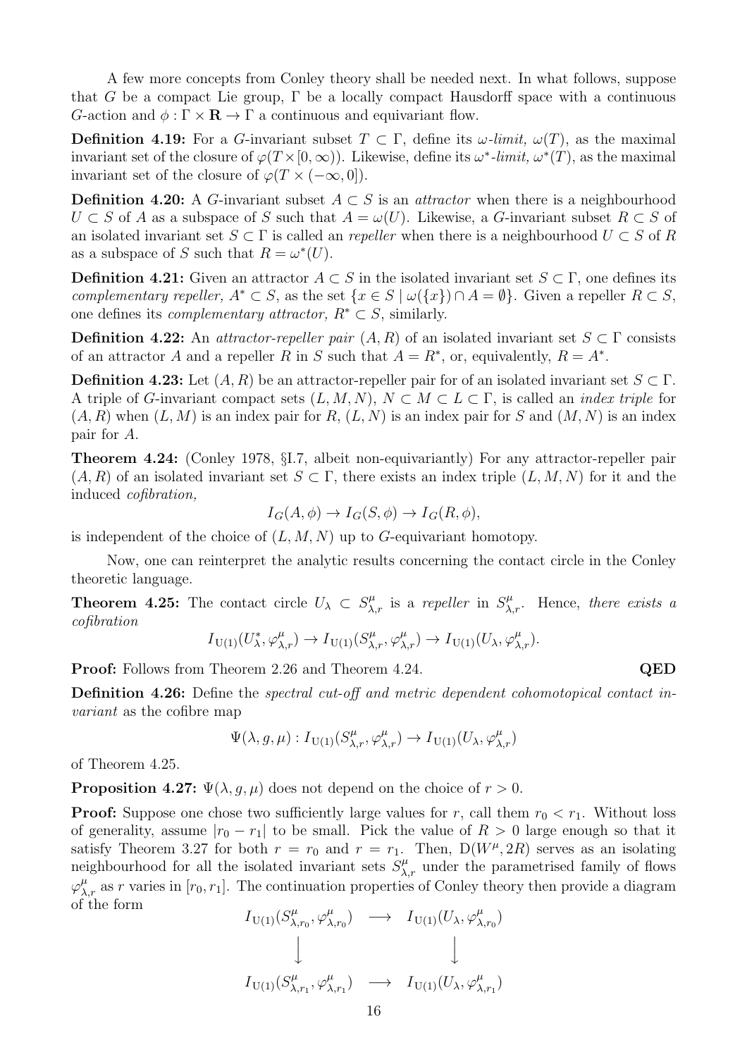A few more concepts from Conley theory shall be needed next. In what follows, suppose that $G$ be a compact Lie group, $\Gamma$ be a locally compact Hausdorff space with a continuous $G$-action and $\phi : \Gamma \times \mathbf{R} \to \Gamma$ a continuous and equivariant flow.

**Definition 4.19:** For a $G$-invariant subset $T \subset \Gamma$, define its *$\omega$-limit,* $\omega(T)$, as the maximal invariant set of the closure of $\varphi(T \times [0, \infty))$. Likewise, define its *$\omega^*$-limit,* $\omega^*(T)$, as the maximal invariant set of the closure of $\varphi(T \times (-\infty, 0])$.

**Definition 4.20:** A $G$-invariant subset $A \subset S$ is an *attractor* when there is a neighbourhood $U \subset S$ of $A$ as a subspace of $S$ such that $A = \omega(U)$. Likewise, a $G$-invariant subset $R \subset S$ of an isolated invariant set $S \subset \Gamma$ is called an *repeller* when there is a neighbourhood $U \subset S$ of $R$ as a subspace of $S$ such that $R = \omega^*(U)$.

**Definition 4.21:** Given an attractor $A \subset S$ in the isolated invariant set $S \subset \Gamma$, one defines its *complementary repeller,* $A^* \subset S$, as the set $\{x \in S \mid \omega(\{x\}) \cap A = \emptyset\}$. Given a repeller $R \subset S$, one defines its *complementary attractor,* $R^* \subset S$, similarly.

**Definition 4.22:** An *attractor-repeller pair* $(A, R)$ of an isolated invariant set $S \subset \Gamma$ consists of an attractor $A$ and a repeller $R$ in $S$ such that $A = R^*$, or, equivalently, $R = A^*$.

**Definition 4.23:** Let $(A, R)$ be an attractor-repeller pair for of an isolated invariant set $S \subset \Gamma$. A triple of $G$-invariant compact sets $(L, M, N)$, $N \subset M \subset L \subset \Gamma$, is called an *index triple* for $(A, R)$ when $(L, M)$ is an index pair for $R$, $(L, N)$ is an index pair for $S$ and $(M, N)$ is an index pair for $A$.

**Theorem 4.24:** (Conley 1978, §I.7, albeit non-equivariantly) For any attractor-repeller pair $(A, R)$ of an isolated invariant set $S \subset \Gamma$, there exists an index triple $(L, M, N)$ for it and the induced *cofibration,*

$$I_G(A, \phi) \to I_G(S, \phi) \to I_G(R, \phi),$$

is independent of the choice of $(L, M, N)$ up to $G$-equivariant homotopy.

Now, one can reinterpret the analytic results concerning the contact circle in the Conley theoretic language.

**Theorem 4.25:** The contact circle $U_\lambda \subset S^\mu_{\lambda,r}$ is a *repeller* in $S^\mu_{\lambda,r}$. Hence, *there exists a cofibration*

$$I_{\mathrm{U}(1)}(U^*_\lambda, \varphi^\mu_{\lambda,r}) \to I_{\mathrm{U}(1)}(S^\mu_{\lambda,r}, \varphi^\mu_{\lambda,r}) \to I_{\mathrm{U}(1)}(U_\lambda, \varphi^\mu_{\lambda,r}).$$

**Proof:** Follows from Theorem 2.26 and Theorem 4.24. **QED**

**Definition 4.26:** Define the *spectral cut-off and metric dependent cohomotopical contact invariant* as the cofibre map

$$\Psi(\lambda, g, \mu) : I_{\mathrm{U}(1)}(S^\mu_{\lambda,r}, \varphi^\mu_{\lambda,r}) \to I_{\mathrm{U}(1)}(U_\lambda, \varphi^\mu_{\lambda,r})$$

of Theorem 4.25.

**Proposition 4.27:** $\Psi(\lambda, g, \mu)$ does not depend on the choice of $r > 0$.

**Proof:** Suppose one chose two sufficiently large values for $r$, call them $r_0 < r_1$. Without loss of generality, assume $|r_0 - r_1|$ to be small. Pick the value of $R > 0$ large enough so that it satisfy Theorem 3.27 for both $r = r_0$ and $r = r_1$. Then, $\mathrm{D}(W^\mu, 2R)$ serves as an isolating neighbourhood for all the isolated invariant sets $S^\mu_{\lambda,r}$ under the parametrised family of flows $\varphi^\mu_{\lambda,r}$ as $r$ varies in $[r_0, r_1]$. The continuation properties of Conley theory then provide a diagram of the form

$$\begin{array}{ccc} I_{\mathrm{U}(1)}(S^\mu_{\lambda,r_0}, \varphi^\mu_{\lambda,r_0}) & \longrightarrow & I_{\mathrm{U}(1)}(U_\lambda, \varphi^\mu_{\lambda,r_0}) \\ \Big\downarrow & & \Big\downarrow \\ I_{\mathrm{U}(1)}(S^\mu_{\lambda,r_1}, \varphi^\mu_{\lambda,r_1}) & \longrightarrow & I_{\mathrm{U}(1)}(U_\lambda, \varphi^\mu_{\lambda,r_1}) \end{array}$$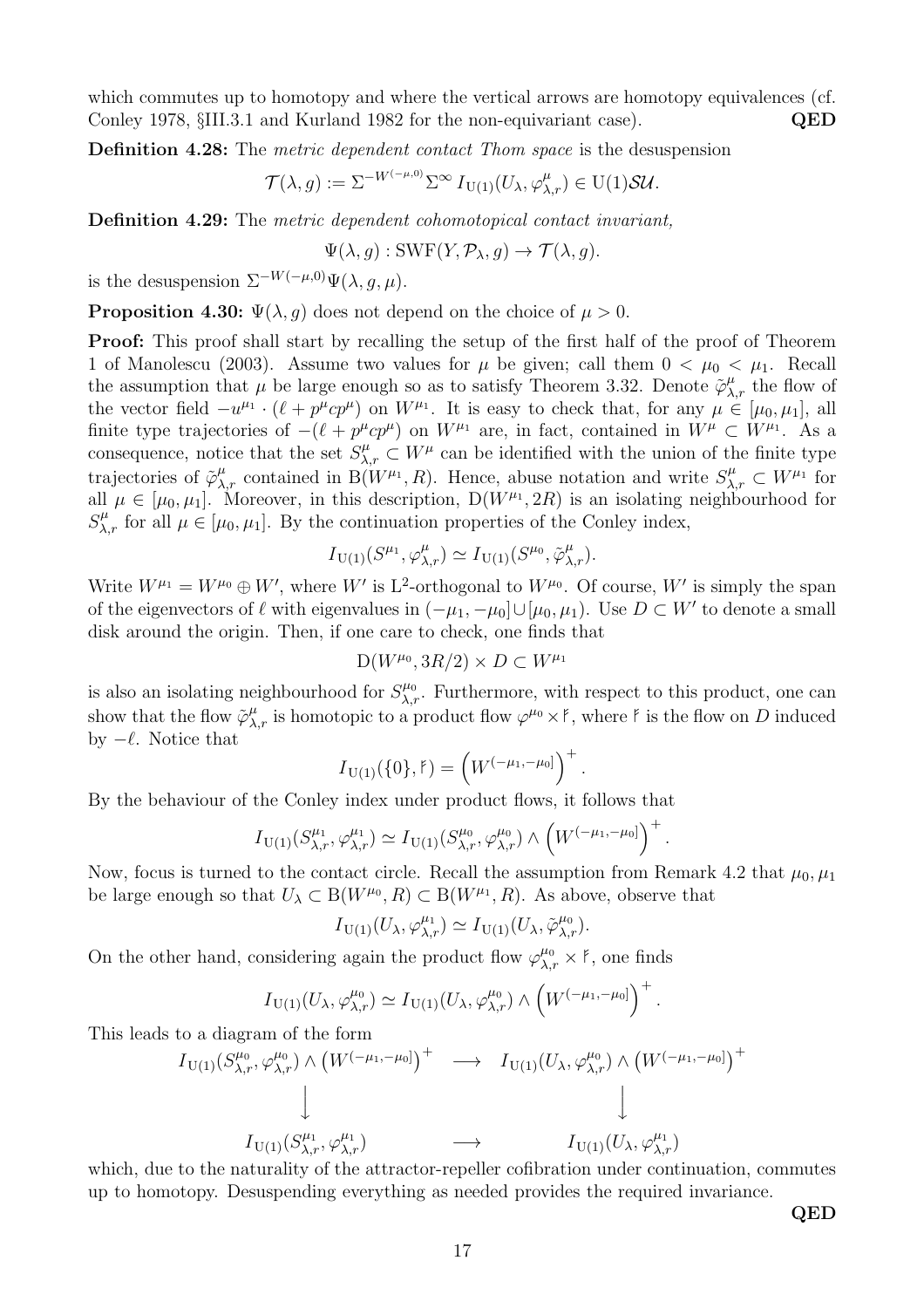which commutes up to homotopy and where the vertical arrows are homotopy equivalences (cf. Conley 1978, §III.3.1 and Kurland 1982 for the non-equivariant case). **QED**

**Definition 4.28:** The *metric dependent contact Thom space* is the desuspension

$$\mathcal{T}(\lambda, g) := \Sigma^{-W^{(-\mu,0)}} \Sigma^{\infty} I_{\mathrm{U}(1)}(U_\lambda, \varphi^{\mu}_{\lambda,r}) \in \mathrm{U}(1)\mathcal{SU}.$$

**Definition 4.29:** The *metric dependent cohomotopical contact invariant,*

$$\Psi(\lambda, g) : \mathrm{SWF}(Y, \mathcal{P}_\lambda, g) \to \mathcal{T}(\lambda, g).$$

is the desuspension $\Sigma^{-W(-\mu,0)}\Psi(\lambda, g, \mu)$.

**Proposition 4.30:** $\Psi(\lambda, g)$ does not depend on the choice of $\mu > 0$.

**Proof:** This proof shall start by recalling the setup of the first half of the proof of Theorem 1 of Manolescu (2003). Assume two values for $\mu$ be given; call them $0 < \mu_0 < \mu_1$. Recall the assumption that $\mu$ be large enough so as to satisfy Theorem 3.32. Denote $\tilde{\varphi}^{\mu}_{\lambda,r}$ the flow of the vector field $-u^{\mu_1} \cdot (\ell + p^\mu c p^\mu)$ on $W^{\mu_1}$. It is easy to check that, for any $\mu \in [\mu_0, \mu_1]$, all finite type trajectories of $-(\ell + p^\mu c p^\mu)$ on $W^{\mu_1}$ are, in fact, contained in $W^\mu \subset W^{\mu_1}$. As a consequence, notice that the set $S^{\mu}_{\lambda,r} \subset W^\mu$ can be identified with the union of the finite type trajectories of $\tilde{\varphi}^{\mu}_{\lambda,r}$ contained in $\mathrm{B}(W^{\mu_1}, R)$. Hence, abuse notation and write $S^{\mu}_{\lambda,r} \subset W^{\mu_1}$ for all $\mu \in [\mu_0, \mu_1]$. Moreover, in this description, $\mathrm{D}(W^{\mu_1}, 2R)$ is an isolating neighbourhood for $S^{\mu}_{\lambda,r}$ for all $\mu \in [\mu_0, \mu_1]$. By the continuation properties of the Conley index,

$$I_{\mathrm{U}(1)}(S^{\mu_1}, \varphi^{\mu}_{\lambda,r}) \simeq I_{\mathrm{U}(1)}(S^{\mu_0}, \tilde{\varphi}^{\mu}_{\lambda,r}).$$

Write $W^{\mu_1} = W^{\mu_0} \oplus W'$, where $W'$ is $\mathrm{L}^2$-orthogonal to $W^{\mu_0}$. Of course, $W'$ is simply the span of the eigenvectors of $\ell$ with eigenvalues in $(-\mu_1, -\mu_0] \cup [\mu_0, \mu_1)$. Use $D \subset W'$ to denote a small disk around the origin. Then, if one care to check, one finds that

$$\mathrm{D}(W^{\mu_0}, 3R/2) \times D \subset W^{\mu_1}$$

is also an isolating neighbourhood for $S^{\mu_0}_{\lambda,r}$. Furthermore, with respect to this product, one can show that the flow $\tilde{\varphi}^{\mu}_{\lambda,r}$ is homotopic to a product flow $\varphi^{\mu_0} \times \mathfrak{f}$, where $\mathfrak{f}$ is the flow on $D$ induced by $-\ell$. Notice that

$$I_{\mathrm{U}(1)}(\{0\}, \mathfrak{f}) = \left(W^{(-\mu_1, -\mu_0]}\right)^+.$$

By the behaviour of the Conley index under product flows, it follows that

$$I_{\mathrm{U}(1)}(S^{\mu_1}_{\lambda,r}, \varphi^{\mu_1}_{\lambda,r}) \simeq I_{\mathrm{U}(1)}(S^{\mu_0}_{\lambda,r}, \varphi^{\mu_0}_{\lambda,r}) \wedge \left(W^{(-\mu_1, -\mu_0]}\right)^+.$$

Now, focus is turned to the contact circle. Recall the assumption from Remark 4.2 that $\mu_0, \mu_1$ be large enough so that $U_\lambda \subset \mathrm{B}(W^{\mu_0}, R) \subset \mathrm{B}(W^{\mu_1}, R)$. As above, observe that

$$I_{\mathrm{U}(1)}(U_\lambda, \varphi^{\mu_1}_{\lambda,r}) \simeq I_{\mathrm{U}(1)}(U_\lambda, \tilde{\varphi}^{\mu_0}_{\lambda,r}).$$

On the other hand, considering again the product flow $\varphi^{\mu_0}_{\lambda,r} \times \mathfrak{f}$, one finds

$$I_{\mathrm{U}(1)}(U_\lambda, \varphi^{\mu_0}_{\lambda,r}) \simeq I_{\mathrm{U}(1)}(U_\lambda, \varphi^{\mu_0}_{\lambda,r}) \wedge \left(W^{(-\mu_1, -\mu_0]}\right)^+.$$

This leads to a diagram of the form

$$\begin{array}{ccc} I_{\mathrm{U}(1)}(S^{\mu_0}_{\lambda,r}, \varphi^{\mu_0}_{\lambda,r}) \wedge \left(W^{(-\mu_1,-\mu_0]}\right)^+ & \longrightarrow & I_{\mathrm{U}(1)}(U_\lambda, \varphi^{\mu_0}_{\lambda,r}) \wedge \left(W^{(-\mu_1,-\mu_0]}\right)^+ \\ \Big\downarrow & & \Big\downarrow \\ I_{\mathrm{U}(1)}(S^{\mu_1}_{\lambda,r}, \varphi^{\mu_1}_{\lambda,r}) & \longrightarrow & I_{\mathrm{U}(1)}(U_\lambda, \varphi^{\mu_1}_{\lambda,r}) \end{array}$$

which, due to the naturality of the attractor-repeller cofibration under continuation, commutes up to homotopy. Desuspending everything as needed provides the required invariance.

**QED**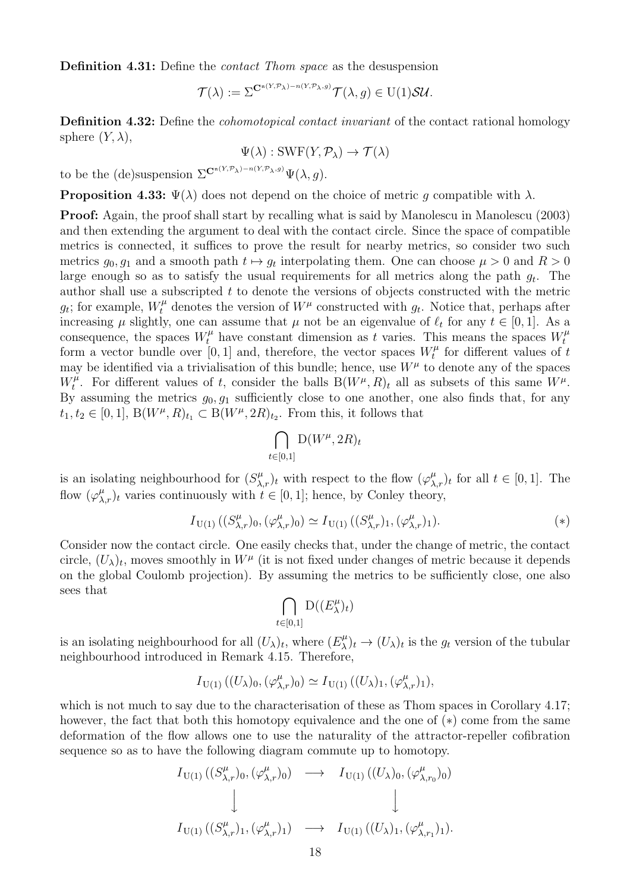**Definition 4.31:** Define the *contact Thom space* as the desuspension

$$\mathcal{T}(\lambda) := \Sigma^{\mathbf{C}^{\mathrm{n}(Y,\mathcal{P}_\lambda)-n(Y,\mathcal{P}_\lambda,g)}}\mathcal{T}(\lambda,g) \in \mathrm{U}(1)\mathcal{SU}.$$

**Definition 4.32:** Define the *cohomotopical contact invariant* of the contact rational homology sphere $(Y,\lambda)$,

$$\Psi(\lambda) : \mathrm{SWF}(Y,\mathcal{P}_\lambda) \to \mathcal{T}(\lambda)$$

to be the (de)suspension $\Sigma^{\mathbf{C}^{\mathrm{n}(Y,\mathcal{P}_\lambda)-n(Y,\mathcal{P}_\lambda,g)}}\Psi(\lambda,g)$.

**Proposition 4.33:** $\Psi(\lambda)$ does not depend on the choice of metric $g$ compatible with $\lambda$.

**Proof:** Again, the proof shall start by recalling what is said by Manolescu in Manolescu (2003) and then extending the argument to deal with the contact circle. Since the space of compatible metrics is connected, it suffices to prove the result for nearby metrics, so consider two such metrics $g_0, g_1$ and a smooth path $t \mapsto g_t$ interpolating them. One can choose $\mu > 0$ and $R > 0$ large enough so as to satisfy the usual requirements for all metrics along the path $g_t$. The author shall use a subscripted $t$ to denote the versions of objects constructed with the metric $g_t$; for example, $W^\mu_t$ denotes the version of $W^\mu$ constructed with $g_t$. Notice that, perhaps after increasing $\mu$ slightly, one can assume that $\mu$ not be an eigenvalue of $\ell_t$ for any $t \in [0,1]$. As a consequence, the spaces $W^\mu_t$ have constant dimension as $t$ varies. This means the spaces $W^\mu_t$ form a vector bundle over $[0,1]$ and, therefore, the vector spaces $W^\mu_t$ for different values of $t$ may be identified via a trivialisation of this bundle; hence, use $W^\mu$ to denote any of the spaces $W^\mu_t$. For different values of $t$, consider the balls $\mathrm{B}(W^\mu,R)_t$ all as subsets of this same $W^\mu$. By assuming the metrics $g_0, g_1$ sufficiently close to one another, one also finds that, for any $t_1, t_2 \in [0,1]$, $\mathrm{B}(W^\mu,R)_{t_1} \subset \mathrm{B}(W^\mu,2R)_{t_2}$. From this, it follows that

$$\bigcap_{t\in[0,1]} \mathrm{D}(W^\mu,2R)_t$$

is an isolating neighbourhood for $(S^\mu_{\lambda,r})_t$ with respect to the flow $(\varphi^\mu_{\lambda,r})_t$ for all $t \in [0,1]$. The flow $(\varphi^\mu_{\lambda,r})_t$ varies continuously with $t \in [0,1]$; hence, by Conley theory,

$$I_{\mathrm{U}(1)}\left((S^\mu_{\lambda,r})_0, (\varphi^\mu_{\lambda,r})_0\right) \simeq I_{\mathrm{U}(1)}\left((S^\mu_{\lambda,r})_1, (\varphi^\mu_{\lambda,r})_1\right). \qquad (*)$$

Consider now the contact circle. One easily checks that, under the change of metric, the contact circle, $(U_\lambda)_t$, moves smoothly in $W^\mu$ (it is not fixed under changes of metric because it depends on the global Coulomb projection). By assuming the metrics to be sufficiently close, one also sees that

$$\bigcap_{t\in[0,1]} \mathrm{D}((E^\mu_\lambda)_t)$$

is an isolating neighbourhood for all $(U_\lambda)_t$, where $(E^\mu_\lambda)_t \to (U_\lambda)_t$ is the $g_t$ version of the tubular neighbourhood introduced in Remark 4.15. Therefore,

$$I_{\mathrm{U}(1)}\left((U_\lambda)_0, (\varphi^\mu_{\lambda,r})_0\right) \simeq I_{\mathrm{U}(1)}\left((U_\lambda)_1, (\varphi^\mu_{\lambda,r})_1\right),$$

which is not much to say due to the characterisation of these as Thom spaces in Corollary 4.17; however, the fact that both this homotopy equivalence and the one of $(*)$ come from the same deformation of the flow allows one to use the naturality of the attractor-repeller cofibration sequence so as to have the following diagram commute up to homotopy.

$$\begin{array}{ccc}
I_{\mathrm{U}(1)}\left((S^\mu_{\lambda,r})_0, (\varphi^\mu_{\lambda,r})_0\right) & \longrightarrow & I_{\mathrm{U}(1)}\left((U_\lambda)_0, (\varphi^\mu_{\lambda,r_0})_0\right) \\
\Big\downarrow & & \Big\downarrow \\
I_{\mathrm{U}(1)}\left((S^\mu_{\lambda,r})_1, (\varphi^\mu_{\lambda,r})_1\right) & \longrightarrow & I_{\mathrm{U}(1)}\left((U_\lambda)_1, (\varphi^\mu_{\lambda,r_1})_1\right).
\end{array}$$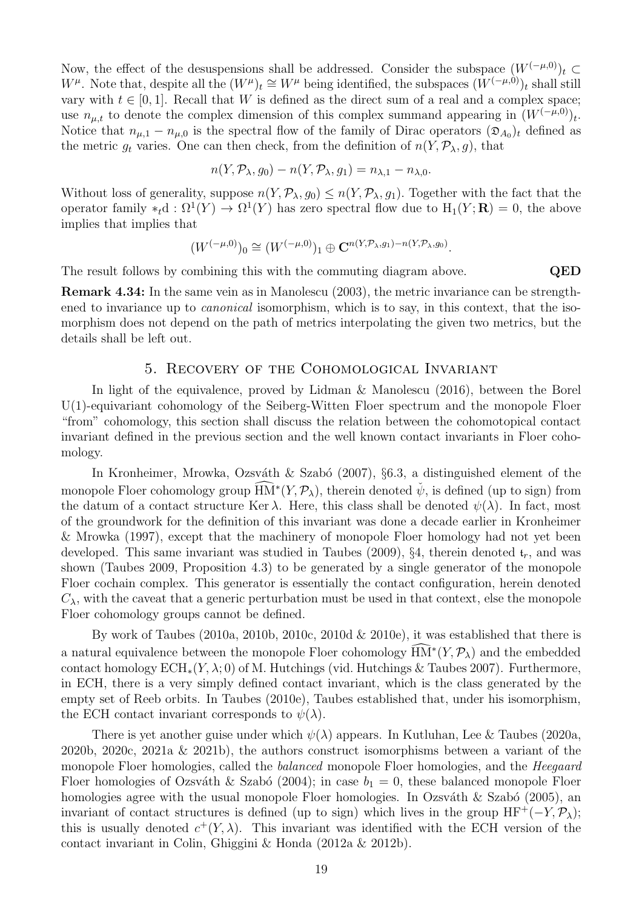Now, the effect of the desuspensions shall be addressed. Consider the subspace $(W^{(-\mu,0)})_t \subset W^\mu$. Note that, despite all the $(W^\mu)_t \cong W^\mu$ being identified, the subspaces $(W^{(-\mu,0)})_t$ shall still vary with $t \in [0,1]$. Recall that $W$ is defined as the direct sum of a real and a complex space; use $n_{\mu,t}$ to denote the complex dimension of this complex summand appearing in $(W^{(-\mu,0)})_t$. Notice that $n_{\mu,1} - n_{\mu,0}$ is the spectral flow of the family of Dirac operators $(\mathfrak{D}_{A_0})_t$ defined as the metric $g_t$ varies. One can then check, from the definition of $n(Y, \mathcal{P}_\lambda, g)$, that

$$n(Y, \mathcal{P}_\lambda, g_0) - n(Y, \mathcal{P}_\lambda, g_1) = n_{\lambda,1} - n_{\lambda,0}.$$

Without loss of generality, suppose $n(Y, \mathcal{P}_\lambda, g_0) \leq n(Y, \mathcal{P}_\lambda, g_1)$. Together with the fact that the operator family $*_t\mathrm{d} : \Omega^1(Y) \to \Omega^1(Y)$ has zero spectral flow due to $\mathrm{H}_1(Y; \mathbf{R}) = 0$, the above implies that implies that

$$(W^{(-\mu,0)})_0 \cong (W^{(-\mu,0)})_1 \oplus \mathbf{C}^{n(Y,\mathcal{P}_\lambda,g_1)-n(Y,\mathcal{P}_\lambda,g_0)}.$$

The result follows by combining this with the commuting diagram above. **QED**

**Remark 4.34:** In the same vein as in Manolescu (2003), the metric invariance can be strengthened to invariance up to *canonical* isomorphism, which is to say, in this context, that the isomorphism does not depend on the path of metrics interpolating the given two metrics, but the details shall be left out.

## 5. Recovery of the Cohomological Invariant

In light of the equivalence, proved by Lidman & Manolescu (2016), between the Borel U(1)-equivariant cohomology of the Seiberg-Witten Floer spectrum and the monopole Floer "from" cohomology, this section shall discuss the relation between the cohomotopical contact invariant defined in the previous section and the well known contact invariants in Floer cohomology.

In Kronheimer, Mrowka, Ozsváth & Szabó (2007), §6.3, a distinguished element of the monopole Floer cohomology group $\widehat{\mathrm{HM}}^*(Y, \mathcal{P}_\lambda)$, therein denoted $\check{\psi}$, is defined (up to sign) from the datum of a contact structure $\operatorname{Ker}\lambda$. Here, this class shall be denoted $\psi(\lambda)$. In fact, most of the groundwork for the definition of this invariant was done a decade earlier in Kronheimer & Mrowka (1997), except that the machinery of monopole Floer homology had not yet been developed. This same invariant was studied in Taubes (2009), §4, therein denoted $\mathfrak{t}_r$, and was shown (Taubes 2009, Proposition 4.3) to be generated by a single generator of the monopole Floer cochain complex. This generator is essentially the contact configuration, herein denoted $C_\lambda$, with the caveat that a generic perturbation must be used in that context, else the monopole Floer cohomology groups cannot be defined.

By work of Taubes (2010a, 2010b, 2010c, 2010d & 2010e), it was established that there is a natural equivalence between the monopole Floer cohomology $\widehat{\mathrm{HM}}^*(Y, \mathcal{P}_\lambda)$ and the embedded contact homology $\mathrm{ECH}_*(Y, \lambda; 0)$ of M. Hutchings (vid. Hutchings & Taubes 2007). Furthermore, in ECH, there is a very simply defined contact invariant, which is the class generated by the empty set of Reeb orbits. In Taubes (2010e), Taubes established that, under his isomorphism, the ECH contact invariant corresponds to $\psi(\lambda)$.

There is yet another guise under which $\psi(\lambda)$ appears. In Kutluhan, Lee & Taubes (2020a, 2020b, 2020c, 2021a & 2021b), the authors construct isomorphisms between a variant of the monopole Floer homologies, called the *balanced* monopole Floer homologies, and the *Heegaard* Floer homologies of Ozsváth & Szabó (2004); in case $b_1 = 0$, these balanced monopole Floer homologies agree with the usual monopole Floer homologies. In Ozsváth & Szabó (2005), an invariant of contact structures is defined (up to sign) which lives in the group $\mathrm{HF}^+(-Y, \mathcal{P}_\lambda)$; this is usually denoted $c^+(Y, \lambda)$. This invariant was identified with the ECH version of the contact invariant in Colin, Ghiggini & Honda (2012a & 2012b).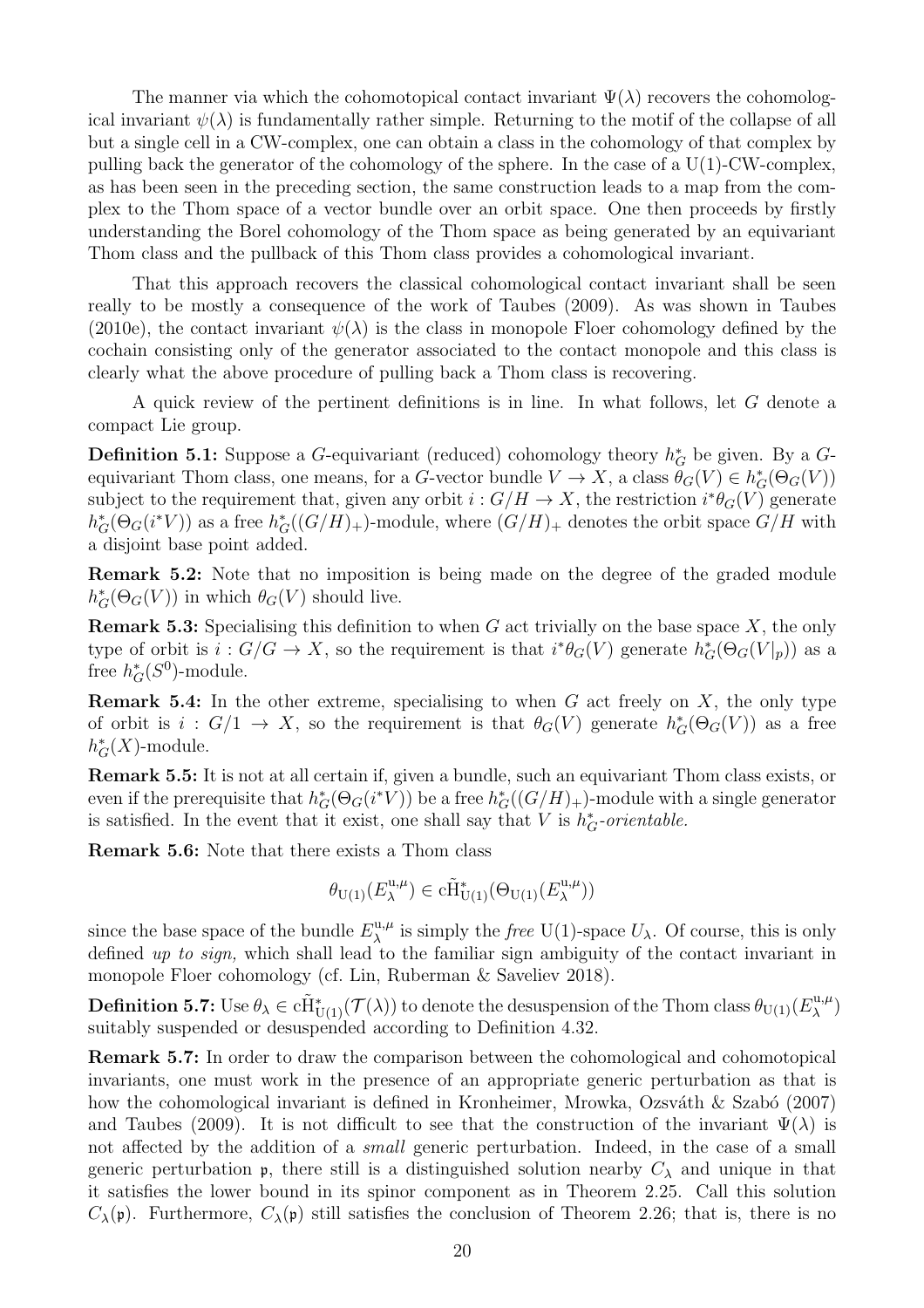The manner via which the cohomotopical contact invariant $\Psi(\lambda)$ recovers the cohomological invariant $\psi(\lambda)$ is fundamentally rather simple. Returning to the motif of the collapse of all but a single cell in a CW-complex, one can obtain a class in the cohomology of that complex by pulling back the generator of the cohomology of the sphere. In the case of a $\mathrm{U}(1)$-CW-complex, as has been seen in the preceding section, the same construction leads to a map from the complex to the Thom space of a vector bundle over an orbit space. One then proceeds by firstly understanding the Borel cohomology of the Thom space as being generated by an equivariant Thom class and the pullback of this Thom class provides a cohomological invariant.

That this approach recovers the classical cohomological contact invariant shall be seen really to be mostly a consequence of the work of Taubes (2009). As was shown in Taubes (2010e), the contact invariant $\psi(\lambda)$ is the class in monopole Floer cohomology defined by the cochain consisting only of the generator associated to the contact monopole and this class is clearly what the above procedure of pulling back a Thom class is recovering.

A quick review of the pertinent definitions is in line. In what follows, let $G$ denote a compact Lie group.

**Definition 5.1:** Suppose a $G$-equivariant (reduced) cohomology theory $h^*_G$ be given. By a $G$-equivariant Thom class, one means, for a $G$-vector bundle $V \to X$, a class $\theta_G(V) \in h^*_G(\Theta_G(V))$ subject to the requirement that, given any orbit $i : G/H \to X$, the restriction $i^*\theta_G(V)$ generate $h^*_G(\Theta_G(i^*V))$ as a free $h^*_G((G/H)_+)$-module, where $(G/H)_+$ denotes the orbit space $G/H$ with a disjoint base point added.

**Remark 5.2:** Note that no imposition is being made on the degree of the graded module $h^*_G(\Theta_G(V))$ in which $\theta_G(V)$ should live.

**Remark 5.3:** Specialising this definition to when $G$ act trivially on the base space $X$, the only type of orbit is $i : G/G \to X$, so the requirement is that $i^*\theta_G(V)$ generate $h^*_G(\Theta_G(V|_p))$ as a free $h^*_G(S^0)$-module.

**Remark 5.4:** In the other extreme, specialising to when $G$ act freely on $X$, the only type of orbit is $i : G/1 \to X$, so the requirement is that $\theta_G(V)$ generate $h^*_G(\Theta_G(V))$ as a free $h^*_G(X)$-module.

**Remark 5.5:** It is not at all certain if, given a bundle, such an equivariant Thom class exists, or even if the prerequisite that $h^*_G(\Theta_G(i^*V))$ be a free $h^*_G((G/H)_+)$-module with a single generator is satisfied. In the event that it exist, one shall say that $V$ is *$h^*_G$-orientable.*

**Remark 5.6:** Note that there exists a Thom class

$$\theta_{\mathrm{U}(1)}(E^{\mathrm{u},\mu}_\lambda) \in \mathrm{c}\tilde{\mathrm{H}}^*_{\mathrm{U}(1)}(\Theta_{\mathrm{U}(1)}(E^{\mathrm{u},\mu}_\lambda))$$

since the base space of the bundle $E^{\mathrm{u},\mu}_\lambda$ is simply the *free* $\mathrm{U}(1)$-space $U_\lambda$. Of course, this is only defined *up to sign,* which shall lead to the familiar sign ambiguity of the contact invariant in monopole Floer cohomology (cf. Lin, Ruberman & Saveliev 2018).

**Definition 5.7:** Use $\theta_\lambda \in \mathrm{c}\tilde{\mathrm{H}}^*_{\mathrm{U}(1)}(\mathcal{T}(\lambda))$ to denote the desuspension of the Thom class $\theta_{\mathrm{U}(1)}(E^{\mathrm{u},\mu}_\lambda)$ suitably suspended or desuspended according to Definition 4.32.

**Remark 5.7:** In order to draw the comparison between the cohomological and cohomotopical invariants, one must work in the presence of an appropriate generic perturbation as that is how the cohomological invariant is defined in Kronheimer, Mrowka, Ozsváth & Szabó (2007) and Taubes (2009). It is not difficult to see that the construction of the invariant $\Psi(\lambda)$ is not affected by the addition of a *small* generic perturbation. Indeed, in the case of a small generic perturbation $\mathfrak{p}$, there still is a distinguished solution nearby $C_\lambda$ and unique in that it satisfies the lower bound in its spinor component as in Theorem 2.25. Call this solution $C_\lambda(\mathfrak{p})$. Furthermore, $C_\lambda(\mathfrak{p})$ still satisfies the conclusion of Theorem 2.26; that is, there is no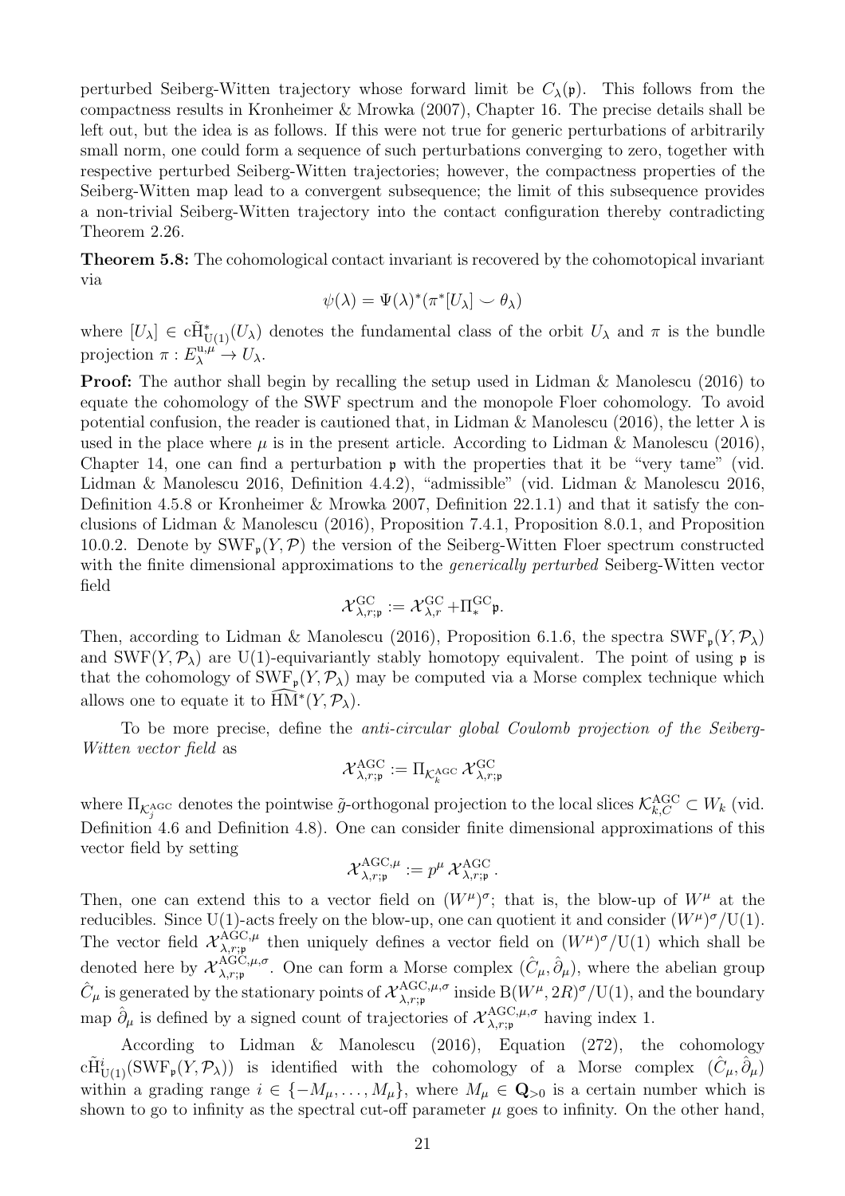perturbed Seiberg-Witten trajectory whose forward limit be $C_\lambda(\mathfrak{p})$. This follows from the compactness results in Kronheimer & Mrowka (2007), Chapter 16. The precise details shall be left out, but the idea is as follows. If this were not true for generic perturbations of arbitrarily small norm, one could form a sequence of such perturbations converging to zero, together with respective perturbed Seiberg-Witten trajectories; however, the compactness properties of the Seiberg-Witten map lead to a convergent subsequence; the limit of this subsequence provides a non-trivial Seiberg-Witten trajectory into the contact configuration thereby contradicting Theorem 2.26.

**Theorem 5.8:** The cohomological contact invariant is recovered by the cohomotopical invariant via

$$\psi(\lambda) = \Psi(\lambda)^*(\pi^*[U_\lambda] \smile \theta_\lambda)$$

where $[U_\lambda] \in \mathrm{c\tilde{H}}^*_{\mathrm{U}(1)}(U_\lambda)$ denotes the fundamental class of the orbit $U_\lambda$ and $\pi$ is the bundle projection $\pi : E^{\mathrm{u},\mu}_\lambda \to U_\lambda$.

**Proof:** The author shall begin by recalling the setup used in Lidman & Manolescu (2016) to equate the cohomology of the SWF spectrum and the monopole Floer cohomology. To avoid potential confusion, the reader is cautioned that, in Lidman & Manolescu (2016), the letter $\lambda$ is used in the place where $\mu$ is in the present article. According to Lidman & Manolescu (2016), Chapter 14, one can find a perturbation $\mathfrak{p}$ with the properties that it be "very tame" (vid. Lidman & Manolescu 2016, Definition 4.4.2), "admissible" (vid. Lidman & Manolescu 2016, Definition 4.5.8 or Kronheimer & Mrowka 2007, Definition 22.1.1) and that it satisfy the conclusions of Lidman & Manolescu (2016), Proposition 7.4.1, Proposition 8.0.1, and Proposition 10.0.2. Denote by $\mathrm{SWF}_\mathfrak{p}(Y,\mathcal{P})$ the version of the Seiberg-Witten Floer spectrum constructed with the finite dimensional approximations to the *generically perturbed* Seiberg-Witten vector field

$$\mathcal{X}^{\mathrm{GC}}_{\lambda,r;\mathfrak{p}} := \mathcal{X}^{\mathrm{GC}}_{\lambda,r} + \Pi^{\mathrm{GC}}_* \mathfrak{p}.$$

Then, according to Lidman & Manolescu (2016), Proposition 6.1.6, the spectra $\mathrm{SWF}_\mathfrak{p}(Y,\mathcal{P}_\lambda)$ and $\mathrm{SWF}(Y,\mathcal{P}_\lambda)$ are U(1)-equivariantly stably homotopy equivalent. The point of using $\mathfrak{p}$ is that the cohomology of $\mathrm{SWF}_\mathfrak{p}(Y,\mathcal{P}_\lambda)$ may be computed via a Morse complex technique which allows one to equate it to $\widehat{\mathrm{HM}}^*(Y,\mathcal{P}_\lambda)$.

To be more precise, define the *anti-circular global Coulomb projection of the Seiberg-Witten vector field* as

$$\mathcal{X}^{\mathrm{AGC}}_{\lambda,r;\mathfrak{p}} := \Pi_{\mathcal{K}^{\mathrm{AGC}}_j} \mathcal{X}^{\mathrm{GC}}_{\lambda,r;\mathfrak{p}}$$

where $\Pi_{\mathcal{K}^{\mathrm{AGC}}_j}$ denotes the pointwise $\tilde{g}$-orthogonal projection to the local slices $\mathcal{K}^{\mathrm{AGC}}_{k,C} \subset W_k$ (vid. Definition 4.6 and Definition 4.8). One can consider finite dimensional approximations of this vector field by setting

$$\mathcal{X}^{\mathrm{AGC},\mu}_{\lambda,r;\mathfrak{p}} := p^\mu \, \mathcal{X}^{\mathrm{AGC}}_{\lambda,r;\mathfrak{p}}.$$

Then, one can extend this to a vector field on $(W^\mu)^\sigma$; that is, the blow-up of $W^\mu$ at the reducibles. Since U(1)-acts freely on the blow-up, one can quotient it and consider $(W^\mu)^\sigma/\mathrm{U}(1)$. The vector field $\mathcal{X}^{\mathrm{AGC},\mu}_{\lambda,r;\mathfrak{p}}$ then uniquely defines a vector field on $(W^\mu)^\sigma/\mathrm{U}(1)$ which shall be denoted here by $\mathcal{X}^{\mathrm{AGC},\mu,\sigma}_{\lambda,r;\mathfrak{p}}$. One can form a Morse complex $(\hat{C}_\mu, \hat{\partial}_\mu)$, where the abelian group $\hat{C}_\mu$ is generated by the stationary points of $\mathcal{X}^{\mathrm{AGC},\mu,\sigma}_{\lambda,r;\mathfrak{p}}$ inside $\mathrm{B}(W^\mu, 2R)^\sigma/\mathrm{U}(1)$, and the boundary map $\hat{\partial}_\mu$ is defined by a signed count of trajectories of $\mathcal{X}^{\mathrm{AGC},\mu,\sigma}_{\lambda,r;\mathfrak{p}}$ having index 1.

According to Lidman & Manolescu (2016), Equation (272), the cohomology $\mathrm{c\tilde{H}}^i_{\mathrm{U}(1)}(\mathrm{SWF}_\mathfrak{p}(Y,\mathcal{P}_\lambda))$ is identified with the cohomology of a Morse complex $(\hat{C}_\mu, \hat{\partial}_\mu)$ within a grading range $i \in \{-M_\mu, \ldots, M_\mu\}$, where $M_\mu \in \mathbf{Q}_{>0}$ is a certain number which is shown to go to infinity as the spectral cut-off parameter $\mu$ goes to infinity. On the other hand,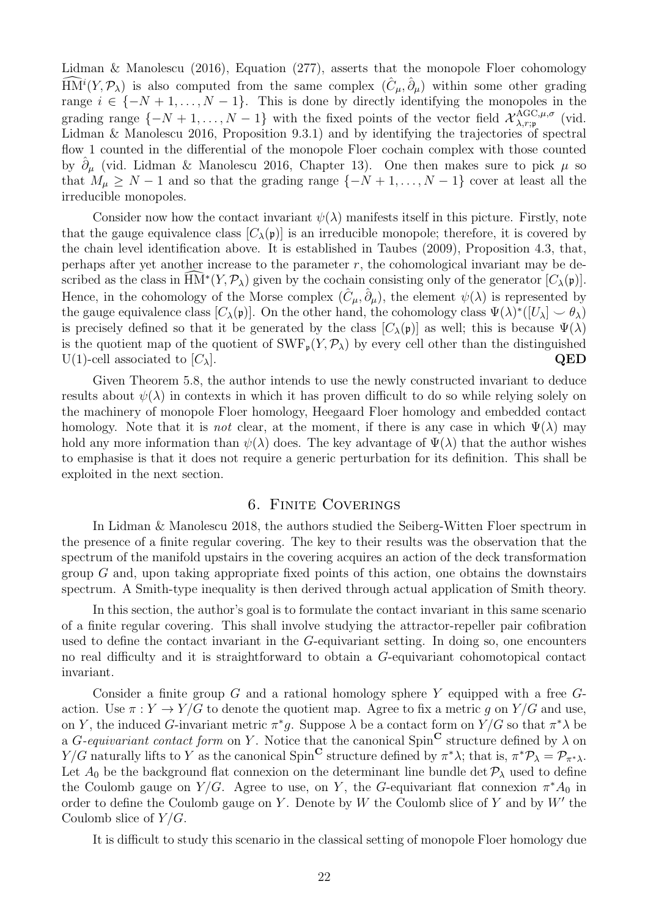Lidman & Manolescu (2016), Equation (277), asserts that the monopole Floer cohomology $\widehat{\mathrm{HM}}^i(Y, \mathcal{P}_\lambda)$ is also computed from the same complex $(\hat{C}_\mu, \hat{\partial}_\mu)$ within some other grading range $i \in \{-N+1, \ldots, N-1\}$. This is done by directly identifying the monopoles in the grading range $\{-N+1, \ldots, N-1\}$ with the fixed points of the vector field $\mathcal{X}^{\mathrm{AGC},\mu,\sigma}_{\lambda,r;\mathfrak{p}}$ (vid. Lidman & Manolescu 2016, Proposition 9.3.1) and by identifying the trajectories of spectral flow 1 counted in the differential of the monopole Floer cochain complex with those counted by $\hat{\partial}_\mu$ (vid. Lidman & Manolescu 2016, Chapter 13). One then makes sure to pick $\mu$ so that $M_\mu \geq N-1$ and so that the grading range $\{-N+1, \ldots, N-1\}$ cover at least all the irreducible monopoles.

Consider now how the contact invariant $\psi(\lambda)$ manifests itself in this picture. Firstly, note that the gauge equivalence class $[C_\lambda(\mathfrak{p})]$ is an irreducible monopole; therefore, it is covered by the chain level identification above. It is established in Taubes (2009), Proposition 4.3, that, perhaps after yet another increase to the parameter $r$, the cohomological invariant may be described as the class in $\widehat{\mathrm{HM}}^*(Y, \mathcal{P}_\lambda)$ given by the cochain consisting only of the generator $[C_\lambda(\mathfrak{p})]$. Hence, in the cohomology of the Morse complex $(\hat{C}_\mu, \hat{\partial}_\mu)$, the element $\psi(\lambda)$ is represented by the gauge equivalence class $[C_\lambda(\mathfrak{p})]$. On the other hand, the cohomology class $\Psi(\lambda)^*([U_\lambda] \smile \theta_\lambda)$ is precisely defined so that it be generated by the class $[C_\lambda(\mathfrak{p})]$ as well; this is because $\Psi(\lambda)$ is the quotient map of the quotient of $\mathrm{SWF}_{\mathfrak{p}}(Y, \mathcal{P}_\lambda)$ by every cell other than the distinguished $\mathrm{U}(1)$-cell associated to $[C_\lambda]$. **QED**

Given Theorem 5.8, the author intends to use the newly constructed invariant to deduce results about $\psi(\lambda)$ in contexts in which it has proven difficult to do so while relying solely on the machinery of monopole Floer homology, Heegaard Floer homology and embedded contact homology. Note that it is *not* clear, at the moment, if there is any case in which $\Psi(\lambda)$ may hold any more information than $\psi(\lambda)$ does. The key advantage of $\Psi(\lambda)$ that the author wishes to emphasise is that it does not require a generic perturbation for its definition. This shall be exploited in the next section.

## 6. Finite Coverings

In Lidman & Manolescu 2018, the authors studied the Seiberg-Witten Floer spectrum in the presence of a finite regular covering. The key to their results was the observation that the spectrum of the manifold upstairs in the covering acquires an action of the deck transformation group $G$ and, upon taking appropriate fixed points of this action, one obtains the downstairs spectrum. A Smith-type inequality is then derived through actual application of Smith theory.

In this section, the author's goal is to formulate the contact invariant in this same scenario of a finite regular covering. This shall involve studying the attractor-repeller pair cofibration used to define the contact invariant in the $G$-equivariant setting. In doing so, one encounters no real difficulty and it is straightforward to obtain a $G$-equivariant cohomotopical contact invariant.

Consider a finite group $G$ and a rational homology sphere $Y$ equipped with a free $G$-action. Use $\pi : Y \to Y/G$ to denote the quotient map. Agree to fix a metric $g$ on $Y/G$ and use, on $Y$, the induced $G$-invariant metric $\pi^* g$. Suppose $\lambda$ be a contact form on $Y/G$ so that $\pi^*\lambda$ be a *$G$-equivariant contact form* on $Y$. Notice that the canonical $\mathrm{Spin}^{\mathbf{C}}$ structure defined by $\lambda$ on $Y/G$ naturally lifts to $Y$ as the canonical $\mathrm{Spin}^{\mathbf{C}}$ structure defined by $\pi^*\lambda$; that is, $\pi^*\mathcal{P}_\lambda = \mathcal{P}_{\pi^*\lambda}$. Let $A_0$ be the background flat connexion on the determinant line bundle $\det \mathcal{P}_\lambda$ used to define the Coulomb gauge on $Y/G$. Agree to use, on $Y$, the $G$-equivariant flat connexion $\pi^* A_0$ in order to define the Coulomb gauge on $Y$. Denote by $W$ the Coulomb slice of $Y$ and by $W'$ the Coulomb slice of $Y/G$.

It is difficult to study this scenario in the classical setting of monopole Floer homology due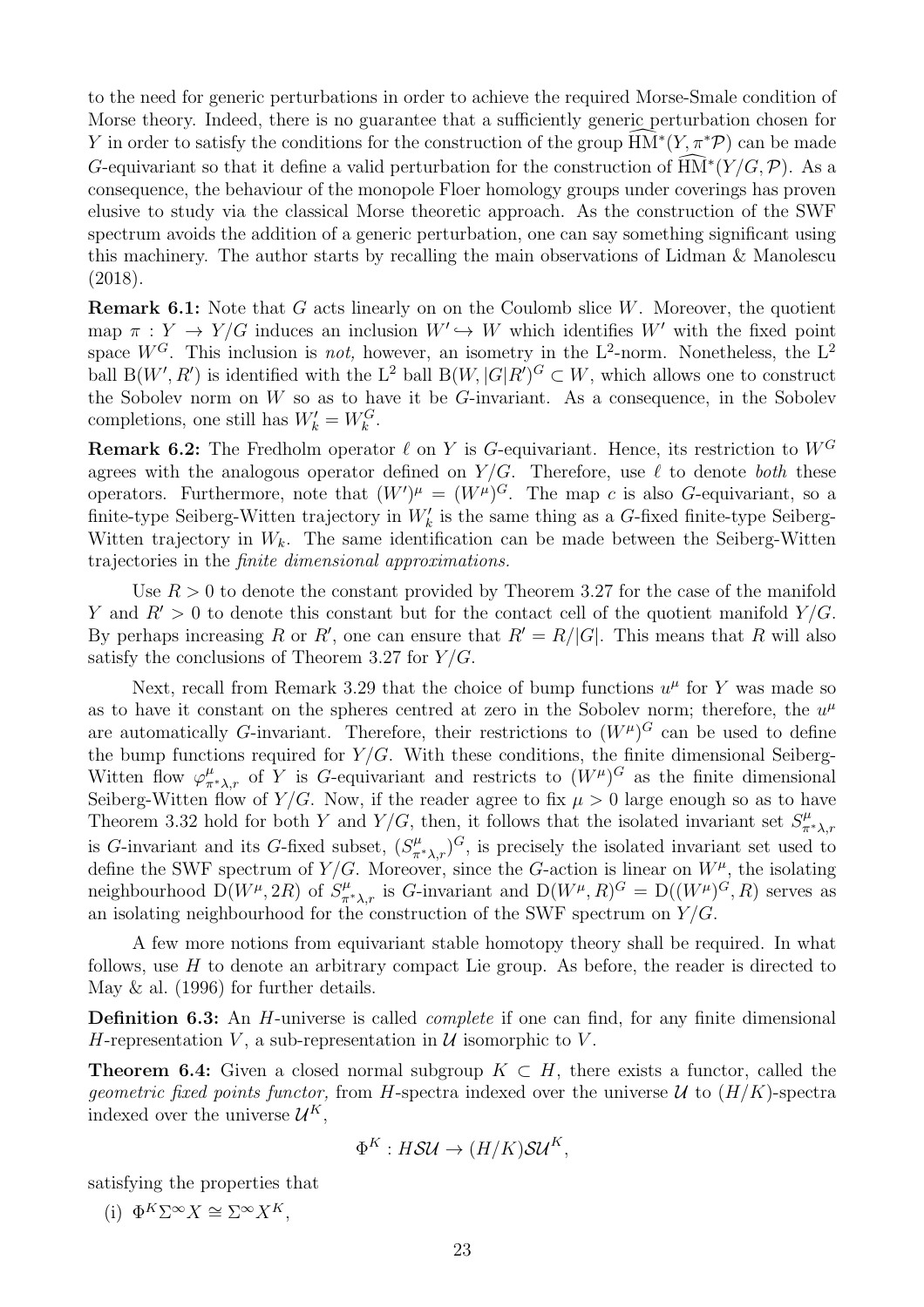to the need for generic perturbations in order to achieve the required Morse-Smale condition of Morse theory. Indeed, there is no guarantee that a sufficiently generic perturbation chosen for $Y$ in order to satisfy the conditions for the construction of the group $\widehat{\mathrm{HM}}^*(Y, \pi^*\mathcal{P})$ can be made $G$-equivariant so that it define a valid perturbation for the construction of $\widehat{\mathrm{HM}}^*(Y/G, \mathcal{P})$. As a consequence, the behaviour of the monopole Floer homology groups under coverings has proven elusive to study via the classical Morse theoretic approach. As the construction of the SWF spectrum avoids the addition of a generic perturbation, one can say something significant using this machinery. The author starts by recalling the main observations of Lidman & Manolescu (2018).

**Remark 6.1:** Note that $G$ acts linearly on on the Coulomb slice $W$. Moreover, the quotient map $\pi : Y \to Y/G$ induces an inclusion $W' \hookrightarrow W$ which identifies $W'$ with the fixed point space $W^G$. This inclusion is *not,* however, an isometry in the $\mathrm{L}^2$-norm. Nonetheless, the $\mathrm{L}^2$ ball $\mathrm{B}(W', R')$ is identified with the $\mathrm{L}^2$ ball $\mathrm{B}(W, |G|R')^G \subset W$, which allows one to construct the Sobolev norm on $W$ so as to have it be $G$-invariant. As a consequence, in the Sobolev completions, one still has $W'_k = W^G_k$.

**Remark 6.2:** The Fredholm operator $\ell$ on $Y$ is $G$-equivariant. Hence, its restriction to $W^G$ agrees with the analogous operator defined on $Y/G$. Therefore, use $\ell$ to denote *both* these operators. Furthermore, note that $(W')^\mu = (W^\mu)^G$. The map $c$ is also $G$-equivariant, so a finite-type Seiberg-Witten trajectory in $W'_k$ is the same thing as a $G$-fixed finite-type Seiberg-Witten trajectory in $W_k$. The same identification can be made between the Seiberg-Witten trajectories in the *finite dimensional approximations.*

Use $R > 0$ to denote the constant provided by Theorem 3.27 for the case of the manifold $Y$ and $R' > 0$ to denote this constant but for the contact cell of the quotient manifold $Y/G$. By perhaps increasing $R$ or $R'$, one can ensure that $R' = R/|G|$. This means that $R$ will also satisfy the conclusions of Theorem 3.27 for $Y/G$.

Next, recall from Remark 3.29 that the choice of bump functions $u^\mu$ for $Y$ was made so as to have it constant on the spheres centred at zero in the Sobolev norm; therefore, the $u^\mu$ are automatically $G$-invariant. Therefore, their restrictions to $(W^\mu)^G$ can be used to define the bump functions required for $Y/G$. With these conditions, the finite dimensional Seiberg-Witten flow $\varphi^\mu_{\pi^*\lambda,r}$ of $Y$ is $G$-equivariant and restricts to $(W^\mu)^G$ as the finite dimensional Seiberg-Witten flow of $Y/G$. Now, if the reader agree to fix $\mu > 0$ large enough so as to have Theorem 3.32 hold for both $Y$ and $Y/G$, then, it follows that the isolated invariant set $S^\mu_{\pi^*\lambda,r}$ is $G$-invariant and its $G$-fixed subset, $(S^\mu_{\pi^*\lambda,r})^G$, is precisely the isolated invariant set used to define the SWF spectrum of $Y/G$. Moreover, since the $G$-action is linear on $W^\mu$, the isolating neighbourhood $\mathrm{D}(W^\mu, 2R)$ of $S^\mu_{\pi^*\lambda,r}$ is $G$-invariant and $\mathrm{D}(W^\mu, R)^G = \mathrm{D}((W^\mu)^G, R)$ serves as an isolating neighbourhood for the construction of the SWF spectrum on $Y/G$.

A few more notions from equivariant stable homotopy theory shall be required. In what follows, use $H$ to denote an arbitrary compact Lie group. As before, the reader is directed to May & al. (1996) for further details.

**Definition 6.3:** An $H$-universe is called *complete* if one can find, for any finite dimensional $H$-representation $V$, a sub-representation in $\mathcal{U}$ isomorphic to $V$.

**Theorem 6.4:** Given a closed normal subgroup $K \subset H$, there exists a functor, called the *geometric fixed points functor,* from $H$-spectra indexed over the universe $\mathcal{U}$ to $(H/K)$-spectra indexed over the universe $\mathcal{U}^K$,

$$\Phi^K : H\mathcal{SU} \to (H/K)\mathcal{SU}^K,$$

satisfying the properties that

(i) $\Phi^K \Sigma^\infty X \cong \Sigma^\infty X^K$,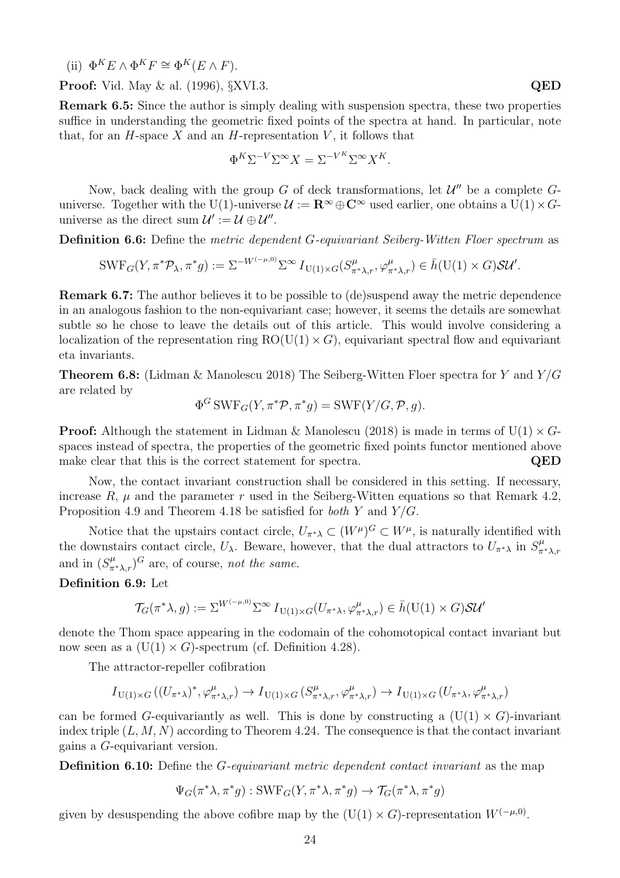(ii) $\Phi^K E \wedge \Phi^K F \cong \Phi^K(E \wedge F)$.

**Proof:** Vid. May & al. (1996), §XVI.3. **QED**

**Remark 6.5:** Since the author is simply dealing with suspension spectra, these two properties suffice in understanding the geometric fixed points of the spectra at hand. In particular, note that, for an $H$-space $X$ and an $H$-representation $V$, it follows that

$$\Phi^K \Sigma^{-V} \Sigma^\infty X = \Sigma^{-V^K} \Sigma^\infty X^K.$$

Now, back dealing with the group $G$ of deck transformations, let $\mathcal{U}''$ be a complete $G$-universe. Together with the $\mathrm{U}(1)$-universe $\mathcal{U} := \mathbf{R}^\infty \oplus \mathbf{C}^\infty$ used earlier, one obtains a $\mathrm{U}(1) \times G$-universe as the direct sum $\mathcal{U}' := \mathcal{U} \oplus \mathcal{U}''$.

**Definition 6.6:** Define the *metric dependent $G$-equivariant Seiberg-Witten Floer spectrum* as

$$\mathrm{SWF}_G(Y, \pi^*\mathcal{P}_\lambda, \pi^* g) := \Sigma^{-W^{(-\mu,0)}} \Sigma^\infty I_{\mathrm{U}(1)\times G}(S^\mu_{\pi^*\lambda, r}, \varphi^\mu_{\pi^*\lambda, r}) \in \bar{h}(\mathrm{U}(1) \times G)\mathcal{SU}'.$$

**Remark 6.7:** The author believes it to be possible to (de)suspend away the metric dependence in an analogous fashion to the non-equivariant case; however, it seems the details are somewhat subtle so he chose to leave the details out of this article. This would involve considering a localization of the representation ring $\mathrm{RO}(\mathrm{U}(1) \times G)$, equivariant spectral flow and equivariant eta invariants.

**Theorem 6.8:** (Lidman & Manolescu 2018) The Seiberg-Witten Floer spectra for $Y$ and $Y/G$ are related by

$$\Phi^G \, \mathrm{SWF}_G(Y, \pi^*\mathcal{P}, \pi^* g) = \mathrm{SWF}(Y/G, \mathcal{P}, g).$$

**Proof:** Although the statement in Lidman & Manolescu (2018) is made in terms of $\mathrm{U}(1) \times G$-spaces instead of spectra, the properties of the geometric fixed points functor mentioned above make clear that this is the correct statement for spectra. **QED**

Now, the contact invariant construction shall be considered in this setting. If necessary, increase $R$, $\mu$ and the parameter $r$ used in the Seiberg-Witten equations so that Remark 4.2, Proposition 4.9 and Theorem 4.18 be satisfied for *both* $Y$ and $Y/G$.

Notice that the upstairs contact circle, $U_{\pi^*\lambda} \subset (W^\mu)^G \subset W^\mu$, is naturally identified with the downstairs contact circle, $U_\lambda$. Beware, however, that the dual attractors to $U_{\pi^*\lambda}$ in $S^\mu_{\pi^*\lambda, r}$ and in $(S^\mu_{\pi^*\lambda, r})^G$ are, of course, *not the same.*

**Definition 6.9:** Let

$$\mathcal{T}_G(\pi^*\lambda, g) := \Sigma^{W^{(-\mu,0)}} \Sigma^\infty I_{\mathrm{U}(1)\times G}(U_{\pi^*\lambda}, \varphi^\mu_{\pi^*\lambda, r}) \in \bar{h}(\mathrm{U}(1) \times G)\mathcal{SU}'$$

denote the Thom space appearing in the codomain of the cohomotopical contact invariant but now seen as a $(\mathrm{U}(1) \times G)$-spectrum (cf. Definition 4.28).

The attractor-repeller cofibration

$$I_{\mathrm{U}(1)\times G}\left((U_{\pi^*\lambda})^*, \varphi^\mu_{\pi^*\lambda, r}\right) \to I_{\mathrm{U}(1)\times G}\left(S^\mu_{\pi^*\lambda, r}, \varphi^\mu_{\pi^*\lambda, r}\right) \to I_{\mathrm{U}(1)\times G}\left(U_{\pi^*\lambda}, \varphi^\mu_{\pi^*\lambda, r}\right)$$

can be formed $G$-equivariantly as well. This is done by constructing a $(\mathrm{U}(1) \times G)$-invariant index triple $(L, M, N)$ according to Theorem 4.24. The consequence is that the contact invariant gains a $G$-equivariant version.

**Definition 6.10:** Define the *$G$-equivariant metric dependent contact invariant* as the map

$$\Psi_G(\pi^*\lambda, \pi^* g) : \mathrm{SWF}_G(Y, \pi^*\lambda, \pi^* g) \to \mathcal{T}_G(\pi^*\lambda, \pi^* g)$$

given by desuspending the above cofibre map by the $(\mathrm{U}(1) \times G)$-representation $W^{(-\mu,0)}$.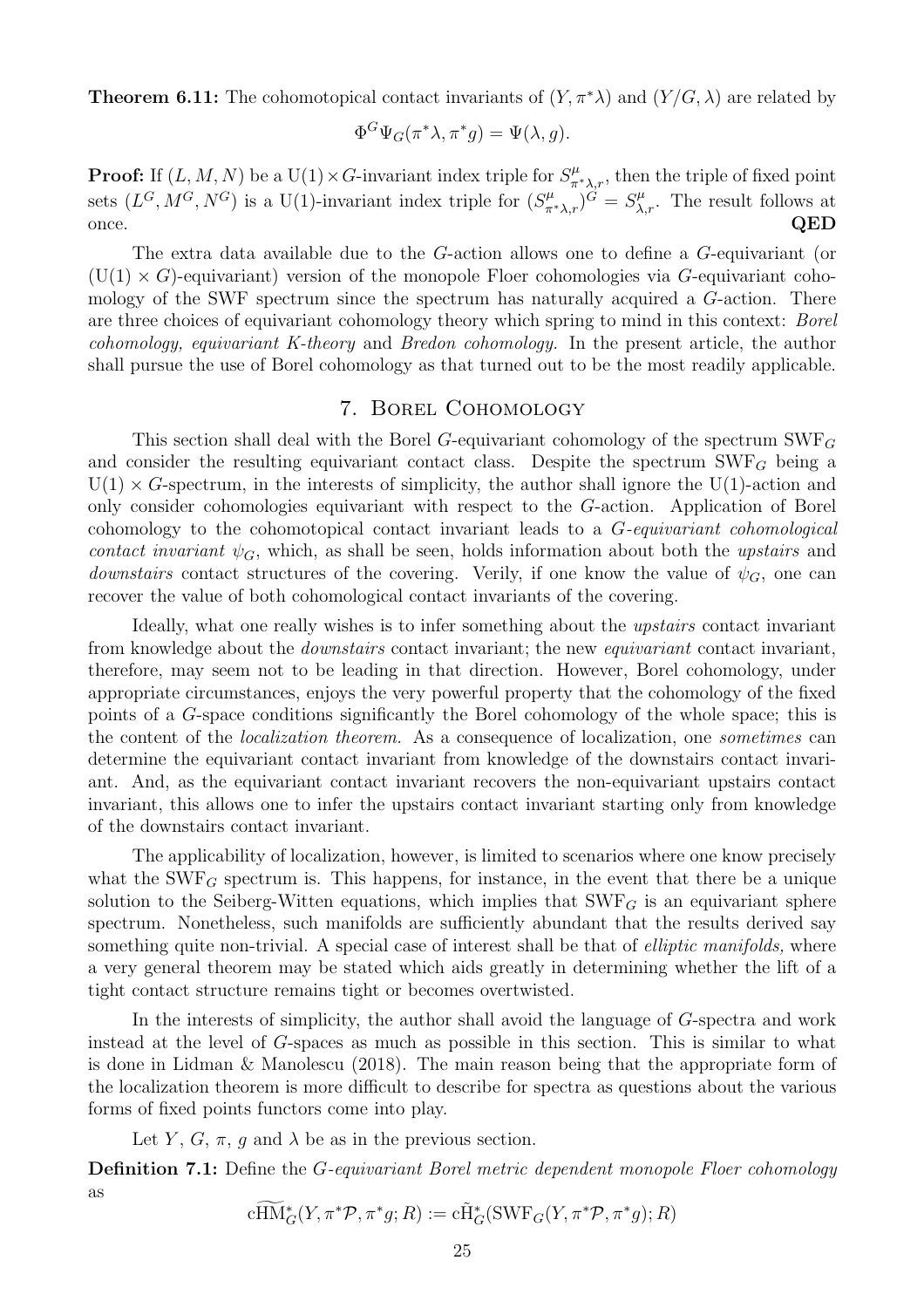**Theorem 6.11:** The cohomotopical contact invariants of $(Y, \pi^*\lambda)$ and $(Y/G, \lambda)$ are related by

$$\Phi^G \Psi_G(\pi^*\lambda, \pi^* g) = \Psi(\lambda, g).$$

**Proof:** If $(L, M, N)$ be a $\mathrm{U}(1)\times G$-invariant index triple for $S^\mu_{\pi^*\lambda,r}$, then the triple of fixed point sets $(L^G, M^G, N^G)$ is a $\mathrm{U}(1)$-invariant index triple for $(S^\mu_{\pi^*\lambda,r})^G = S^\mu_{\lambda,r}$. The result follows at once. **QED**

The extra data available due to the $G$-action allows one to define a $G$-equivariant (or $(\mathrm{U}(1)\times G)$-equivariant) version of the monopole Floer cohomologies via $G$-equivariant cohomology of the SWF spectrum since the spectrum has naturally acquired a $G$-action. There are three choices of equivariant cohomology theory which spring to mind in this context: *Borel cohomology, equivariant K-theory* and *Bredon cohomology.* In the present article, the author shall pursue the use of Borel cohomology as that turned out to be the most readily applicable.

## 7. Borel Cohomology

This section shall deal with the Borel $G$-equivariant cohomology of the spectrum $\mathrm{SWF}_G$ and consider the resulting equivariant contact class. Despite the spectrum $\mathrm{SWF}_G$ being a $\mathrm{U}(1)\times G$-spectrum, in the interests of simplicity, the author shall ignore the $\mathrm{U}(1)$-action and only consider cohomologies equivariant with respect to the $G$-action. Application of Borel cohomology to the cohomotopical contact invariant leads to a *$G$-equivariant cohomological contact invariant* $\psi_G$, which, as shall be seen, holds information about both the *upstairs* and *downstairs* contact structures of the covering. Verily, if one know the value of $\psi_G$, one can recover the value of both cohomological contact invariants of the covering.

Ideally, what one really wishes is to infer something about the *upstairs* contact invariant from knowledge about the *downstairs* contact invariant; the new *equivariant* contact invariant, therefore, may seem not to be leading in that direction. However, Borel cohomology, under appropriate circumstances, enjoys the very powerful property that the cohomology of the fixed points of a $G$-space conditions significantly the Borel cohomology of the whole space; this is the content of the *localization theorem.* As a consequence of localization, one *sometimes* can determine the equivariant contact invariant from knowledge of the downstairs contact invariant. And, as the equivariant contact invariant recovers the non-equivariant upstairs contact invariant, this allows one to infer the upstairs contact invariant starting only from knowledge of the downstairs contact invariant.

The applicability of localization, however, is limited to scenarios where one know precisely what the $\mathrm{SWF}_G$ spectrum is. This happens, for instance, in the event that there be a unique solution to the Seiberg-Witten equations, which implies that $\mathrm{SWF}_G$ is an equivariant sphere spectrum. Nonetheless, such manifolds are sufficiently abundant that the results derived say something quite non-trivial. A special case of interest shall be that of *elliptic manifolds,* where a very general theorem may be stated which aids greatly in determining whether the lift of a tight contact structure remains tight or becomes overtwisted.

In the interests of simplicity, the author shall avoid the language of $G$-spectra and work instead at the level of $G$-spaces as much as possible in this section. This is similar to what is done in Lidman & Manolescu (2018). The main reason being that the appropriate form of the localization theorem is more difficult to describe for spectra as questions about the various forms of fixed points functors come into play.

Let $Y$, $G$, $\pi$, $g$ and $\lambda$ be as in the previous section.

**Definition 7.1:** Define the *$G$-equivariant Borel metric dependent monopole Floer cohomology* as

$$\mathrm{c}\widetilde{\mathrm{HM}}^*_G(Y, \pi^*\mathcal{P}, \pi^* g; R) := \mathrm{c}\tilde{\mathrm{H}}^*_G(\mathrm{SWF}_G(Y, \pi^*\mathcal{P}, \pi^* g); R)$$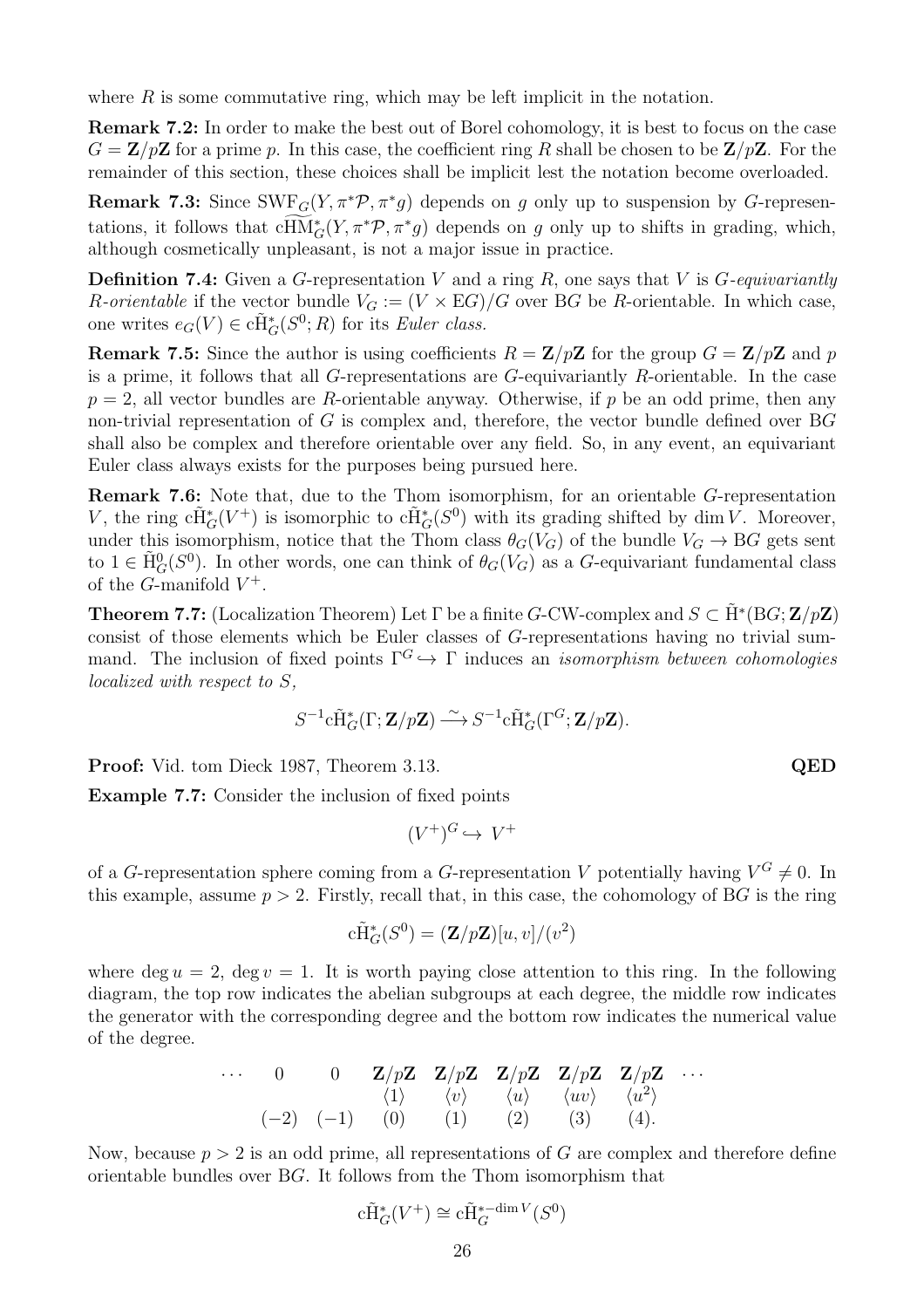where $R$ is some commutative ring, which may be left implicit in the notation.

**Remark 7.2:** In order to make the best out of Borel cohomology, it is best to focus on the case $G = \mathbf{Z}/p\mathbf{Z}$ for a prime $p$. In this case, the coefficient ring $R$ shall be chosen to be $\mathbf{Z}/p\mathbf{Z}$. For the remainder of this section, these choices shall be implicit lest the notation become overloaded.

**Remark 7.3:** Since $\mathrm{SWF}_G(Y, \pi^*\mathcal{P}, \pi^*g)$ depends on $g$ only up to suspension by $G$-representations, it follows that $\mathrm{c}\widetilde{\mathrm{HM}}^*_G(Y, \pi^*\mathcal{P}, \pi^*g)$ depends on $g$ only up to shifts in grading, which, although cosmetically unpleasant, is not a major issue in practice.

**Definition 7.4:** Given a $G$-representation $V$ and a ring $R$, one says that $V$ is *$G$-equivariantly $R$-orientable* if the vector bundle $V_G := (V \times \mathrm{E}G)/G$ over $\mathrm{B}G$ be $R$-orientable. In which case, one writes $e_G(V) \in \mathrm{c}\tilde{\mathrm{H}}^*_G(S^0; R)$ for its *Euler class.*

**Remark 7.5:** Since the author is using coefficients $R = \mathbf{Z}/p\mathbf{Z}$ for the group $G = \mathbf{Z}/p\mathbf{Z}$ and $p$ is a prime, it follows that all $G$-representations are $G$-equivariantly $R$-orientable. In the case $p = 2$, all vector bundles are $R$-orientable anyway. Otherwise, if $p$ be an odd prime, then any non-trivial representation of $G$ is complex and, therefore, the vector bundle defined over $\mathrm{B}G$ shall also be complex and therefore orientable over any field. So, in any event, an equivariant Euler class always exists for the purposes being pursued here.

**Remark 7.6:** Note that, due to the Thom isomorphism, for an orientable $G$-representation $V$, the ring $\mathrm{c}\tilde{\mathrm{H}}^*_G(V^+)$ is isomorphic to $\mathrm{c}\tilde{\mathrm{H}}^*_G(S^0)$ with its grading shifted by $\dim V$. Moreover, under this isomorphism, notice that the Thom class $\theta_G(V_G)$ of the bundle $V_G \to \mathrm{B}G$ gets sent to $1 \in \tilde{\mathrm{H}}^0_G(S^0)$. In other words, one can think of $\theta_G(V_G)$ as a $G$-equivariant fundamental class of the $G$-manifold $V^+$.

**Theorem 7.7:** (Localization Theorem) Let $\Gamma$ be a finite $G$-CW-complex and $S \subset \tilde{\mathrm{H}}^*(\mathrm{B}G; \mathbf{Z}/p\mathbf{Z})$ consist of those elements which be Euler classes of $G$-representations having no trivial summand. The inclusion of fixed points $\Gamma^G \hookrightarrow \Gamma$ induces an *isomorphism between cohomologies localized with respect to $S$,*

$$S^{-1}\mathrm{c}\tilde{\mathrm{H}}^*_G(\Gamma; \mathbf{Z}/p\mathbf{Z}) \xrightarrow{\sim} S^{-1}\mathrm{c}\tilde{\mathrm{H}}^*_G(\Gamma^G; \mathbf{Z}/p\mathbf{Z}).$$

**Proof:** Vid. tom Dieck 1987, Theorem 3.13. **QED**

**Example 7.7:** Consider the inclusion of fixed points

$$(V^+)^G \hookrightarrow V^+$$

of a $G$-representation sphere coming from a $G$-representation $V$ potentially having $V^G \neq 0$. In this example, assume $p > 2$. Firstly, recall that, in this case, the cohomology of $\mathrm{B}G$ is the ring

$$\mathrm{c}\tilde{\mathrm{H}}^*_G(S^0) = (\mathbf{Z}/p\mathbf{Z})[u, v]/(v^2)$$

where $\deg u = 2$, $\deg v = 1$. It is worth paying close attention to this ring. In the following diagram, the top row indicates the abelian subgroups at each degree, the middle row indicates the generator with the corresponding degree and the bottom row indicates the numerical value of the degree.

$$\begin{array}{ccccccccc} \cdots & 0 & 0 & \mathbf{Z}/p\mathbf{Z} & \mathbf{Z}/p\mathbf{Z} & \mathbf{Z}/p\mathbf{Z} & \mathbf{Z}/p\mathbf{Z} & \mathbf{Z}/p\mathbf{Z} & \cdots \\ & & & \langle 1 \rangle & \langle v \rangle & \langle u \rangle & \langle uv \rangle & \langle u^2 \rangle & \\ & (-2) & (-1) & (0) & (1) & (2) & (3) & (4). & \end{array}$$

Now, because $p > 2$ is an odd prime, all representations of $G$ are complex and therefore define orientable bundles over $\mathrm{B}G$. It follows from the Thom isomorphism that

$$\mathrm{c}\tilde{\mathrm{H}}^*_G(V^+) \cong \mathrm{c}\tilde{\mathrm{H}}^{*-\dim V}_G(S^0)$$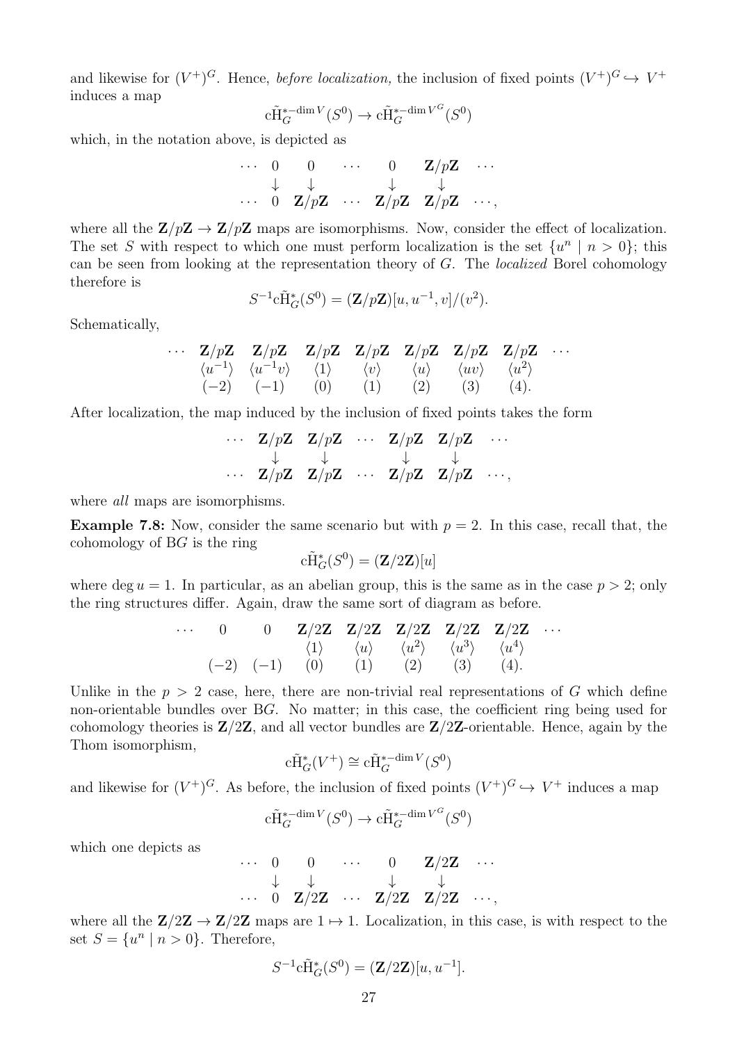and likewise for $(V^+)^G$. Hence, *before localization,* the inclusion of fixed points $(V^+)^G \hookrightarrow V^+$ induces a map

$$\mathrm{c}\tilde{\mathrm{H}}_G^{*-\dim V}(S^0) \to \mathrm{c}\tilde{\mathrm{H}}_G^{*-\dim V^G}(S^0)$$

which, in the notation above, is depicted as

$$\begin{array}{cccccc} \cdots & 0 & 0 & \cdots & 0 & \mathbf{Z}/p\mathbf{Z} & \cdots \\ & \downarrow & \downarrow & & \downarrow & \downarrow & \\ \cdots & 0 & \mathbf{Z}/p\mathbf{Z} & \cdots & \mathbf{Z}/p\mathbf{Z} & \mathbf{Z}/p\mathbf{Z} & \cdots, \end{array}$$

where all the $\mathbf{Z}/p\mathbf{Z} \to \mathbf{Z}/p\mathbf{Z}$ maps are isomorphisms. Now, consider the effect of localization. The set $S$ with respect to which one must perform localization is the set $\{u^n \mid n > 0\}$; this can be seen from looking at the representation theory of $G$. The *localized* Borel cohomology therefore is

$$S^{-1}\mathrm{c}\tilde{\mathrm{H}}_G^*(S^0) = (\mathbf{Z}/p\mathbf{Z})[u, u^{-1}, v]/(v^2).$$

Schematically,

$$\begin{array}{ccccccccc} \cdots & \mathbf{Z}/p\mathbf{Z} & \mathbf{Z}/p\mathbf{Z} & \mathbf{Z}/p\mathbf{Z} & \mathbf{Z}/p\mathbf{Z} & \mathbf{Z}/p\mathbf{Z} & \mathbf{Z}/p\mathbf{Z} & \mathbf{Z}/p\mathbf{Z} & \cdots \\ & \langle u^{-1}\rangle & \langle u^{-1}v\rangle & \langle 1\rangle & \langle v\rangle & \langle u\rangle & \langle uv\rangle & \langle u^2\rangle & \\ & (-2) & (-1) & (0) & (1) & (2) & (3) & (4). & \end{array}$$

After localization, the map induced by the inclusion of fixed points takes the form

$$\begin{array}{cccccc} \cdots & \mathbf{Z}/p\mathbf{Z} & \mathbf{Z}/p\mathbf{Z} & \cdots & \mathbf{Z}/p\mathbf{Z} & \mathbf{Z}/p\mathbf{Z} & \cdots \\ & \downarrow & \downarrow & & \downarrow & \downarrow & \\ \cdots & \mathbf{Z}/p\mathbf{Z} & \mathbf{Z}/p\mathbf{Z} & \cdots & \mathbf{Z}/p\mathbf{Z} & \mathbf{Z}/p\mathbf{Z} & \cdots, \end{array}$$

where *all* maps are isomorphisms.

**Example 7.8:** Now, consider the same scenario but with $p = 2$. In this case, recall that, the cohomology of $\mathrm{B}G$ is the ring

$$\mathrm{c}\tilde{\mathrm{H}}_G^*(S^0) = (\mathbf{Z}/2\mathbf{Z})[u]$$

where $\deg u = 1$. In particular, as an abelian group, this is the same as in the case $p > 2$; only the ring structures differ. Again, draw the same sort of diagram as before.

$$\begin{array}{ccccccccc} \cdots & 0 & 0 & \mathbf{Z}/2\mathbf{Z} & \mathbf{Z}/2\mathbf{Z} & \mathbf{Z}/2\mathbf{Z} & \mathbf{Z}/2\mathbf{Z} & \mathbf{Z}/2\mathbf{Z} & \cdots \\ & & & \langle 1\rangle & \langle u\rangle & \langle u^2\rangle & \langle u^3\rangle & \langle u^4\rangle & \\ & (-2) & (-1) & (0) & (1) & (2) & (3) & (4). & \end{array}$$

Unlike in the $p > 2$ case, here, there are non-trivial real representations of $G$ which define non-orientable bundles over $\mathrm{B}G$. No matter; in this case, the coefficient ring being used for cohomology theories is $\mathbf{Z}/2\mathbf{Z}$, and all vector bundles are $\mathbf{Z}/2\mathbf{Z}$-orientable. Hence, again by the Thom isomorphism,

$$\mathrm{c}\tilde{\mathrm{H}}_G^*(V^+) \cong \mathrm{c}\tilde{\mathrm{H}}_G^{*-\dim V}(S^0)$$

and likewise for $(V^+)^G$. As before, the inclusion of fixed points $(V^+)^G \hookrightarrow V^+$ induces a map

$$\mathrm{c}\tilde{\mathrm{H}}_G^{*-\dim V}(S^0) \to \mathrm{c}\tilde{\mathrm{H}}_G^{*-\dim V^G}(S^0)$$

which one depicts as

$$\begin{array}{cccccc} \cdots & 0 & 0 & \cdots & 0 & \mathbf{Z}/2\mathbf{Z} & \cdots \\ & \downarrow & \downarrow & & \downarrow & \downarrow & \\ \cdots & 0 & \mathbf{Z}/2\mathbf{Z} & \cdots & \mathbf{Z}/2\mathbf{Z} & \mathbf{Z}/2\mathbf{Z} & \cdots, \end{array}$$

where all the $\mathbf{Z}/2\mathbf{Z} \to \mathbf{Z}/2\mathbf{Z}$ maps are $1 \mapsto 1$. Localization, in this case, is with respect to the set $S = \{u^n \mid n > 0\}$. Therefore,

$$S^{-1}\mathrm{c}\tilde{\mathrm{H}}_G^*(S^0) = (\mathbf{Z}/2\mathbf{Z})[u, u^{-1}].$$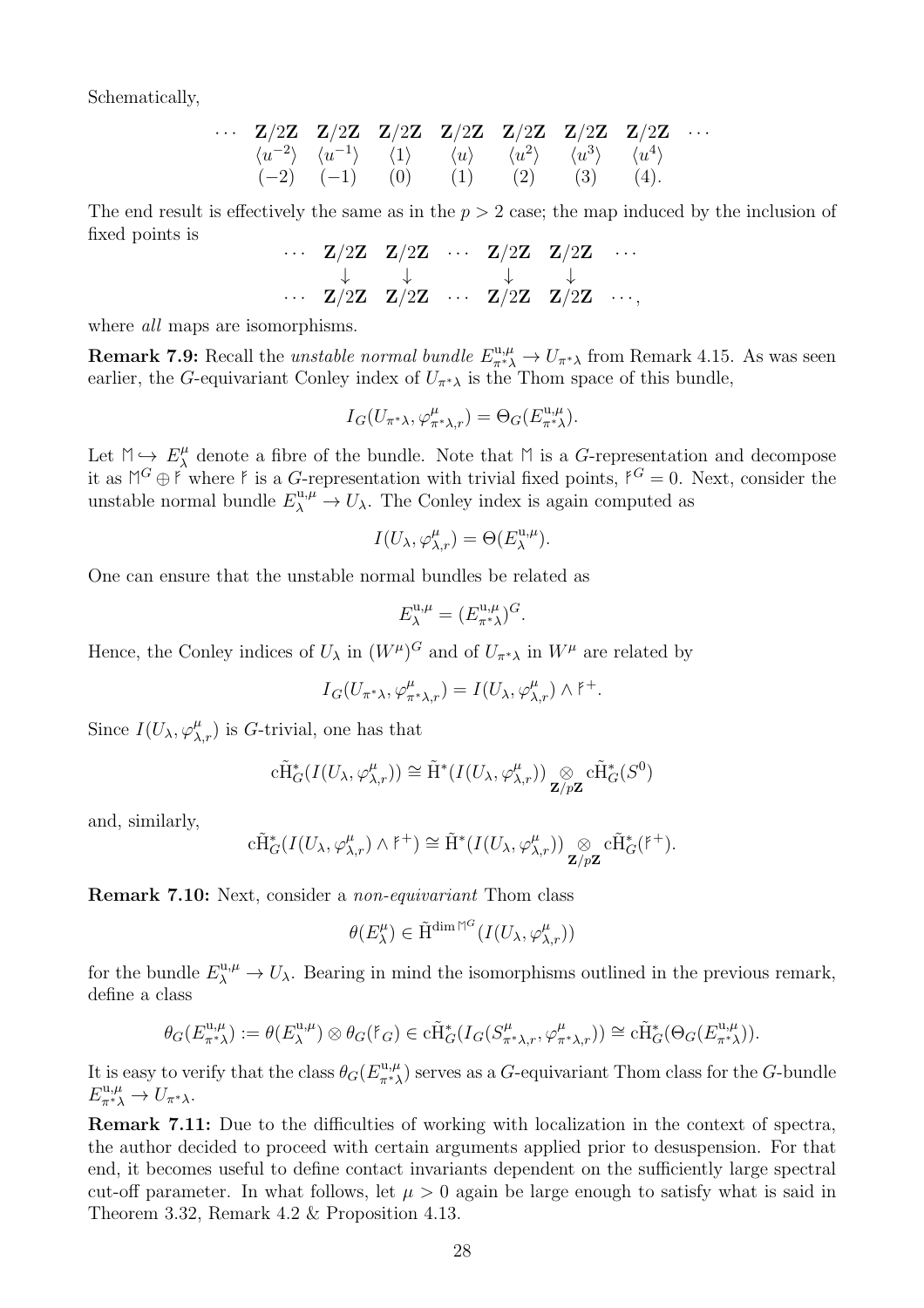Schematically,

$$\begin{array}{cccccccccc} \cdots & \mathbf{Z}/2\mathbf{Z} & \mathbf{Z}/2\mathbf{Z} & \mathbf{Z}/2\mathbf{Z} & \mathbf{Z}/2\mathbf{Z} & \mathbf{Z}/2\mathbf{Z} & \mathbf{Z}/2\mathbf{Z} & \mathbf{Z}/2\mathbf{Z} & \cdots \\ & \langle u^{-2}\rangle & \langle u^{-1}\rangle & \langle 1\rangle & \langle u\rangle & \langle u^{2}\rangle & \langle u^{3}\rangle & \langle u^{4}\rangle & \\ & (-2) & (-1) & (0) & (1) & (2) & (3) & (4). & \end{array}$$

The end result is effectively the same as in the $p > 2$ case; the map induced by the inclusion of fixed points is

$$\begin{array}{cccccccc} \cdots & \mathbf{Z}/2\mathbf{Z} & \mathbf{Z}/2\mathbf{Z} & \cdots & \mathbf{Z}/2\mathbf{Z} & \mathbf{Z}/2\mathbf{Z} & \cdots \\ & \downarrow & \downarrow & & \downarrow & \downarrow & \\ \cdots & \mathbf{Z}/2\mathbf{Z} & \mathbf{Z}/2\mathbf{Z} & \cdots & \mathbf{Z}/2\mathbf{Z} & \mathbf{Z}/2\mathbf{Z} & \cdots, \end{array}$$

where *all* maps are isomorphisms.

**Remark 7.9:** Recall the *unstable normal bundle* $E^{\mathrm{u},\mu}_{\pi^*\lambda} \to U_{\pi^*\lambda}$ from Remark 4.15. As was seen earlier, the $G$-equivariant Conley index of $U_{\pi^*\lambda}$ is the Thom space of this bundle,

$$I_G(U_{\pi^*\lambda}, \varphi^{\mu}_{\pi^*\lambda,r}) = \Theta_G(E^{\mathrm{u},\mu}_{\pi^*\lambda}).$$

Let $\daleth \hookrightarrow E^{\mu}_{\lambda}$ denote a fibre of the bundle. Note that $\daleth$ is a $G$-representation and decompose it as $\daleth^G \oplus \digamma$ where $\digamma$ is a $G$-representation with trivial fixed points, $\digamma^G = 0$. Next, consider the unstable normal bundle $E^{\mathrm{u},\mu}_{\lambda} \to U_{\lambda}$. The Conley index is again computed as

$$I(U_{\lambda}, \varphi^{\mu}_{\lambda,r}) = \Theta(E^{\mathrm{u},\mu}_{\lambda}).$$

One can ensure that the unstable normal bundles be related as

$$E^{\mathrm{u},\mu}_{\lambda} = (E^{\mathrm{u},\mu}_{\pi^*\lambda})^G.$$

Hence, the Conley indices of $U_{\lambda}$ in $(W^{\mu})^G$ and of $U_{\pi^*\lambda}$ in $W^{\mu}$ are related by

$$I_G(U_{\pi^*\lambda}, \varphi^{\mu}_{\pi^*\lambda,r}) = I(U_{\lambda}, \varphi^{\mu}_{\lambda,r}) \wedge \digamma^{+}.$$

Since $I(U_{\lambda}, \varphi^{\mu}_{\lambda,r})$ is $G$-trivial, one has that

$$\mathrm{c}\tilde{\mathrm{H}}^*_G(I(U_{\lambda}, \varphi^{\mu}_{\lambda,r})) \cong \tilde{\mathrm{H}}^*(I(U_{\lambda}, \varphi^{\mu}_{\lambda,r})) \underset{\mathbf{Z}/p\mathbf{Z}}{\otimes} \mathrm{c}\tilde{\mathrm{H}}^*_G(S^0)$$

and, similarly,

$$\mathrm{c}\tilde{\mathrm{H}}^*_G(I(U_{\lambda}, \varphi^{\mu}_{\lambda,r}) \wedge \digamma^{+}) \cong \tilde{\mathrm{H}}^*(I(U_{\lambda}, \varphi^{\mu}_{\lambda,r})) \underset{\mathbf{Z}/p\mathbf{Z}}{\otimes} \mathrm{c}\tilde{\mathrm{H}}^*_G(\digamma^{+}).$$

**Remark 7.10:** Next, consider a *non-equivariant* Thom class

$$\theta(E^{\mu}_{\lambda}) \in \tilde{\mathrm{H}}^{\dim \daleth^G}(I(U_{\lambda}, \varphi^{\mu}_{\lambda,r}))$$

for the bundle $E^{\mathrm{u},\mu}_{\lambda} \to U_{\lambda}$. Bearing in mind the isomorphisms outlined in the previous remark, define a class

$$\theta_G(E^{\mathrm{u},\mu}_{\pi^*\lambda}) := \theta(E^{\mathrm{u},\mu}_{\lambda}) \otimes \theta_G(\digamma_G) \in \mathrm{c}\tilde{\mathrm{H}}^*_G(I_G(S^{\mu}_{\pi^*\lambda,r}, \varphi^{\mu}_{\pi^*\lambda,r})) \cong \mathrm{c}\tilde{\mathrm{H}}^*_G(\Theta_G(E^{\mathrm{u},\mu}_{\pi^*\lambda})).$$

It is easy to verify that the class $\theta_G(E^{\mathrm{u},\mu}_{\pi^*\lambda})$ serves as a $G$-equivariant Thom class for the $G$-bundle $E^{\mathrm{u},\mu}_{\pi^*\lambda} \to U_{\pi^*\lambda}$.

**Remark 7.11:** Due to the difficulties of working with localization in the context of spectra, the author decided to proceed with certain arguments applied prior to desuspension. For that end, it becomes useful to define contact invariants dependent on the sufficiently large spectral cut-off parameter. In what follows, let $\mu > 0$ again be large enough to satisfy what is said in Theorem 3.32, Remark 4.2 & Proposition 4.13.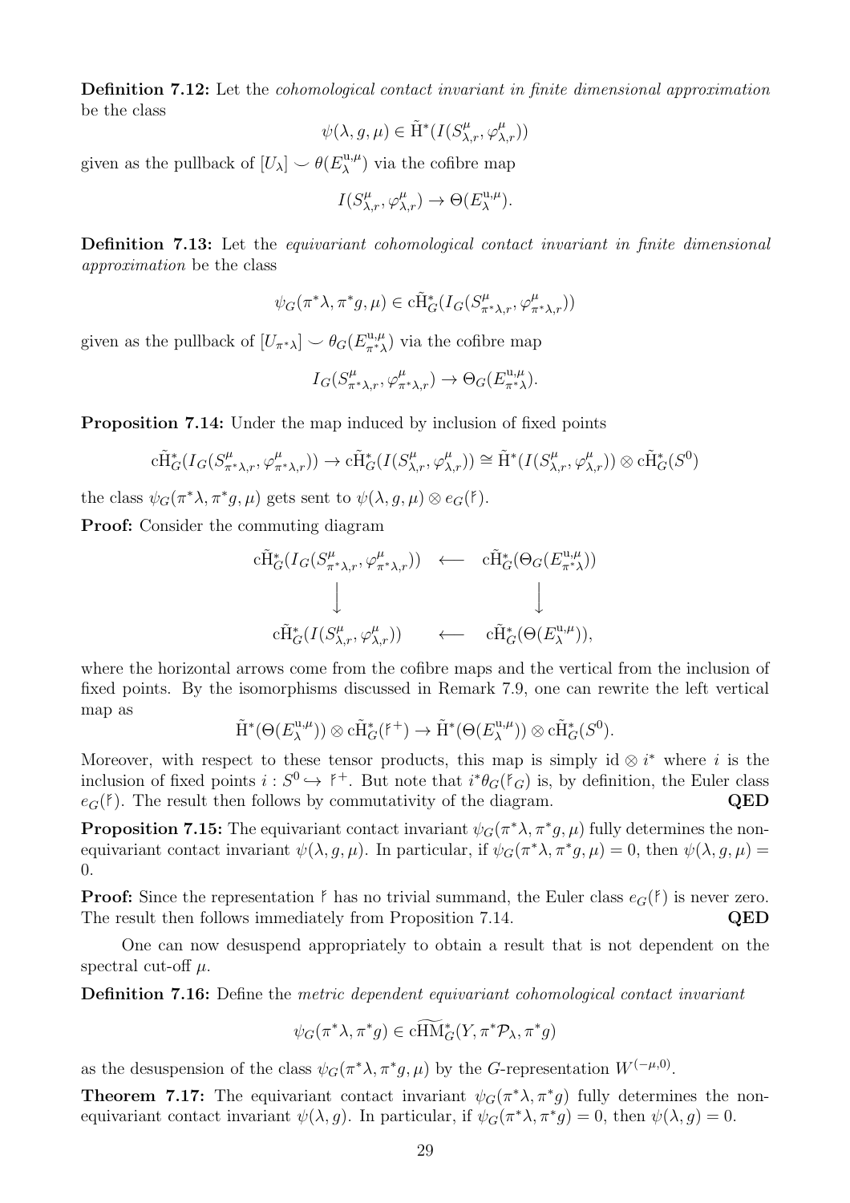**Definition 7.12:** Let the *cohomological contact invariant in finite dimensional approximation* be the class

$$\psi(\lambda, g, \mu) \in \tilde{\mathrm{H}}^*(I(S^{\mu}_{\lambda,r}, \varphi^{\mu}_{\lambda,r}))$$

given as the pullback of $[U_\lambda] \smile \theta(E^{\mathrm{u},\mu}_{\lambda})$ via the cofibre map

$$I(S^{\mu}_{\lambda,r}, \varphi^{\mu}_{\lambda,r}) \to \Theta(E^{\mathrm{u},\mu}_{\lambda}).$$

**Definition 7.13:** Let the *equivariant cohomological contact invariant in finite dimensional approximation* be the class

$$\psi_G(\pi^*\lambda, \pi^*g, \mu) \in \mathrm{c}\tilde{\mathrm{H}}^*_G(I_G(S^{\mu}_{\pi^*\lambda,r}, \varphi^{\mu}_{\pi^*\lambda,r}))$$

given as the pullback of $[U_{\pi^*\lambda}] \smile \theta_G(E^{\mathrm{u},\mu}_{\pi^*\lambda})$ via the cofibre map

$$I_G(S^{\mu}_{\pi^*\lambda,r}, \varphi^{\mu}_{\pi^*\lambda,r}) \to \Theta_G(E^{\mathrm{u},\mu}_{\pi^*\lambda}).$$

**Proposition 7.14:** Under the map induced by inclusion of fixed points

$$\mathrm{c}\tilde{\mathrm{H}}^*_G(I_G(S^{\mu}_{\pi^*\lambda,r}, \varphi^{\mu}_{\pi^*\lambda,r})) \to \mathrm{c}\tilde{\mathrm{H}}^*_G(I(S^{\mu}_{\lambda,r}, \varphi^{\mu}_{\lambda,r})) \cong \tilde{\mathrm{H}}^*(I(S^{\mu}_{\lambda,r}, \varphi^{\mu}_{\lambda,r})) \otimes \mathrm{c}\tilde{\mathrm{H}}^*_G(S^0)$$

the class $\psi_G(\pi^*\lambda, \pi^*g, \mu)$ gets sent to $\psi(\lambda, g, \mu) \otimes e_G(\mathfrak{k})$.

**Proof:** Consider the commuting diagram

$$\begin{array}{ccc}
\mathrm{c}\tilde{\mathrm{H}}^*_G(I_G(S^{\mu}_{\pi^*\lambda,r}, \varphi^{\mu}_{\pi^*\lambda,r})) & \longleftarrow & \mathrm{c}\tilde{\mathrm{H}}^*_G(\Theta_G(E^{\mathrm{u},\mu}_{\pi^*\lambda})) \\
\Big\downarrow & & \Big\downarrow \\
\mathrm{c}\tilde{\mathrm{H}}^*_G(I(S^{\mu}_{\lambda,r}, \varphi^{\mu}_{\lambda,r})) & \longleftarrow & \mathrm{c}\tilde{\mathrm{H}}^*_G(\Theta(E^{\mathrm{u},\mu}_{\lambda})),
\end{array}$$

where the horizontal arrows come from the cofibre maps and the vertical from the inclusion of fixed points. By the isomorphisms discussed in Remark 7.9, one can rewrite the left vertical map as

$$\tilde{\mathrm{H}}^*(\Theta(E^{\mathrm{u},\mu}_{\lambda})) \otimes \mathrm{c}\tilde{\mathrm{H}}^*_G(\mathfrak{k}^+) \to \tilde{\mathrm{H}}^*(\Theta(E^{\mathrm{u},\mu}_{\lambda})) \otimes \mathrm{c}\tilde{\mathrm{H}}^*_G(S^0).$$

Moreover, with respect to these tensor products, this map is simply $\mathrm{id} \otimes i^*$ where $i$ is the inclusion of fixed points $i : S^0 \hookrightarrow \mathfrak{k}^+$. But note that $i^*\theta_G(\mathfrak{k}_G)$ is, by definition, the Euler class $e_G(\mathfrak{k})$. The result then follows by commutativity of the diagram. **QED**

**Proposition 7.15:** The equivariant contact invariant $\psi_G(\pi^*\lambda, \pi^*g, \mu)$ fully determines the non-equivariant contact invariant $\psi(\lambda, g, \mu)$. In particular, if $\psi_G(\pi^*\lambda, \pi^*g, \mu) = 0$, then $\psi(\lambda, g, \mu) = 0$.

**Proof:** Since the representation $\mathfrak{k}$ has no trivial summand, the Euler class $e_G(\mathfrak{k})$ is never zero. The result then follows immediately from Proposition 7.14. **QED**

One can now desuspend appropriately to obtain a result that is not dependent on the spectral cut-off $\mu$.

**Definition 7.16:** Define the *metric dependent equivariant cohomological contact invariant*

$$\psi_G(\pi^*\lambda, \pi^*g) \in \mathrm{c}\widetilde{\mathrm{HM}}^*_G(Y, \pi^*\mathcal{P}_\lambda, \pi^*g)$$

as the desuspension of the class $\psi_G(\pi^*\lambda, \pi^*g, \mu)$ by the $G$-representation $W^{(-\mu,0)}$.

**Theorem 7.17:** The equivariant contact invariant $\psi_G(\pi^*\lambda, \pi^*g)$ fully determines the non-equivariant contact invariant $\psi(\lambda, g)$. In particular, if $\psi_G(\pi^*\lambda, \pi^*g) = 0$, then $\psi(\lambda, g) = 0$.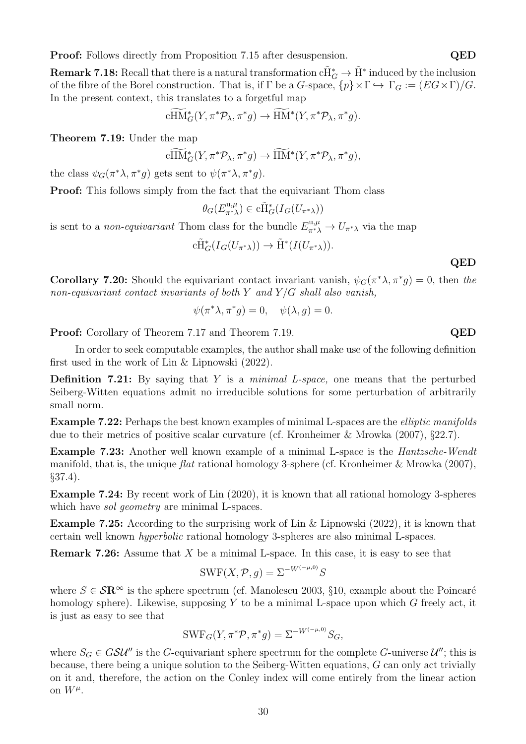**Proof:** Follows directly from Proposition 7.15 after desuspension. **QED**

**Remark 7.18:** Recall that there is a natural transformation $\mathrm{c}\tilde{\mathrm{H}}^*_G \to \tilde{\mathrm{H}}^*$ induced by the inclusion of the fibre of the Borel construction. That is, if $\Gamma$ be a $G$-space, $\{p\} \times \Gamma \hookrightarrow \Gamma_G := (EG \times \Gamma)/G$. In the present context, this translates to a forgetful map

$$\mathrm{c}\widetilde{\mathrm{HM}}^*_G(Y, \pi^*\mathcal{P}_\lambda, \pi^* g) \to \widetilde{\mathrm{HM}}^*(Y, \pi^*\mathcal{P}_\lambda, \pi^* g).$$

**Theorem 7.19:** Under the map

$$\mathrm{c}\widetilde{\mathrm{HM}}^*_G(Y, \pi^*\mathcal{P}_\lambda, \pi^* g) \to \widetilde{\mathrm{HM}}^*(Y, \pi^*\mathcal{P}_\lambda, \pi^* g),$$

the class $\psi_G(\pi^*\lambda, \pi^* g)$ gets sent to $\psi(\pi^*\lambda, \pi^* g)$.

**Proof:** This follows simply from the fact that the equivariant Thom class

$$\theta_G(E^{\mathrm{u},\mu}_{\pi^*\lambda}) \in \mathrm{c}\tilde{\mathrm{H}}^*_G(I_G(U_{\pi^*\lambda}))$$

is sent to a *non-equivariant* Thom class for the bundle $E^{\mathrm{u},\mu}_{\pi^*\lambda} \to U_{\pi^*\lambda}$ via the map

$$\mathrm{c}\tilde{\mathrm{H}}^*_G(I_G(U_{\pi^*\lambda})) \to \tilde{\mathrm{H}}^*(I(U_{\pi^*\lambda})).$$

**QED**

**Corollary 7.20:** Should the equivariant contact invariant vanish, $\psi_G(\pi^*\lambda, \pi^* g) = 0$, then *the non-equivariant contact invariants of both $Y$ and $Y/G$ shall also vanish,*

$$\psi(\pi^*\lambda, \pi^* g) = 0, \quad \psi(\lambda, g) = 0.$$

**Proof:** Corollary of Theorem 7.17 and Theorem 7.19. **QED**

In order to seek computable examples, the author shall make use of the following definition first used in the work of Lin & Lipnowski (2022).

**Definition 7.21:** By saying that $Y$ is a *minimal L-space,* one means that the perturbed Seiberg-Witten equations admit no irreducible solutions for some perturbation of arbitrarily small norm.

**Example 7.22:** Perhaps the best known examples of minimal L-spaces are the *elliptic manifolds* due to their metrics of positive scalar curvature (cf. Kronheimer & Mrowka (2007), §22.7).

**Example 7.23:** Another well known example of a minimal L-space is the *Hantzsche-Wendt* manifold, that is, the unique *flat* rational homology 3-sphere (cf. Kronheimer & Mrowka (2007), §37.4).

**Example 7.24:** By recent work of Lin (2020), it is known that all rational homology 3-spheres which have *sol geometry* are minimal L-spaces.

**Example 7.25:** According to the surprising work of Lin & Lipnowski (2022), it is known that certain well known *hyperbolic* rational homology 3-spheres are also minimal L-spaces.

**Remark 7.26:** Assume that $X$ be a minimal L-space. In this case, it is easy to see that

$$\mathrm{SWF}(X, \mathcal{P}, g) = \Sigma^{-W^{(-\mu,0)}} S$$

where $S \in \mathcal{S}\mathbf{R}^\infty$ is the sphere spectrum (cf. Manolescu 2003, §10, example about the Poincaré homology sphere). Likewise, supposing $Y$ to be a minimal L-space upon which $G$ freely act, it is just as easy to see that

$$\mathrm{SWF}_G(Y, \pi^*\mathcal{P}, \pi^* g) = \Sigma^{-W^{(-\mu,0)}} S_G,$$

where $S_G \in G\mathcal{SU}''$ is the $G$-equivariant sphere spectrum for the complete $G$-universe $\mathcal{U}''$; this is because, there being a unique solution to the Seiberg-Witten equations, $G$ can only act trivially on it and, therefore, the action on the Conley index will come entirely from the linear action on $W^\mu$.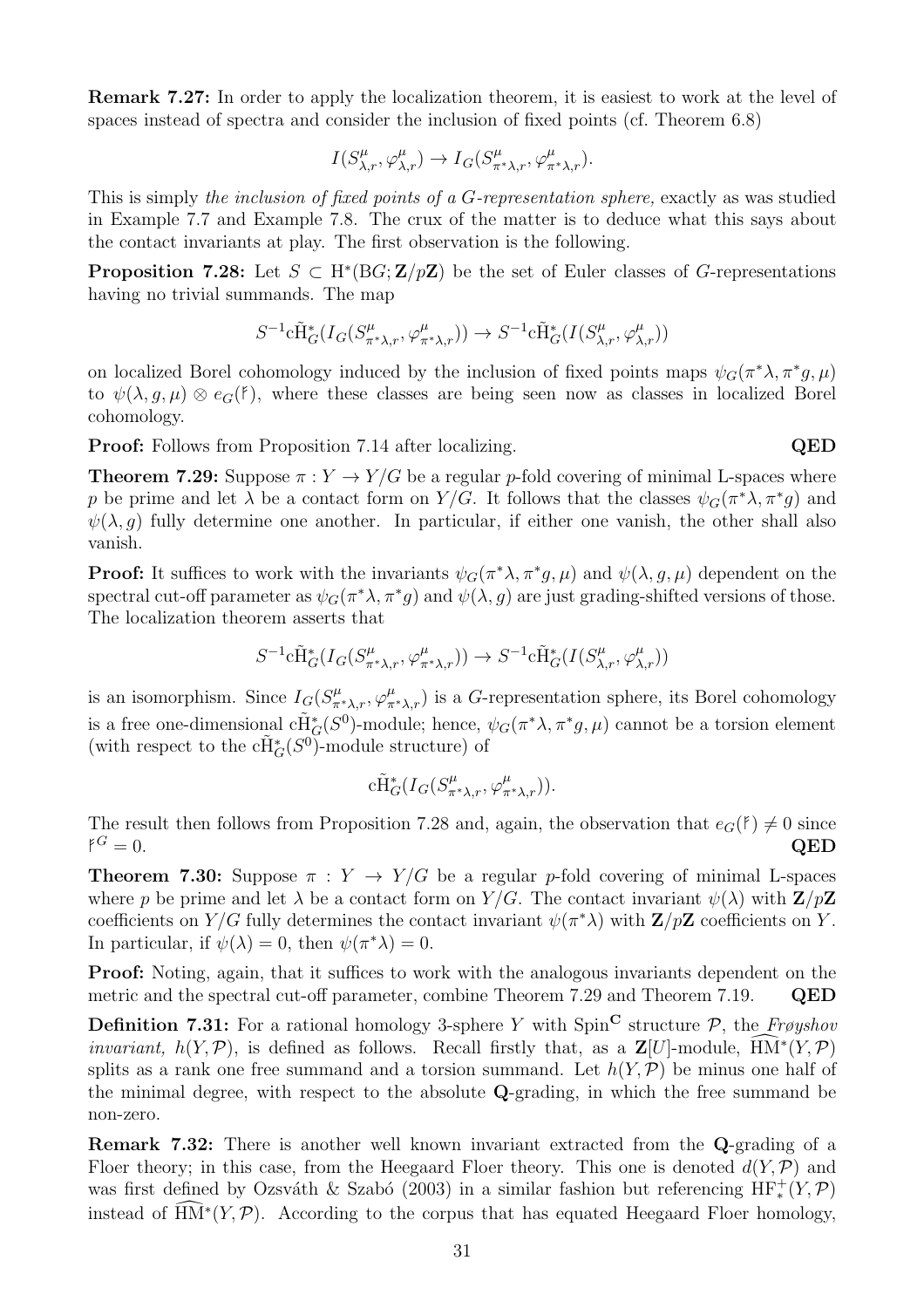**Remark 7.27:** In order to apply the localization theorem, it is easiest to work at the level of spaces instead of spectra and consider the inclusion of fixed points (cf. Theorem 6.8)

$$I(S^{\mu}_{\lambda,r}, \varphi^{\mu}_{\lambda,r}) \to I_G(S^{\mu}_{\pi^*\lambda,r}, \varphi^{\mu}_{\pi^*\lambda,r}).$$

This is simply *the inclusion of fixed points of a G-representation sphere,* exactly as was studied in Example 7.7 and Example 7.8. The crux of the matter is to deduce what this says about the contact invariants at play. The first observation is the following.

**Proposition 7.28:** Let $S \subset \mathrm{H}^*(\mathrm{B}G; \mathbf{Z}/p\mathbf{Z})$ be the set of Euler classes of $G$-representations having no trivial summands. The map

$$S^{-1}\mathrm{c}\tilde{\mathrm{H}}^*_G(I_G(S^{\mu}_{\pi^*\lambda,r}, \varphi^{\mu}_{\pi^*\lambda,r})) \to S^{-1}\mathrm{c}\tilde{\mathrm{H}}^*_G(I(S^{\mu}_{\lambda,r}, \varphi^{\mu}_{\lambda,r}))$$

on localized Borel cohomology induced by the inclusion of fixed points maps $\psi_G(\pi^*\lambda, \pi^*g, \mu)$ to $\psi(\lambda, g, \mu) \otimes e_G(\mathfrak{k})$, where these classes are being seen now as classes in localized Borel cohomology.

**Proof:** Follows from Proposition 7.14 after localizing. **QED**

**Theorem 7.29:** Suppose $\pi : Y \to Y/G$ be a regular $p$-fold covering of minimal L-spaces where $p$ be prime and let $\lambda$ be a contact form on $Y/G$. It follows that the classes $\psi_G(\pi^*\lambda, \pi^*g)$ and $\psi(\lambda, g)$ fully determine one another. In particular, if either one vanish, the other shall also vanish.

**Proof:** It suffices to work with the invariants $\psi_G(\pi^*\lambda, \pi^*g, \mu)$ and $\psi(\lambda, g, \mu)$ dependent on the spectral cut-off parameter as $\psi_G(\pi^*\lambda, \pi^*g)$ and $\psi(\lambda, g)$ are just grading-shifted versions of those. The localization theorem asserts that

$$S^{-1}\mathrm{c}\tilde{\mathrm{H}}^*_G(I_G(S^{\mu}_{\pi^*\lambda,r}, \varphi^{\mu}_{\pi^*\lambda,r})) \to S^{-1}\mathrm{c}\tilde{\mathrm{H}}^*_G(I(S^{\mu}_{\lambda,r}, \varphi^{\mu}_{\lambda,r}))$$

is an isomorphism. Since $I_G(S^{\mu}_{\pi^*\lambda,r}, \varphi^{\mu}_{\pi^*\lambda,r})$ is a $G$-representation sphere, its Borel cohomology is a free one-dimensional $\mathrm{c}\tilde{\mathrm{H}}^*_G(S^0)$-module; hence, $\psi_G(\pi^*\lambda, \pi^*g, \mu)$ cannot be a torsion element (with respect to the $\mathrm{c}\tilde{\mathrm{H}}^*_G(S^0)$-module structure) of

$$\mathrm{c}\tilde{\mathrm{H}}^*_G(I_G(S^{\mu}_{\pi^*\lambda,r}, \varphi^{\mu}_{\pi^*\lambda,r})).$$

The result then follows from Proposition 7.28 and, again, the observation that $e_G(\mathfrak{k}) \neq 0$ since $\mathfrak{k}^G = 0$. **QED**

**Theorem 7.30:** Suppose $\pi : Y \to Y/G$ be a regular $p$-fold covering of minimal L-spaces where $p$ be prime and let $\lambda$ be a contact form on $Y/G$. The contact invariant $\psi(\lambda)$ with $\mathbf{Z}/p\mathbf{Z}$ coefficients on $Y/G$ fully determines the contact invariant $\psi(\pi^*\lambda)$ with $\mathbf{Z}/p\mathbf{Z}$ coefficients on $Y$. In particular, if $\psi(\lambda) = 0$, then $\psi(\pi^*\lambda) = 0$.

**Proof:** Noting, again, that it suffices to work with the analogous invariants dependent on the metric and the spectral cut-off parameter, combine Theorem 7.29 and Theorem 7.19. **QED**

**Definition 7.31:** For a rational homology 3-sphere $Y$ with $\mathrm{Spin}^{\mathbf{C}}$ structure $\mathcal{P}$, the *Frøyshov invariant,* $h(Y, \mathcal{P})$, is defined as follows. Recall firstly that, as a $\mathbf{Z}[U]$-module, $\widehat{\mathrm{HM}}^*(Y, \mathcal{P})$ splits as a rank one free summand and a torsion summand. Let $h(Y, \mathcal{P})$ be minus one half of the minimal degree, with respect to the absolute $\mathbf{Q}$-grading, in which the free summand be non-zero.

**Remark 7.32:** There is another well known invariant extracted from the $\mathbf{Q}$-grading of a Floer theory; in this case, from the Heegaard Floer theory. This one is denoted $d(Y, \mathcal{P})$ and was first defined by Ozsváth & Szabó (2003) in a similar fashion but referencing $\mathrm{HF}^+_*(Y, \mathcal{P})$ instead of $\widehat{\mathrm{HM}}^*(Y, \mathcal{P})$. According to the corpus that has equated Heegaard Floer homology,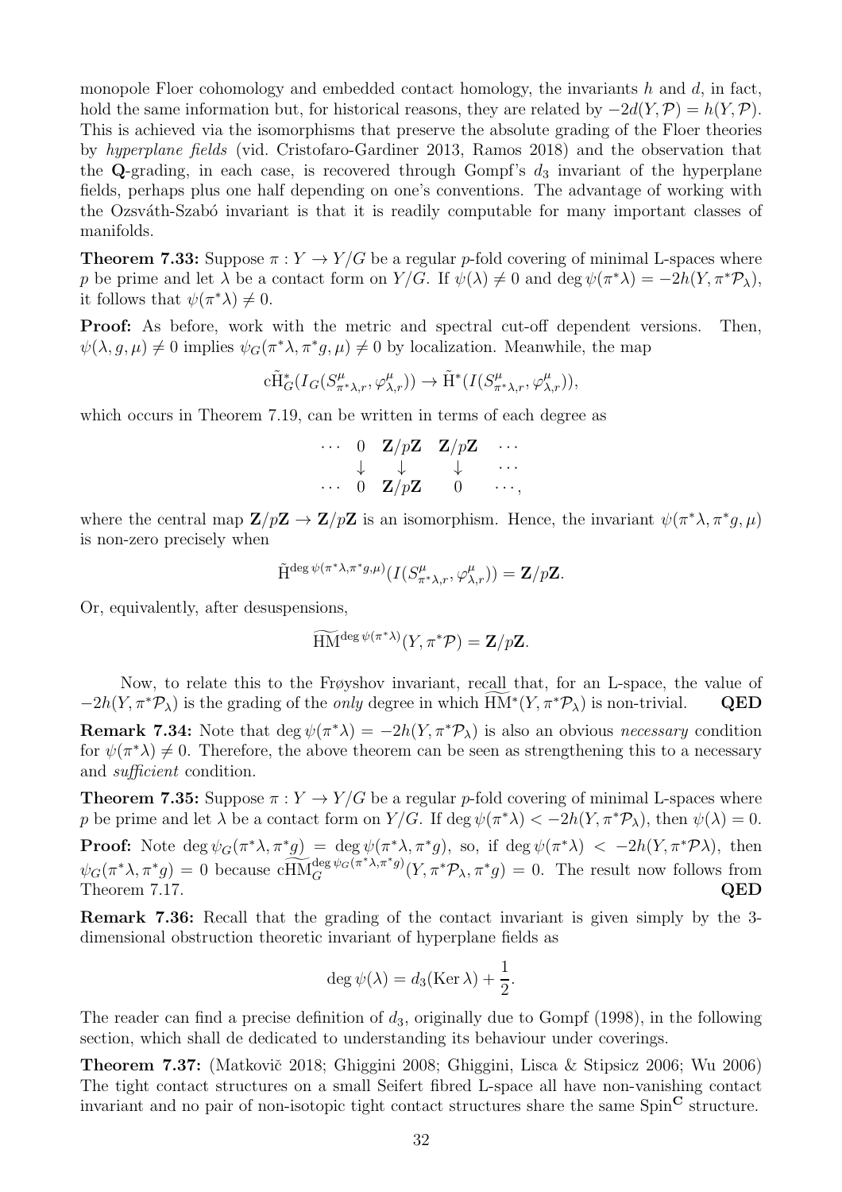monopole Floer cohomology and embedded contact homology, the invariants $h$ and $d$, in fact, hold the same information but, for historical reasons, they are related by $-2d(Y,\mathcal{P}) = h(Y,\mathcal{P})$. This is achieved via the isomorphisms that preserve the absolute grading of the Floer theories by *hyperplane fields* (vid. Cristofaro-Gardiner 2013, Ramos 2018) and the observation that the $\mathbf{Q}$-grading, in each case, is recovered through Gompf's $d_3$ invariant of the hyperplane fields, perhaps plus one half depending on one's conventions. The advantage of working with the Ozsváth-Szabó invariant is that it is readily computable for many important classes of manifolds.

**Theorem 7.33:** Suppose $\pi : Y \to Y/G$ be a regular $p$-fold covering of minimal L-spaces where $p$ be prime and let $\lambda$ be a contact form on $Y/G$. If $\psi(\lambda) \neq 0$ and $\deg \psi(\pi^*\lambda) = -2h(Y, \pi^*\mathcal{P}_\lambda)$, it follows that $\psi(\pi^*\lambda) \neq 0$.

**Proof:** As before, work with the metric and spectral cut-off dependent versions. Then, $\psi(\lambda, g, \mu) \neq 0$ implies $\psi_G(\pi^*\lambda, \pi^*g, \mu) \neq 0$ by localization. Meanwhile, the map

$$\mathrm{c}\tilde{\mathrm{H}}^*_G(I_G(S^\mu_{\pi^*\lambda,r}, \varphi^\mu_{\lambda,r})) \to \tilde{\mathrm{H}}^*(I(S^\mu_{\pi^*\lambda,r}, \varphi^\mu_{\lambda,r})),$$

which occurs in Theorem 7.19, can be written in terms of each degree as

$$\begin{array}{cccccc} \cdots & 0 & \mathbf{Z}/p\mathbf{Z} & \mathbf{Z}/p\mathbf{Z} & \cdots \\ & \downarrow & \downarrow & \downarrow & \cdots \\ \cdots & 0 & \mathbf{Z}/p\mathbf{Z} & 0 & \cdots, \end{array}$$

where the central map $\mathbf{Z}/p\mathbf{Z} \to \mathbf{Z}/p\mathbf{Z}$ is an isomorphism. Hence, the invariant $\psi(\pi^*\lambda, \pi^*g, \mu)$ is non-zero precisely when

$$\tilde{\mathrm{H}}^{\deg \psi(\pi^*\lambda, \pi^*g, \mu)}(I(S^\mu_{\pi^*\lambda,r}, \varphi^\mu_{\lambda,r})) = \mathbf{Z}/p\mathbf{Z}.$$

Or, equivalently, after desuspensions,

$$\widetilde{\mathrm{HM}}^{\deg \psi(\pi^*\lambda)}(Y, \pi^*\mathcal{P}) = \mathbf{Z}/p\mathbf{Z}.$$

Now, to relate this to the Frøyshov invariant, recall that, for an L-space, the value of $-2h(Y, \pi^*\mathcal{P}_\lambda)$ is the grading of the *only* degree in which $\widetilde{\mathrm{HM}}^*(Y, \pi^*\mathcal{P}_\lambda)$ is non-trivial. **QED**

**Remark 7.34:** Note that $\deg \psi(\pi^*\lambda) = -2h(Y, \pi^*\mathcal{P}_\lambda)$ is also an obvious *necessary* condition for $\psi(\pi^*\lambda) \neq 0$. Therefore, the above theorem can be seen as strengthening this to a necessary and *sufficient* condition.

**Theorem 7.35:** Suppose $\pi : Y \to Y/G$ be a regular $p$-fold covering of minimal L-spaces where $p$ be prime and let $\lambda$ be a contact form on $Y/G$. If $\deg \psi(\pi^*\lambda) < -2h(Y, \pi^*\mathcal{P}_\lambda)$, then $\psi(\lambda) = 0$.

**Proof:** Note $\deg \psi_G(\pi^*\lambda, \pi^*g) = \deg \psi(\pi^*\lambda, \pi^*g)$, so, if $\deg \psi(\pi^*\lambda) < -2h(Y, \pi^*\mathcal{P}\lambda)$, then $\psi_G(\pi^*\lambda, \pi^*g) = 0$ because $\widetilde{\mathrm{cHM}}_G^{\deg \psi_G(\pi^*\lambda, \pi^*g)}(Y, \pi^*\mathcal{P}_\lambda, \pi^*g) = 0$. The result now follows from Theorem 7.17. **QED**

**Remark 7.36:** Recall that the grading of the contact invariant is given simply by the 3-dimensional obstruction theoretic invariant of hyperplane fields as

$$\deg \psi(\lambda) = d_3(\mathrm{Ker}\, \lambda) + \frac{1}{2}.$$

The reader can find a precise definition of $d_3$, originally due to Gompf (1998), in the following section, which shall de dedicated to understanding its behaviour under coverings.

**Theorem 7.37:** (Matkovič 2018; Ghiggini 2008; Ghiggini, Lisca & Stipsicz 2006; Wu 2006) The tight contact structures on a small Seifert fibred L-space all have non-vanishing contact invariant and no pair of non-isotopic tight contact structures share the same $\mathrm{Spin}^{\mathbf{C}}$ structure.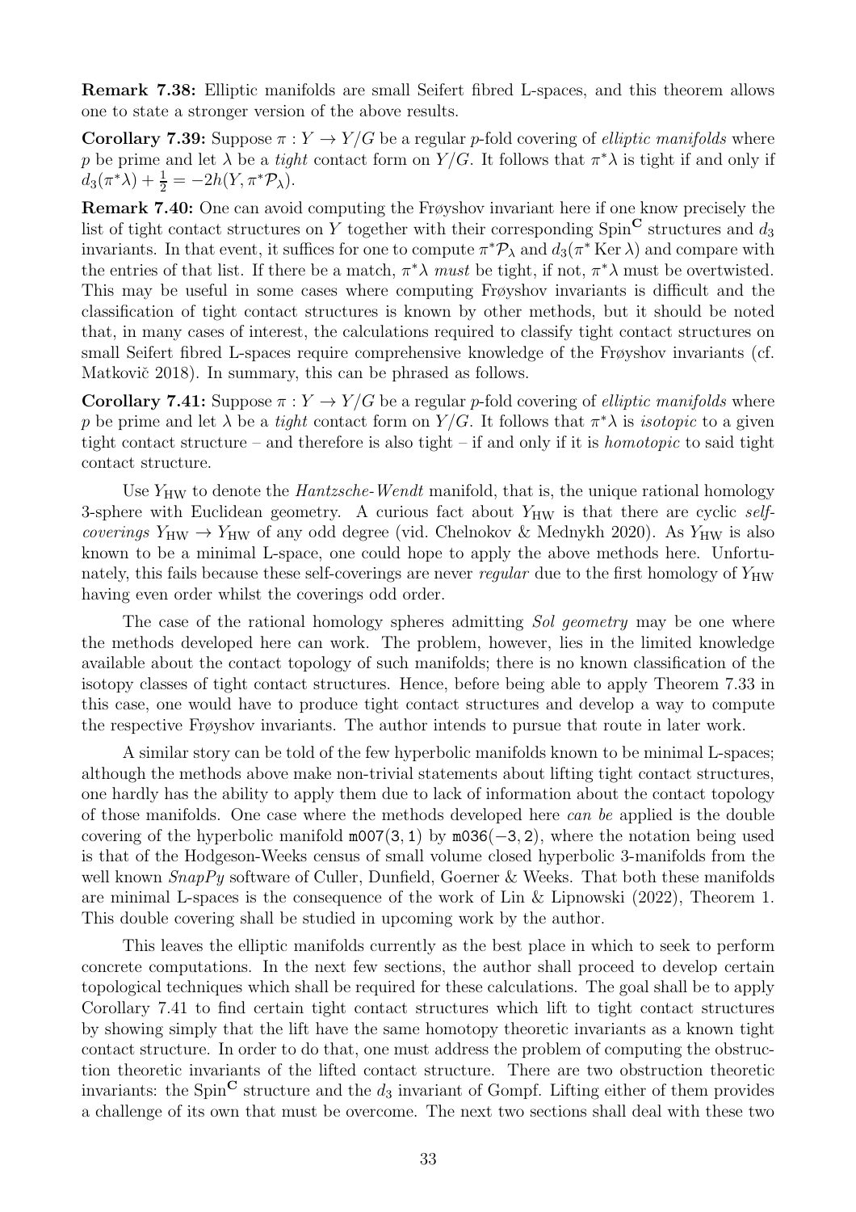**Remark 7.38:** Elliptic manifolds are small Seifert fibred L-spaces, and this theorem allows one to state a stronger version of the above results.

**Corollary 7.39:** Suppose $\pi : Y \to Y/G$ be a regular $p$-fold covering of *elliptic manifolds* where $p$ be prime and let $\lambda$ be a *tight* contact form on $Y/G$. It follows that $\pi^*\lambda$ is tight if and only if $d_3(\pi^*\lambda) + \frac{1}{2} = -2h(Y, \pi^*\mathcal{P}_\lambda)$.

**Remark 7.40:** One can avoid computing the Frøyshov invariant here if one know precisely the list of tight contact structures on $Y$ together with their corresponding $\mathrm{Spin}^{\mathbf{C}}$ structures and $d_3$ invariants. In that event, it suffices for one to compute $\pi^*\mathcal{P}_\lambda$ and $d_3(\pi^* \operatorname{Ker} \lambda)$ and compare with the entries of that list. If there be a match, $\pi^*\lambda$ *must* be tight, if not, $\pi^*\lambda$ must be overtwisted. This may be useful in some cases where computing Frøyshov invariants is difficult and the classification of tight contact structures is known by other methods, but it should be noted that, in many cases of interest, the calculations required to classify tight contact structures on small Seifert fibred L-spaces require comprehensive knowledge of the Frøyshov invariants (cf. Matkovič 2018). In summary, this can be phrased as follows.

**Corollary 7.41:** Suppose $\pi : Y \to Y/G$ be a regular $p$-fold covering of *elliptic manifolds* where $p$ be prime and let $\lambda$ be a *tight* contact form on $Y/G$. It follows that $\pi^*\lambda$ is *isotopic* to a given tight contact structure – and therefore is also tight – if and only if it is *homotopic* to said tight contact structure.

Use $Y_{\mathrm{HW}}$ to denote the *Hantzsche-Wendt* manifold, that is, the unique rational homology 3-sphere with Euclidean geometry. A curious fact about $Y_{\mathrm{HW}}$ is that there are cyclic *self-coverings* $Y_{\mathrm{HW}} \to Y_{\mathrm{HW}}$ of any odd degree (vid. Chelnokov & Mednykh 2020). As $Y_{\mathrm{HW}}$ is also known to be a minimal L-space, one could hope to apply the above methods here. Unfortunately, this fails because these self-coverings are never *regular* due to the first homology of $Y_{\mathrm{HW}}$ having even order whilst the coverings odd order.

The case of the rational homology spheres admitting *Sol geometry* may be one where the methods developed here can work. The problem, however, lies in the limited knowledge available about the contact topology of such manifolds; there is no known classification of the isotopy classes of tight contact structures. Hence, before being able to apply Theorem 7.33 in this case, one would have to produce tight contact structures and develop a way to compute the respective Frøyshov invariants. The author intends to pursue that route in later work.

A similar story can be told of the few hyperbolic manifolds known to be minimal L-spaces; although the methods above make non-trivial statements about lifting tight contact structures, one hardly has the ability to apply them due to lack of information about the contact topology of those manifolds. One case where the methods developed here *can be* applied is the double covering of the hyperbolic manifold `m007(3,1)` by `m036(−3,2)`, where the notation being used is that of the Hodgeson-Weeks census of small volume closed hyperbolic 3-manifolds from the well known *SnapPy* software of Culler, Dunfield, Goerner & Weeks. That both these manifolds are minimal L-spaces is the consequence of the work of Lin & Lipnowski (2022), Theorem 1. This double covering shall be studied in upcoming work by the author.

This leaves the elliptic manifolds currently as the best place in which to seek to perform concrete computations. In the next few sections, the author shall proceed to develop certain topological techniques which shall be required for these calculations. The goal shall be to apply Corollary 7.41 to find certain tight contact structures which lift to tight contact structures by showing simply that the lift have the same homotopy theoretic invariants as a known tight contact structure. In order to do that, one must address the problem of computing the obstruction theoretic invariants of the lifted contact structure. There are two obstruction theoretic invariants: the $\mathrm{Spin}^{\mathbf{C}}$ structure and the $d_3$ invariant of Gompf. Lifting either of them provides a challenge of its own that must be overcome. The next two sections shall deal with these two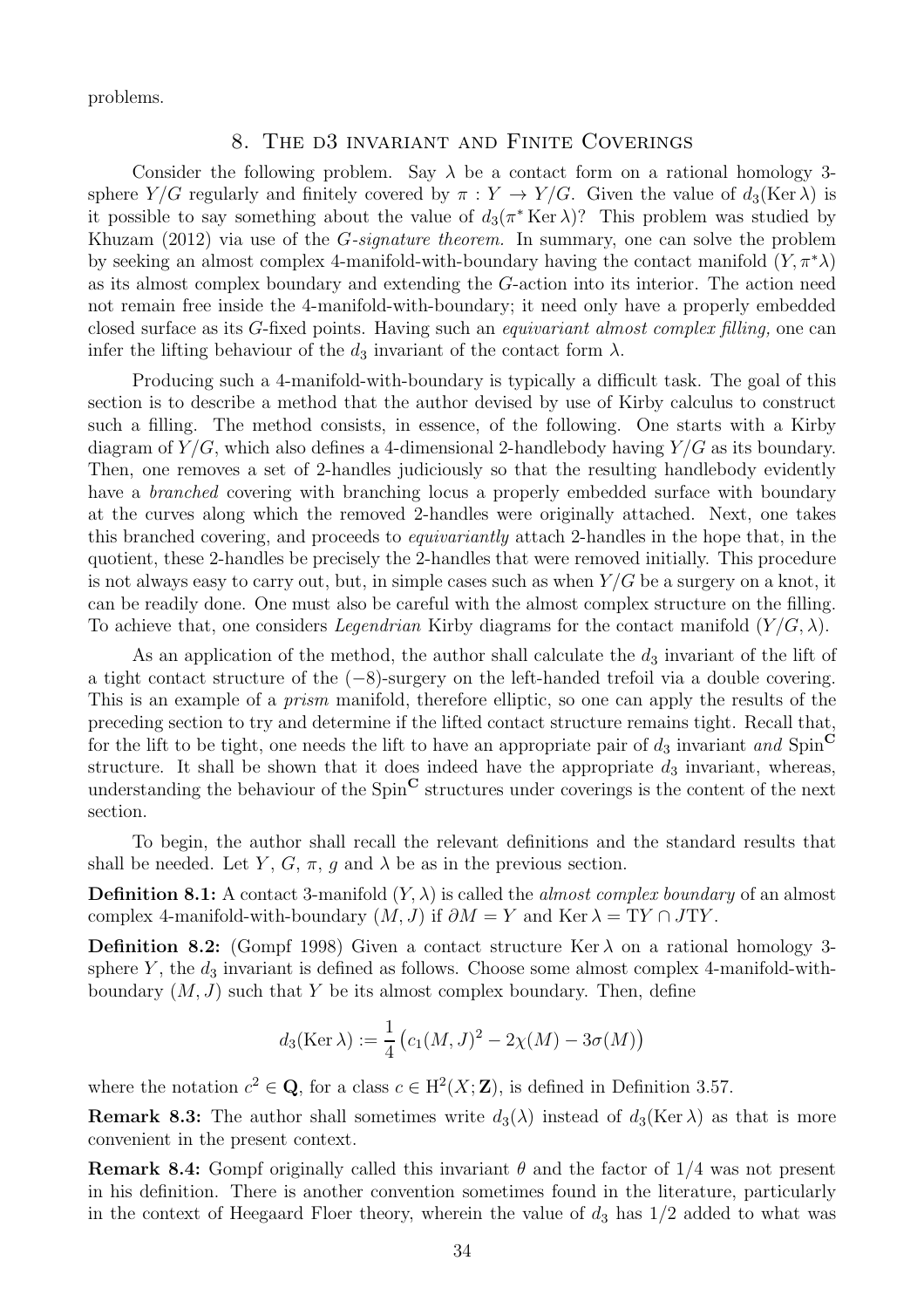problems.

## 8. The d3 invariant and Finite Coverings

Consider the following problem. Say $\lambda$ be a contact form on a rational homology 3-sphere $Y/G$ regularly and finitely covered by $\pi : Y \to Y/G$. Given the value of $d_3(\operatorname{Ker}\lambda)$ is it possible to say something about the value of $d_3(\pi^* \operatorname{Ker}\lambda)$? This problem was studied by Khuzam (2012) via use of the *G-signature theorem.* In summary, one can solve the problem by seeking an almost complex 4-manifold-with-boundary having the contact manifold $(Y, \pi^*\lambda)$ as its almost complex boundary and extending the $G$-action into its interior. The action need not remain free inside the 4-manifold-with-boundary; it need only have a properly embedded closed surface as its $G$-fixed points. Having such an *equivariant almost complex filling,* one can infer the lifting behaviour of the $d_3$ invariant of the contact form $\lambda$.

Producing such a 4-manifold-with-boundary is typically a difficult task. The goal of this section is to describe a method that the author devised by use of Kirby calculus to construct such a filling. The method consists, in essence, of the following. One starts with a Kirby diagram of $Y/G$, which also defines a 4-dimensional 2-handlebody having $Y/G$ as its boundary. Then, one removes a set of 2-handles judiciously so that the resulting handlebody evidently have a *branched* covering with branching locus a properly embedded surface with boundary at the curves along which the removed 2-handles were originally attached. Next, one takes this branched covering, and proceeds to *equivariantly* attach 2-handles in the hope that, in the quotient, these 2-handles be precisely the 2-handles that were removed initially. This procedure is not always easy to carry out, but, in simple cases such as when $Y/G$ be a surgery on a knot, it can be readily done. One must also be careful with the almost complex structure on the filling. To achieve that, one considers *Legendrian* Kirby diagrams for the contact manifold $(Y/G, \lambda)$.

As an application of the method, the author shall calculate the $d_3$ invariant of the lift of a tight contact structure of the $(-8)$-surgery on the left-handed trefoil via a double covering. This is an example of a *prism* manifold, therefore elliptic, so one can apply the results of the preceding section to try and determine if the lifted contact structure remains tight. Recall that, for the lift to be tight, one needs the lift to have an appropriate pair of $d_3$ invariant *and* $\mathrm{Spin}^{\mathbf{C}}$ structure. It shall be shown that it does indeed have the appropriate $d_3$ invariant, whereas, understanding the behaviour of the $\mathrm{Spin}^{\mathbf{C}}$ structures under coverings is the content of the next section.

To begin, the author shall recall the relevant definitions and the standard results that shall be needed. Let $Y$, $G$, $\pi$, $g$ and $\lambda$ be as in the previous section.

**Definition 8.1:** A contact 3-manifold $(Y, \lambda)$ is called the *almost complex boundary* of an almost complex 4-manifold-with-boundary $(M, J)$ if $\partial M = Y$ and $\operatorname{Ker}\lambda = \mathrm{T}Y \cap J\mathrm{T}Y$.

**Definition 8.2:** (Gompf 1998) Given a contact structure $\operatorname{Ker}\lambda$ on a rational homology 3-sphere $Y$, the $d_3$ invariant is defined as follows. Choose some almost complex 4-manifold-with-boundary $(M, J)$ such that $Y$ be its almost complex boundary. Then, define

$$d_3(\operatorname{Ker}\lambda) := \frac{1}{4}\left(c_1(M, J)^2 - 2\chi(M) - 3\sigma(M)\right)$$

where the notation $c^2 \in \mathbf{Q}$, for a class $c \in \mathrm{H}^2(X; \mathbf{Z})$, is defined in Definition 3.57.

**Remark 8.3:** The author shall sometimes write $d_3(\lambda)$ instead of $d_3(\operatorname{Ker}\lambda)$ as that is more convenient in the present context.

**Remark 8.4:** Gompf originally called this invariant $\theta$ and the factor of $1/4$ was not present in his definition. There is another convention sometimes found in the literature, particularly in the context of Heegaard Floer theory, wherein the value of $d_3$ has $1/2$ added to what was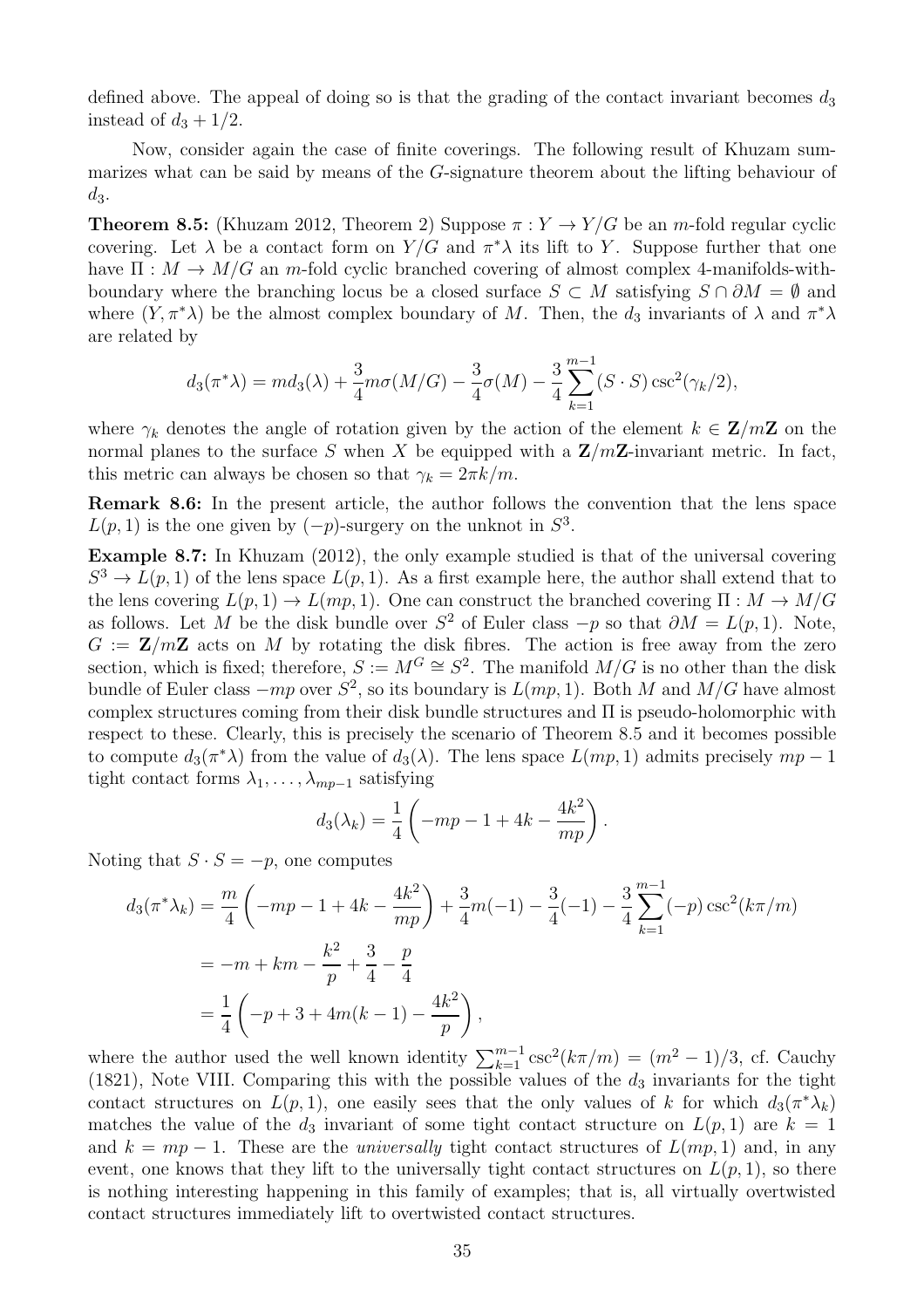defined above. The appeal of doing so is that the grading of the contact invariant becomes $d_3$ instead of $d_3 + 1/2$.

Now, consider again the case of finite coverings. The following result of Khuzam summarizes what can be said by means of the $G$-signature theorem about the lifting behaviour of $d_3$.

**Theorem 8.5:** (Khuzam 2012, Theorem 2) Suppose $\pi : Y \to Y/G$ be an $m$-fold regular cyclic covering. Let $\lambda$ be a contact form on $Y/G$ and $\pi^*\lambda$ its lift to $Y$. Suppose further that one have $\Pi : M \to M/G$ an $m$-fold cyclic branched covering of almost complex 4-manifolds-with-boundary where the branching locus be a closed surface $S \subset M$ satisfying $S \cap \partial M = \emptyset$ and where $(Y, \pi^*\lambda)$ be the almost complex boundary of $M$. Then, the $d_3$ invariants of $\lambda$ and $\pi^*\lambda$ are related by

$$d_3(\pi^*\lambda) = m d_3(\lambda) + \frac{3}{4} m \sigma(M/G) - \frac{3}{4}\sigma(M) - \frac{3}{4}\sum_{k=1}^{m-1}(S \cdot S)\csc^2(\gamma_k/2),$$

where $\gamma_k$ denotes the angle of rotation given by the action of the element $k \in \mathbf{Z}/m\mathbf{Z}$ on the normal planes to the surface $S$ when $X$ be equipped with a $\mathbf{Z}/m\mathbf{Z}$-invariant metric. In fact, this metric can always be chosen so that $\gamma_k = 2\pi k/m$.

**Remark 8.6:** In the present article, the author follows the convention that the lens space $L(p, 1)$ is the one given by $(-p)$-surgery on the unknot in $S^3$.

**Example 8.7:** In Khuzam (2012), the only example studied is that of the universal covering $S^3 \to L(p, 1)$ of the lens space $L(p, 1)$. As a first example here, the author shall extend that to the lens covering $L(p, 1) \to L(mp, 1)$. One can construct the branched covering $\Pi : M \to M/G$ as follows. Let $M$ be the disk bundle over $S^2$ of Euler class $-p$ so that $\partial M = L(p, 1)$. Note, $G := \mathbf{Z}/m\mathbf{Z}$ acts on $M$ by rotating the disk fibres. The action is free away from the zero section, which is fixed; therefore, $S := M^G \cong S^2$. The manifold $M/G$ is no other than the disk bundle of Euler class $-mp$ over $S^2$, so its boundary is $L(mp, 1)$. Both $M$ and $M/G$ have almost complex structures coming from their disk bundle structures and $\Pi$ is pseudo-holomorphic with respect to these. Clearly, this is precisely the scenario of Theorem 8.5 and it becomes possible to compute $d_3(\pi^*\lambda)$ from the value of $d_3(\lambda)$. The lens space $L(mp, 1)$ admits precisely $mp - 1$ tight contact forms $\lambda_1, \ldots, \lambda_{mp-1}$ satisfying

$$d_3(\lambda_k) = \frac{1}{4}\left(-mp - 1 + 4k - \frac{4k^2}{mp}\right).$$

Noting that $S \cdot S = -p$, one computes

$$\begin{aligned} d_3(\pi^*\lambda_k) &= \frac{m}{4}\left(-mp - 1 + 4k - \frac{4k^2}{mp}\right) + \frac{3}{4}m(-1) - \frac{3}{4}(-1) - \frac{3}{4}\sum_{k=1}^{m-1}(-p)\csc^2(k\pi/m) \\ &= -m + km - \frac{k^2}{p} + \frac{3}{4} - \frac{p}{4} \\ &= \frac{1}{4}\left(-p + 3 + 4m(k-1) - \frac{4k^2}{p}\right), \end{aligned}$$

where the author used the well known identity $\sum_{k=1}^{m-1}\csc^2(k\pi/m) = (m^2-1)/3$, cf. Cauchy (1821), Note VIII. Comparing this with the possible values of the $d_3$ invariants for the tight contact structures on $L(p, 1)$, one easily sees that the only values of $k$ for which $d_3(\pi^*\lambda_k)$ matches the value of the $d_3$ invariant of some tight contact structure on $L(p, 1)$ are $k = 1$ and $k = mp - 1$. These are the *universally* tight contact structures of $L(mp, 1)$ and, in any event, one knows that they lift to the universally tight contact structures on $L(p, 1)$, so there is nothing interesting happening in this family of examples; that is, all virtually overtwisted contact structures immediately lift to overtwisted contact structures.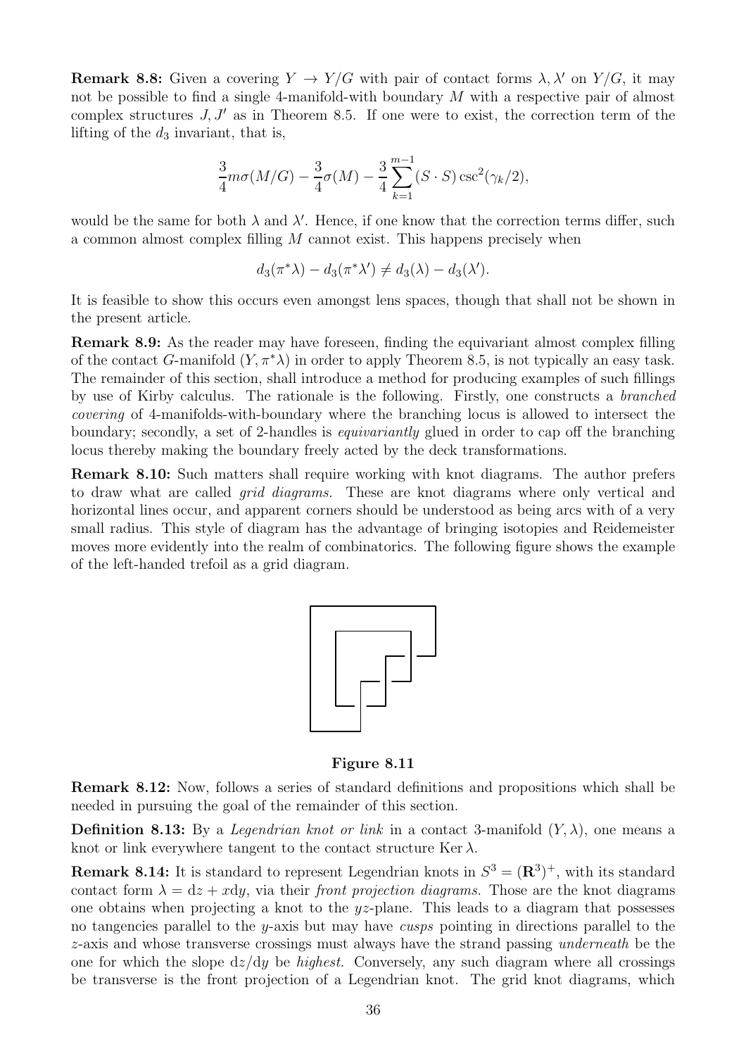**Remark 8.8:** Given a covering $Y \to Y/G$ with pair of contact forms $\lambda, \lambda'$ on $Y/G$, it may not be possible to find a single 4-manifold-with boundary $M$ with a respective pair of almost complex structures $J, J'$ as in Theorem 8.5. If one were to exist, the correction term of the lifting of the $d_3$ invariant, that is,

$$\frac{3}{4}m\sigma(M/G) - \frac{3}{4}\sigma(M) - \frac{3}{4}\sum_{k=1}^{m-1}(S \cdot S)\csc^2(\gamma_k/2),$$

would be the same for both $\lambda$ and $\lambda'$. Hence, if one know that the correction terms differ, such a common almost complex filling $M$ cannot exist. This happens precisely when

$$d_3(\pi^*\lambda) - d_3(\pi^*\lambda') \neq d_3(\lambda) - d_3(\lambda').$$

It is feasible to show this occurs even amongst lens spaces, though that shall not be shown in the present article.

**Remark 8.9:** As the reader may have foreseen, finding the equivariant almost complex filling of the contact $G$-manifold $(Y, \pi^*\lambda)$ in order to apply Theorem 8.5, is not typically an easy task. The remainder of this section, shall introduce a method for producing examples of such fillings by use of Kirby calculus. The rationale is the following. Firstly, one constructs a *branched covering* of 4-manifolds-with-boundary where the branching locus is allowed to intersect the boundary; secondly, a set of 2-handles is *equivariantly* glued in order to cap off the branching locus thereby making the boundary freely acted by the deck transformations.

**Remark 8.10:** Such matters shall require working with knot diagrams. The author prefers to draw what are called *grid diagrams.* These are knot diagrams where only vertical and horizontal lines occur, and apparent corners should be understood as being arcs with of a very small radius. This style of diagram has the advantage of bringing isotopies and Reidemeister moves more evidently into the realm of combinatorics. The following figure shows the example of the left-handed trefoil as a grid diagram.

**Figure 8.11**

**Remark 8.12:** Now, follows a series of standard definitions and propositions which shall be needed in pursuing the goal of the remainder of this section.

**Definition 8.13:** By a *Legendrian knot or link* in a contact 3-manifold $(Y, \lambda)$, one means a knot or link everywhere tangent to the contact structure $\operatorname{Ker}\lambda$.

**Remark 8.14:** It is standard to represent Legendrian knots in $S^3 = (\mathbf{R}^3)^+$, with its standard contact form $\lambda = \mathrm{d}z + x\mathrm{d}y$, via their *front projection diagrams.* Those are the knot diagrams one obtains when projecting a knot to the $yz$-plane. This leads to a diagram that possesses no tangencies parallel to the $y$-axis but may have *cusps* pointing in directions parallel to the $z$-axis and whose transverse crossings must always have the strand passing *underneath* be the one for which the slope $\mathrm{d}z/\mathrm{d}y$ be *highest.* Conversely, any such diagram where all crossings be transverse is the front projection of a Legendrian knot. The grid knot diagrams, which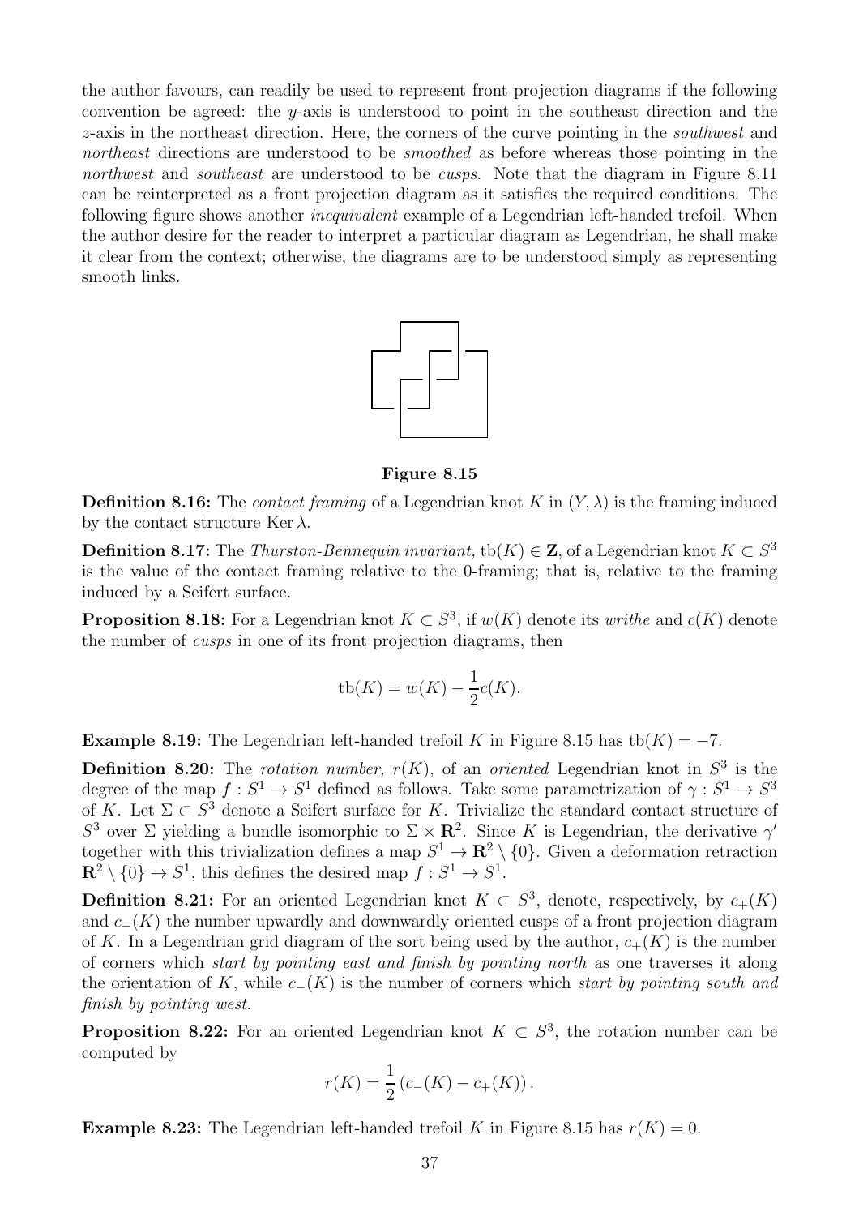the author favours, can readily be used to represent front projection diagrams if the following convention be agreed: the $y$-axis is understood to point in the southeast direction and the $z$-axis in the northeast direction. Here, the corners of the curve pointing in the *southwest* and *northeast* directions are understood to be *smoothed* as before whereas those pointing in the *northwest* and *southeast* are understood to be *cusps.* Note that the diagram in Figure 8.11 can be reinterpreted as a front projection diagram as it satisfies the required conditions. The following figure shows another *inequivalent* example of a Legendrian left-handed trefoil. When the author desire for the reader to interpret a particular diagram as Legendrian, he shall make it clear from the context; otherwise, the diagrams are to be understood simply as representing smooth links.

**Figure 8.15**

**Definition 8.16:** The *contact framing* of a Legendrian knot $K$ in $(Y, \lambda)$ is the framing induced by the contact structure $\operatorname{Ker} \lambda$.

**Definition 8.17:** The *Thurston-Bennequin invariant,* $\operatorname{tb}(K) \in \mathbf{Z}$, of a Legendrian knot $K \subset S^3$ is the value of the contact framing relative to the 0-framing; that is, relative to the framing induced by a Seifert surface.

**Proposition 8.18:** For a Legendrian knot $K \subset S^3$, if $w(K)$ denote its *writhe* and $c(K)$ denote the number of *cusps* in one of its front projection diagrams, then

$$\operatorname{tb}(K) = w(K) - \frac{1}{2}c(K).$$

**Example 8.19:** The Legendrian left-handed trefoil $K$ in Figure 8.15 has $\operatorname{tb}(K) = -7$.

**Definition 8.20:** The *rotation number,* $r(K)$, of an *oriented* Legendrian knot in $S^3$ is the degree of the map $f : S^1 \to S^1$ defined as follows. Take some parametrization of $\gamma : S^1 \to S^3$ of $K$. Let $\Sigma \subset S^3$ denote a Seifert surface for $K$. Trivialize the standard contact structure of $S^3$ over $\Sigma$ yielding a bundle isomorphic to $\Sigma \times \mathbf{R}^2$. Since $K$ is Legendrian, the derivative $\gamma'$ together with this trivialization defines a map $S^1 \to \mathbf{R}^2 \setminus \{0\}$. Given a deformation retraction $\mathbf{R}^2 \setminus \{0\} \to S^1$, this defines the desired map $f : S^1 \to S^1$.

**Definition 8.21:** For an oriented Legendrian knot $K \subset S^3$, denote, respectively, by $c_+(K)$ and $c_-(K)$ the number upwardly and downwardly oriented cusps of a front projection diagram of $K$. In a Legendrian grid diagram of the sort being used by the author, $c_+(K)$ is the number of corners which *start by pointing east and finish by pointing north* as one traverses it along the orientation of $K$, while $c_-(K)$ is the number of corners which *start by pointing south and finish by pointing west.*

**Proposition 8.22:** For an oriented Legendrian knot $K \subset S^3$, the rotation number can be computed by

$$r(K) = \frac{1}{2}\left(c_-(K) - c_+(K)\right).$$

**Example 8.23:** The Legendrian left-handed trefoil $K$ in Figure 8.15 has $r(K) = 0$.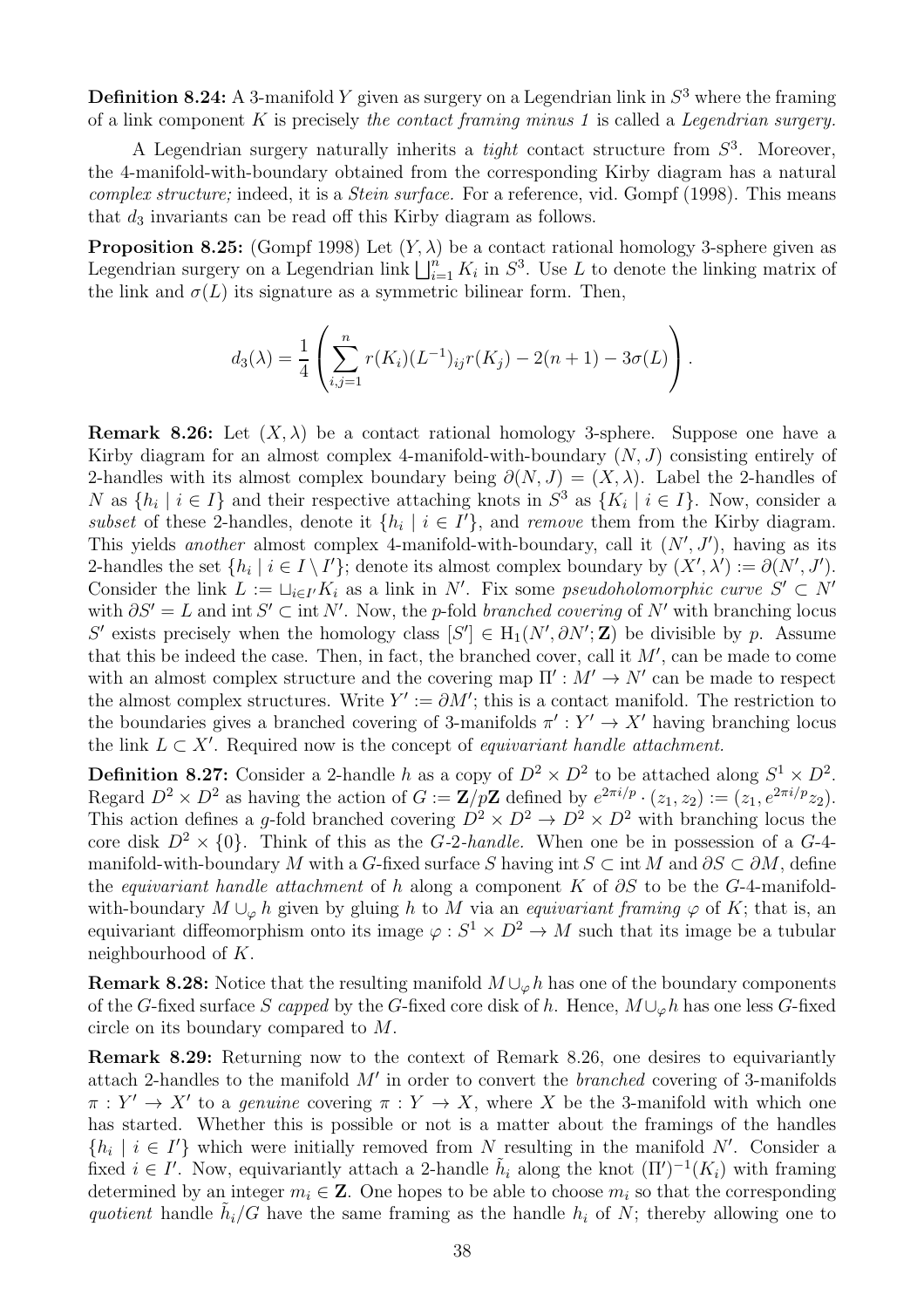**Definition 8.24:** A 3-manifold $Y$ given as surgery on a Legendrian link in $S^3$ where the framing of a link component $K$ is precisely *the contact framing minus 1* is called a *Legendrian surgery.*

A Legendrian surgery naturally inherits a *tight* contact structure from $S^3$. Moreover, the 4-manifold-with-boundary obtained from the corresponding Kirby diagram has a natural *complex structure;* indeed, it is a *Stein surface.* For a reference, vid. Gompf (1998). This means that $d_3$ invariants can be read off this Kirby diagram as follows.

**Proposition 8.25:** (Gompf 1998) Let $(Y, \lambda)$ be a contact rational homology 3-sphere given as Legendrian surgery on a Legendrian link $\bigsqcup_{i=1}^n K_i$ in $S^3$. Use $L$ to denote the linking matrix of the link and $\sigma(L)$ its signature as a symmetric bilinear form. Then,

$$d_3(\lambda) = \frac{1}{4}\left(\sum_{i,j=1}^{n} r(K_i)(L^{-1})_{ij} r(K_j) - 2(n+1) - 3\sigma(L)\right).$$

**Remark 8.26:** Let $(X, \lambda)$ be a contact rational homology 3-sphere. Suppose one have a Kirby diagram for an almost complex 4-manifold-with-boundary $(N, J)$ consisting entirely of 2-handles with its almost complex boundary being $\partial(N, J) = (X, \lambda)$. Label the 2-handles of $N$ as $\{h_i \mid i \in I\}$ and their respective attaching knots in $S^3$ as $\{K_i \mid i \in I\}$. Now, consider a *subset* of these 2-handles, denote it $\{h_i \mid i \in I'\}$, and *remove* them from the Kirby diagram. This yields *another* almost complex 4-manifold-with-boundary, call it $(N', J')$, having as its 2-handles the set $\{h_i \mid i \in I \setminus I'\}$; denote its almost complex boundary by $(X', \lambda') := \partial(N', J')$. Consider the link $L := \sqcup_{i \in I'} K_i$ as a link in $N'$. Fix some *pseudoholomorphic curve* $S' \subset N'$ with $\partial S' = L$ and $\operatorname{int} S' \subset \operatorname{int} N'$. Now, the $p$-fold *branched covering* of $N'$ with branching locus $S'$ exists precisely when the homology class $[S'] \in \mathrm{H}_1(N', \partial N'; \mathbf{Z})$ be divisible by $p$. Assume that this be indeed the case. Then, in fact, the branched cover, call it $M'$, can be made to come with an almost complex structure and the covering map $\Pi' : M' \to N'$ can be made to respect the almost complex structures. Write $Y' := \partial M'$; this is a contact manifold. The restriction to the boundaries gives a branched covering of 3-manifolds $\pi' : Y' \to X'$ having branching locus the link $L \subset X'$. Required now is the concept of *equivariant handle attachment.*

**Definition 8.27:** Consider a 2-handle $h$ as a copy of $D^2 \times D^2$ to be attached along $S^1 \times D^2$. Regard $D^2 \times D^2$ as having the action of $G := \mathbf{Z}/p\mathbf{Z}$ defined by $e^{2\pi i/p} \cdot (z_1, z_2) := (z_1, e^{2\pi i/p} z_2)$. This action defines a $g$-fold branched covering $D^2 \times D^2 \to D^2 \times D^2$ with branching locus the core disk $D^2 \times \{0\}$. Think of this as the *G-2-handle.* When one be in possession of a $G$-4-manifold-with-boundary $M$ with a $G$-fixed surface $S$ having $\operatorname{int} S \subset \operatorname{int} M$ and $\partial S \subset \partial M$, define the *equivariant handle attachment* of $h$ along a component $K$ of $\partial S$ to be the $G$-4-manifold-with-boundary $M \cup_\varphi h$ given by gluing $h$ to $M$ via an *equivariant framing* $\varphi$ of $K$; that is, an equivariant diffeomorphism onto its image $\varphi : S^1 \times D^2 \to M$ such that its image be a tubular neighbourhood of $K$.

**Remark 8.28:** Notice that the resulting manifold $M \cup_\varphi h$ has one of the boundary components of the $G$-fixed surface $S$ *capped* by the $G$-fixed core disk of $h$. Hence, $M \cup_\varphi h$ has one less $G$-fixed circle on its boundary compared to $M$.

**Remark 8.29:** Returning now to the context of Remark 8.26, one desires to equivariantly attach 2-handles to the manifold $M'$ in order to convert the *branched* covering of 3-manifolds $\pi : Y' \to X'$ to a *genuine* covering $\pi : Y \to X$, where $X$ be the 3-manifold with which one has started. Whether this is possible or not is a matter about the framings of the handles $\{h_i \mid i \in I'\}$ which were initially removed from $N$ resulting in the manifold $N'$. Consider a fixed $i \in I'$. Now, equivariantly attach a 2-handle $\tilde{h}_i$ along the knot $(\Pi')^{-1}(K_i)$ with framing determined by an integer $m_i \in \mathbf{Z}$. One hopes to be able to choose $m_i$ so that the corresponding *quotient* handle $\tilde{h}_i/G$ have the same framing as the handle $h_i$ of $N$; thereby allowing one to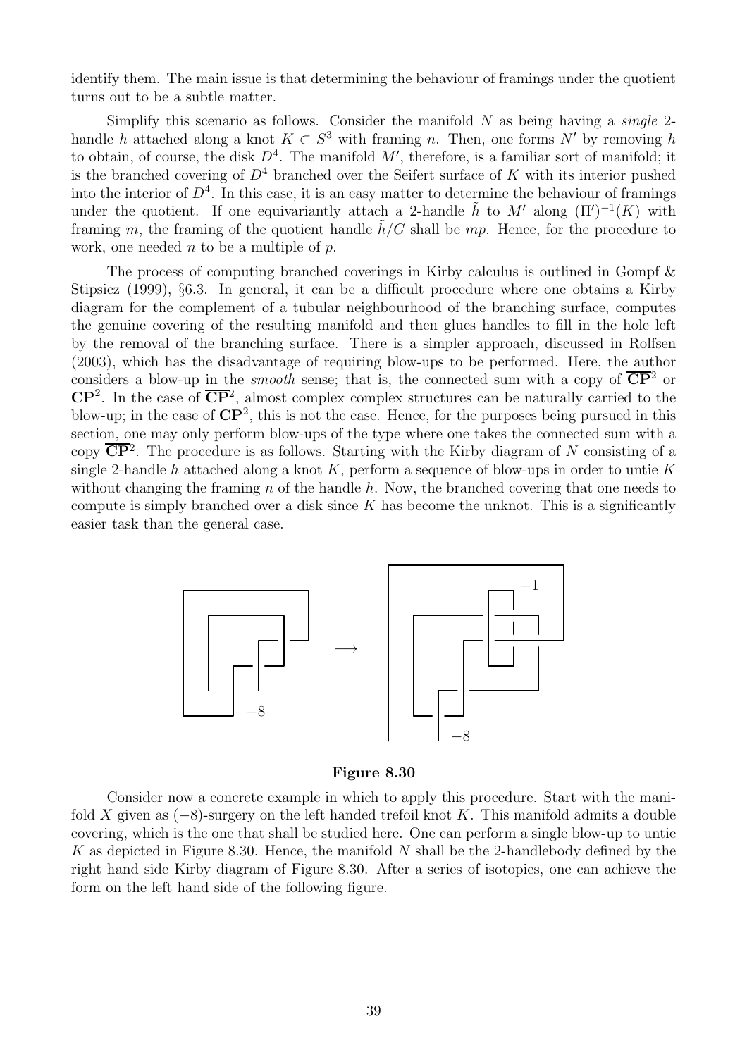identify them. The main issue is that determining the behaviour of framings under the quotient turns out to be a subtle matter.

Simplify this scenario as follows. Consider the manifold $N$ as being having a *single* 2-handle $h$ attached along a knot $K \subset S^3$ with framing $n$. Then, one forms $N'$ by removing $h$ to obtain, of course, the disk $D^4$. The manifold $M'$, therefore, is a familiar sort of manifold; it is the branched covering of $D^4$ branched over the Seifert surface of $K$ with its interior pushed into the interior of $D^4$. In this case, it is an easy matter to determine the behaviour of framings under the quotient. If one equivariantly attach a 2-handle $\tilde{h}$ to $M'$ along $(\Pi')^{-1}(K)$ with framing $m$, the framing of the quotient handle $\tilde{h}/G$ shall be $mp$. Hence, for the procedure to work, one needed $n$ to be a multiple of $p$.

The process of computing branched coverings in Kirby calculus is outlined in Gompf & Stipsicz (1999), §6.3. In general, it can be a difficult procedure where one obtains a Kirby diagram for the complement of a tubular neighbourhood of the branching surface, computes the genuine covering of the resulting manifold and then glues handles to fill in the hole left by the removal of the branching surface. There is a simpler approach, discussed in Rolfsen (2003), which has the disadvantage of requiring blow-ups to be performed. Here, the author considers a blow-up in the *smooth* sense; that is, the connected sum with a copy of $\overline{\mathbf{CP}}^2$ or $\mathbf{CP}^2$. In the case of $\overline{\mathbf{CP}}^2$, almost complex complex structures can be naturally carried to the blow-up; in the case of $\mathbf{CP}^2$, this is not the case. Hence, for the purposes being pursued in this section, one may only perform blow-ups of the type where one takes the connected sum with a copy $\overline{\mathbf{CP}}^2$. The procedure is as follows. Starting with the Kirby diagram of $N$ consisting of a single 2-handle $h$ attached along a knot $K$, perform a sequence of blow-ups in order to untie $K$ without changing the framing $n$ of the handle $h$. Now, the branched covering that one needs to compute is simply branched over a disk since $K$ has become the unknot. This is a significantly easier task than the general case.

**Figure 8.30**

Consider now a concrete example in which to apply this procedure. Start with the manifold $X$ given as $(-8)$-surgery on the left handed trefoil knot $K$. This manifold admits a double covering, which is the one that shall be studied here. One can perform a single blow-up to untie $K$ as depicted in Figure 8.30. Hence, the manifold $N$ shall be the 2-handlebody defined by the right hand side Kirby diagram of Figure 8.30. After a series of isotopies, one can achieve the form on the left hand side of the following figure.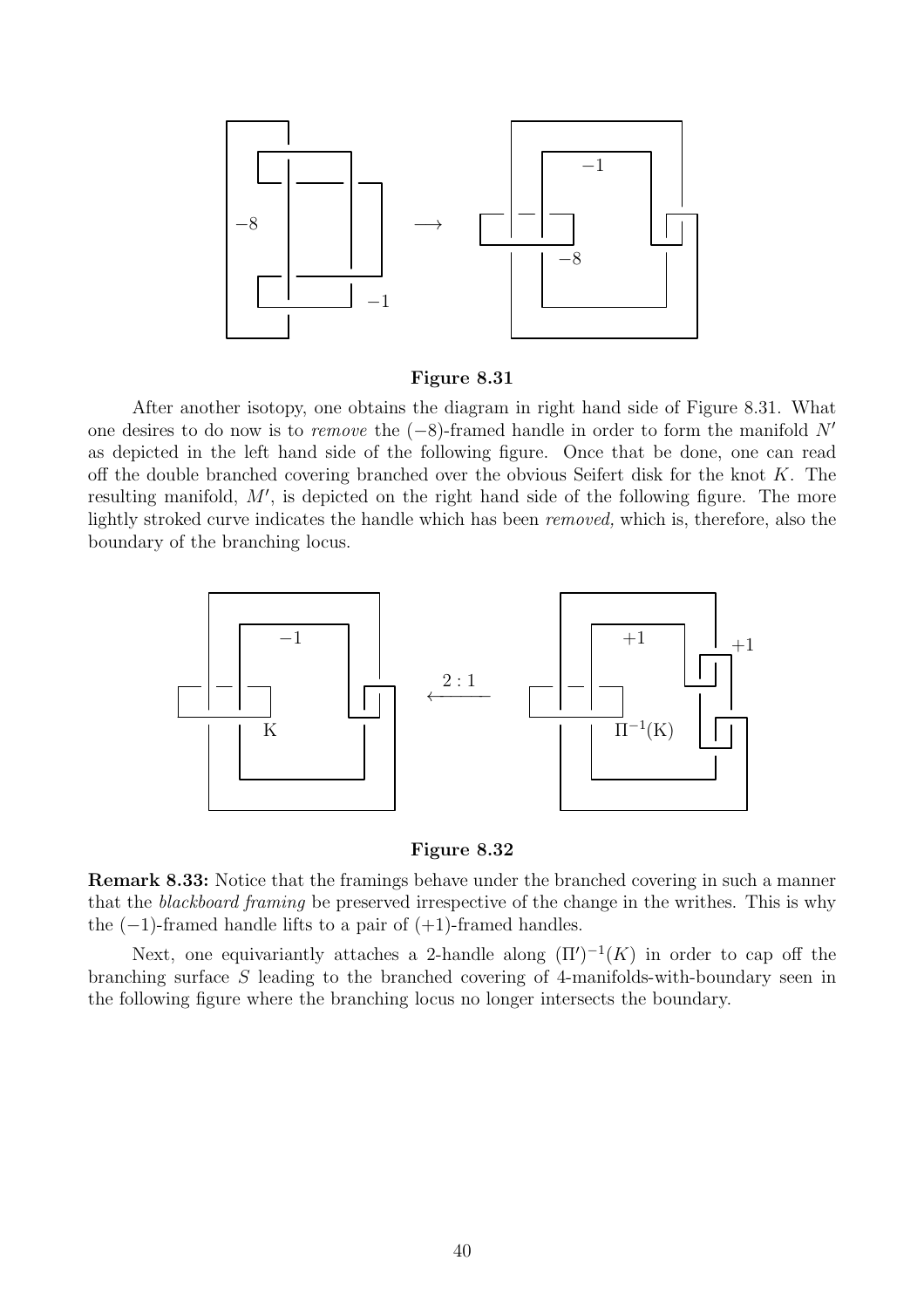**Figure 8.31**

After another isotopy, one obtains the diagram in right hand side of Figure 8.31. What one desires to do now is to *remove* the $(-8)$-framed handle in order to form the manifold $N'$ as depicted in the left hand side of the following figure. Once that be done, one can read off the double branched covering branched over the obvious Seifert disk for the knot $K$. The resulting manifold, $M'$, is depicted on the right hand side of the following figure. The more lightly stroked curve indicates the handle which has been *removed,* which is, therefore, also the boundary of the branching locus.

**Figure 8.32**

**Remark 8.33:** Notice that the framings behave under the branched covering in such a manner that the *blackboard framing* be preserved irrespective of the change in the writhes. This is why the $(-1)$-framed handle lifts to a pair of $(+1)$-framed handles.

Next, one equivariantly attaches a 2-handle along $(\Pi')^{-1}(K)$ in order to cap off the branching surface $S$ leading to the branched covering of 4-manifolds-with-boundary seen in the following figure where the branching locus no longer intersects the boundary.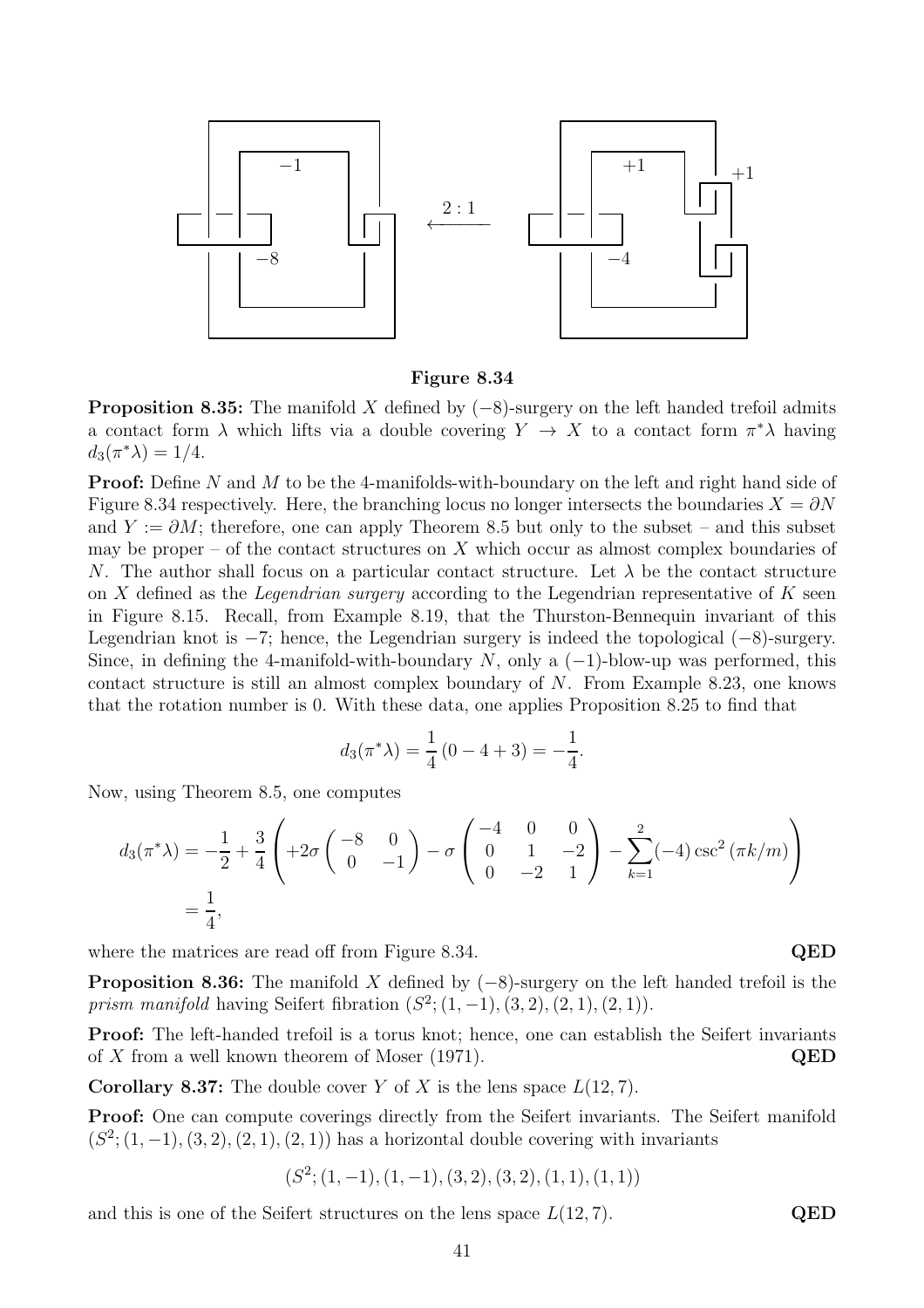**Figure 8.34**

**Proposition 8.35:** The manifold $X$ defined by $(-8)$-surgery on the left handed trefoil admits a contact form $\lambda$ which lifts via a double covering $Y \to X$ to a contact form $\pi^*\lambda$ having $d_3(\pi^*\lambda) = 1/4$.

**Proof:** Define $N$ and $M$ to be the 4-manifolds-with-boundary on the left and right hand side of Figure 8.34 respectively. Here, the branching locus no longer intersects the boundaries $X = \partial N$ and $Y := \partial M$; therefore, one can apply Theorem 8.5 but only to the subset – and this subset may be proper – of the contact structures on $X$ which occur as almost complex boundaries of $N$. The author shall focus on a particular contact structure. Let $\lambda$ be the contact structure on $X$ defined as the *Legendrian surgery* according to the Legendrian representative of $K$ seen in Figure 8.15. Recall, from Example 8.19, that the Thurston-Bennequin invariant of this Legendrian knot is $-7$; hence, the Legendrian surgery is indeed the topological $(-8)$-surgery. Since, in defining the 4-manifold-with-boundary $N$, only a $(-1)$-blow-up was performed, this contact structure is still an almost complex boundary of $N$. From Example 8.23, one knows that the rotation number is 0. With these data, one applies Proposition 8.25 to find that

$$d_3(\pi^*\lambda) = \frac{1}{4}(0 - 4 + 3) = -\frac{1}{4}.$$

Now, using Theorem 8.5, one computes

$$\begin{aligned} d_3(\pi^*\lambda) &= -\frac{1}{2} + \frac{3}{4}\left( +2\sigma \begin{pmatrix} -8 & 0 \\ 0 & -1 \end{pmatrix} - \sigma \begin{pmatrix} -4 & 0 & 0 \\ 0 & 1 & -2 \\ 0 & -2 & 1 \end{pmatrix} - \sum_{k=1}^{2} (-4) \csc^2(\pi k/m) \right) \\ &= \frac{1}{4}, \end{aligned}$$

where the matrices are read off from Figure 8.34. **QED**

**Proposition 8.36:** The manifold $X$ defined by $(-8)$-surgery on the left handed trefoil is the *prism manifold* having Seifert fibration $(S^2; (1, -1), (3, 2), (2, 1), (2, 1))$.

**Proof:** The left-handed trefoil is a torus knot; hence, one can establish the Seifert invariants of $X$ from a well known theorem of Moser (1971). **QED**

**Corollary 8.37:** The double cover $Y$ of $X$ is the lens space $L(12, 7)$.

**Proof:** One can compute coverings directly from the Seifert invariants. The Seifert manifold $(S^2; (1, -1), (3, 2), (2, 1), (2, 1))$ has a horizontal double covering with invariants

$$(S^2; (1, -1), (1, -1), (3, 2), (3, 2), (1, 1), (1, 1))$$

and this is one of the Seifert structures on the lens space $L(12, 7)$. **QED**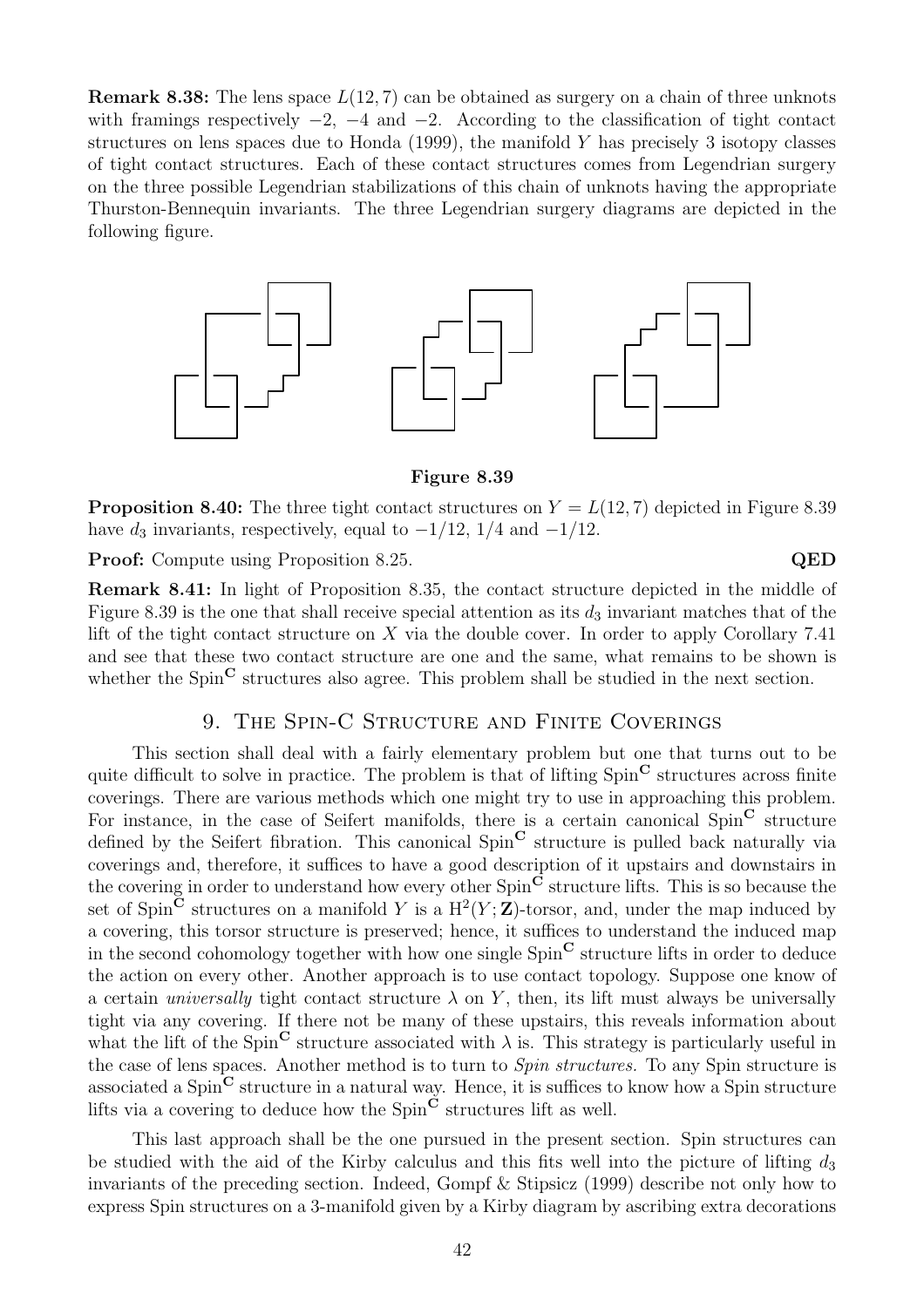**Remark 8.38:** The lens space $L(12,7)$ can be obtained as surgery on a chain of three unknots with framings respectively $-2$, $-4$ and $-2$. According to the classification of tight contact structures on lens spaces due to Honda (1999), the manifold $Y$ has precisely 3 isotopy classes of tight contact structures. Each of these contact structures comes from Legendrian surgery on the three possible Legendrian stabilizations of this chain of unknots having the appropriate Thurston-Bennequin invariants. The three Legendrian surgery diagrams are depicted in the following figure.

**Figure 8.39**

**Proposition 8.40:** The three tight contact structures on $Y = L(12,7)$ depicted in Figure 8.39 have $d_3$ invariants, respectively, equal to $-1/12$, $1/4$ and $-1/12$.

**Proof:** Compute using Proposition 8.25. **QED**

**Remark 8.41:** In light of Proposition 8.35, the contact structure depicted in the middle of Figure 8.39 is the one that shall receive special attention as its $d_3$ invariant matches that of the lift of the tight contact structure on $X$ via the double cover. In order to apply Corollary 7.41 and see that these two contact structure are one and the same, what remains to be shown is whether the $\mathrm{Spin}^{\mathbf{C}}$ structures also agree. This problem shall be studied in the next section.

## 9. The Spin-C Structure and Finite Coverings

This section shall deal with a fairly elementary problem but one that turns out to be quite difficult to solve in practice. The problem is that of lifting $\mathrm{Spin}^{\mathbf{C}}$ structures across finite coverings. There are various methods which one might try to use in approaching this problem. For instance, in the case of Seifert manifolds, there is a certain canonical $\mathrm{Spin}^{\mathbf{C}}$ structure defined by the Seifert fibration. This canonical $\mathrm{Spin}^{\mathbf{C}}$ structure is pulled back naturally via coverings and, therefore, it suffices to have a good description of it upstairs and downstairs in the covering in order to understand how every other $\mathrm{Spin}^{\mathbf{C}}$ structure lifts. This is so because the set of $\mathrm{Spin}^{\mathbf{C}}$ structures on a manifold $Y$ is a $\mathrm{H}^2(Y;\mathbf{Z})$-torsor, and, under the map induced by a covering, this torsor structure is preserved; hence, it suffices to understand the induced map in the second cohomology together with how one single $\mathrm{Spin}^{\mathbf{C}}$ structure lifts in order to deduce the action on every other. Another approach is to use contact topology. Suppose one know of a certain *universally* tight contact structure $\lambda$ on $Y$, then, its lift must always be universally tight via any covering. If there not be many of these upstairs, this reveals information about what the lift of the $\mathrm{Spin}^{\mathbf{C}}$ structure associated with $\lambda$ is. This strategy is particularly useful in the case of lens spaces. Another method is to turn to *Spin structures.* To any Spin structure is associated a $\mathrm{Spin}^{\mathbf{C}}$ structure in a natural way. Hence, it is suffices to know how a Spin structure lifts via a covering to deduce how the $\mathrm{Spin}^{\mathbf{C}}$ structures lift as well.

This last approach shall be the one pursued in the present section. Spin structures can be studied with the aid of the Kirby calculus and this fits well into the picture of lifting $d_3$ invariants of the preceding section. Indeed, Gompf & Stipsicz (1999) describe not only how to express Spin structures on a 3-manifold given by a Kirby diagram by ascribing extra decorations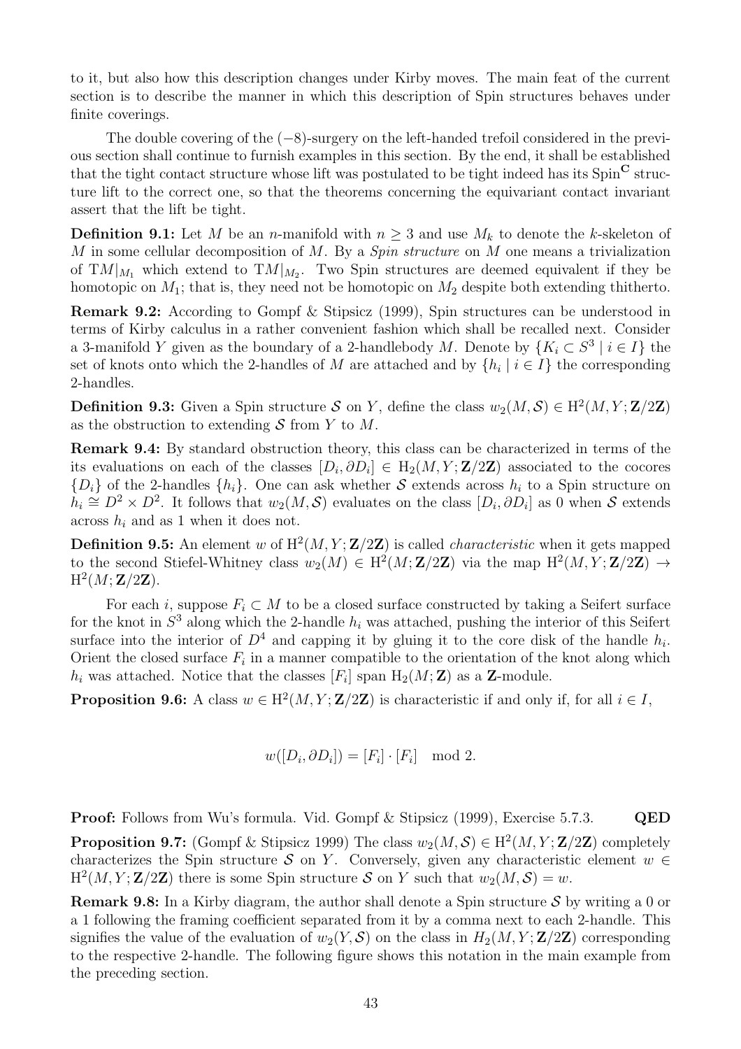to it, but also how this description changes under Kirby moves. The main feat of the current section is to describe the manner in which this description of Spin structures behaves under finite coverings.

The double covering of the $(-8)$-surgery on the left-handed trefoil considered in the previous section shall continue to furnish examples in this section. By the end, it shall be established that the tight contact structure whose lift was postulated to be tight indeed has its $\mathrm{Spin}^{\mathbf{C}}$ structure lift to the correct one, so that the theorems concerning the equivariant contact invariant assert that the lift be tight.

**Definition 9.1:** Let $M$ be an $n$-manifold with $n \geq 3$ and use $M_k$ to denote the $k$-skeleton of $M$ in some cellular decomposition of $M$. By a *Spin structure* on $M$ one means a trivialization of $\mathrm{T}M|_{M_1}$ which extend to $\mathrm{T}M|_{M_2}$. Two Spin structures are deemed equivalent if they be homotopic on $M_1$; that is, they need not be homotopic on $M_2$ despite both extending thitherto.

**Remark 9.2:** According to Gompf & Stipsicz (1999), Spin structures can be understood in terms of Kirby calculus in a rather convenient fashion which shall be recalled next. Consider a 3-manifold $Y$ given as the boundary of a 2-handlebody $M$. Denote by $\{K_i \subset S^3 \mid i \in I\}$ the set of knots onto which the 2-handles of $M$ are attached and by $\{h_i \mid i \in I\}$ the corresponding 2-handles.

**Definition 9.3:** Given a Spin structure $\mathcal{S}$ on $Y$, define the class $w_2(M, \mathcal{S}) \in \mathrm{H}^2(M, Y; \mathbf{Z}/2\mathbf{Z})$ as the obstruction to extending $\mathcal{S}$ from $Y$ to $M$.

**Remark 9.4:** By standard obstruction theory, this class can be characterized in terms of the its evaluations on each of the classes $[D_i, \partial D_i] \in \mathrm{H}_2(M, Y; \mathbf{Z}/2\mathbf{Z})$ associated to the cocores $\{D_i\}$ of the 2-handles $\{h_i\}$. One can ask whether $\mathcal{S}$ extends across $h_i$ to a Spin structure on $h_i \cong D^2 \times D^2$. It follows that $w_2(M, \mathcal{S})$ evaluates on the class $[D_i, \partial D_i]$ as 0 when $\mathcal{S}$ extends across $h_i$ and as 1 when it does not.

**Definition 9.5:** An element $w$ of $\mathrm{H}^2(M, Y; \mathbf{Z}/2\mathbf{Z})$ is called *characteristic* when it gets mapped to the second Stiefel-Whitney class $w_2(M) \in \mathrm{H}^2(M; \mathbf{Z}/2\mathbf{Z})$ via the map $\mathrm{H}^2(M, Y; \mathbf{Z}/2\mathbf{Z}) \to \mathrm{H}^2(M; \mathbf{Z}/2\mathbf{Z})$.

For each $i$, suppose $F_i \subset M$ to be a closed surface constructed by taking a Seifert surface for the knot in $S^3$ along which the 2-handle $h_i$ was attached, pushing the interior of this Seifert surface into the interior of $D^4$ and capping it by gluing it to the core disk of the handle $h_i$. Orient the closed surface $F_i$ in a manner compatible to the orientation of the knot along which $h_i$ was attached. Notice that the classes $[F_i]$ span $\mathrm{H}_2(M; \mathbf{Z})$ as a $\mathbf{Z}$-module.

**Proposition 9.6:** A class $w \in \mathrm{H}^2(M, Y; \mathbf{Z}/2\mathbf{Z})$ is characteristic if and only if, for all $i \in I$,

$$w([D_i, \partial D_i]) = [F_i] \cdot [F_i] \mod 2.$$

**Proof:** Follows from Wu's formula. Vid. Gompf & Stipsicz (1999), Exercise 5.7.3. **QED**

**Proposition 9.7:** (Gompf & Stipsicz 1999) The class $w_2(M, \mathcal{S}) \in \mathrm{H}^2(M, Y; \mathbf{Z}/2\mathbf{Z})$ completely characterizes the Spin structure $\mathcal{S}$ on $Y$. Conversely, given any characteristic element $w \in \mathrm{H}^2(M, Y; \mathbf{Z}/2\mathbf{Z})$ there is some Spin structure $\mathcal{S}$ on $Y$ such that $w_2(M, \mathcal{S}) = w$.

**Remark 9.8:** In a Kirby diagram, the author shall denote a Spin structure $\mathcal{S}$ by writing a 0 or a 1 following the framing coefficient separated from it by a comma next to each 2-handle. This signifies the value of the evaluation of $w_2(Y, \mathcal{S})$ on the class in $H_2(M, Y; \mathbf{Z}/2\mathbf{Z})$ corresponding to the respective 2-handle. The following figure shows this notation in the main example from the preceding section.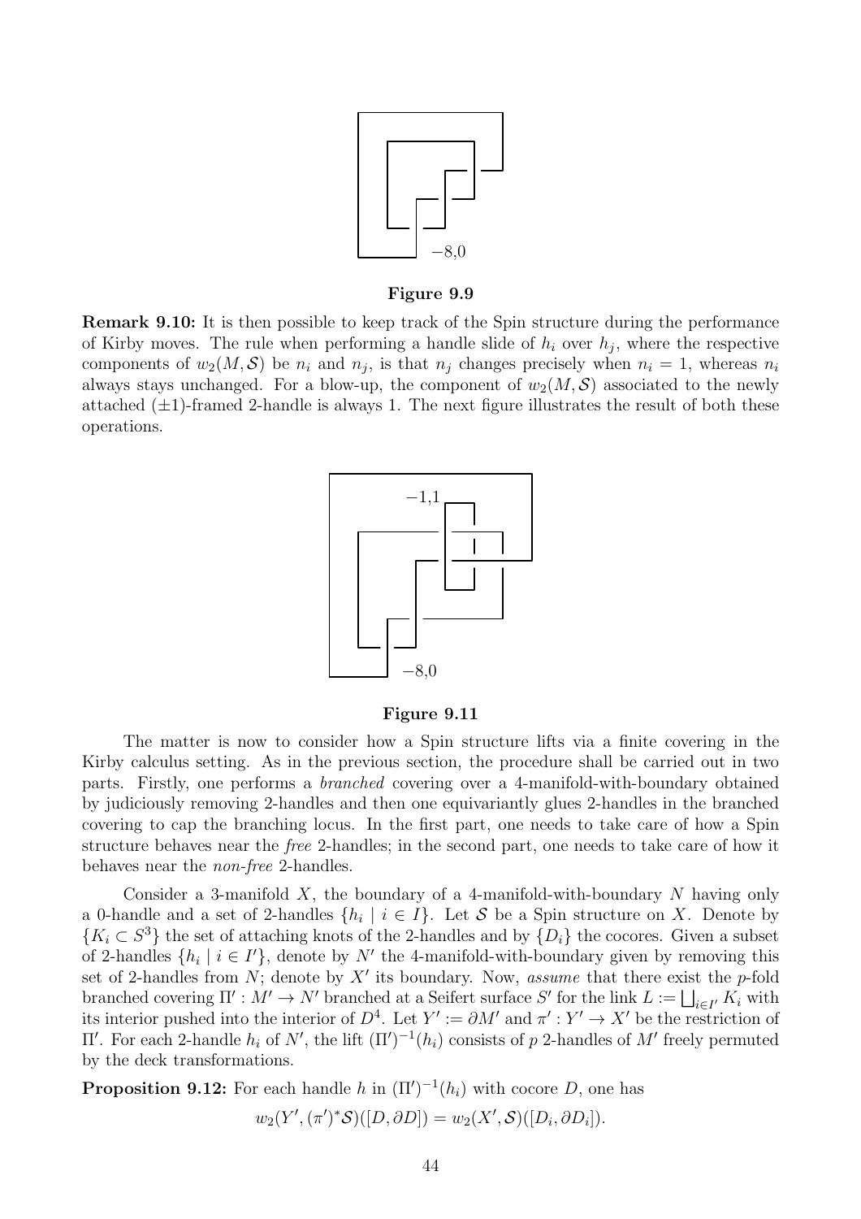−8,0

**Figure 9.9**

**Remark 9.10:** It is then possible to keep track of the Spin structure during the performance of Kirby moves. The rule when performing a handle slide of $h_i$ over $h_j$, where the respective components of $w_2(M, \mathcal{S})$ be $n_i$ and $n_j$, is that $n_j$ changes precisely when $n_i = 1$, whereas $n_i$ always stays unchanged. For a blow-up, the component of $w_2(M, \mathcal{S})$ associated to the newly attached ($\pm 1$)-framed 2-handle is always 1. The next figure illustrates the result of both these operations.

−1,1

−8,0

**Figure 9.11**

The matter is now to consider how a Spin structure lifts via a finite covering in the Kirby calculus setting. As in the previous section, the procedure shall be carried out in two parts. Firstly, one performs a *branched* covering over a 4-manifold-with-boundary obtained by judiciously removing 2-handles and then one equivariantly glues 2-handles in the branched covering to cap the branching locus. In the first part, one needs to take care of how a Spin structure behaves near the *free* 2-handles; in the second part, one needs to take care of how it behaves near the *non-free* 2-handles.

Consider a 3-manifold $X$, the boundary of a 4-manifold-with-boundary $N$ having only a 0-handle and a set of 2-handles $\{h_i \mid i \in I\}$. Let $\mathcal{S}$ be a Spin structure on $X$. Denote by $\{K_i \subset S^3\}$ the set of attaching knots of the 2-handles and by $\{D_i\}$ the cocores. Given a subset of 2-handles $\{h_i \mid i \in I'\}$, denote by $N'$ the 4-manifold-with-boundary given by removing this set of 2-handles from $N$; denote by $X'$ its boundary. Now, *assume* that there exist the $p$-fold branched covering $\Pi' : M' \to N'$ branched at a Seifert surface $S'$ for the link $L := \bigsqcup_{i \in I'} K_i$ with its interior pushed into the interior of $D^4$. Let $Y' := \partial M'$ and $\pi' : Y' \to X'$ be the restriction of $\Pi'$. For each 2-handle $h_i$ of $N'$, the lift $(\Pi')^{-1}(h_i)$ consists of $p$ 2-handles of $M'$ freely permuted by the deck transformations.

**Proposition 9.12:** For each handle $h$ in $(\Pi')^{-1}(h_i)$ with cocore $D$, one has

$$w_2(Y', (\pi')^* \mathcal{S})([D, \partial D]) = w_2(X', \mathcal{S})([D_i, \partial D_i]).$$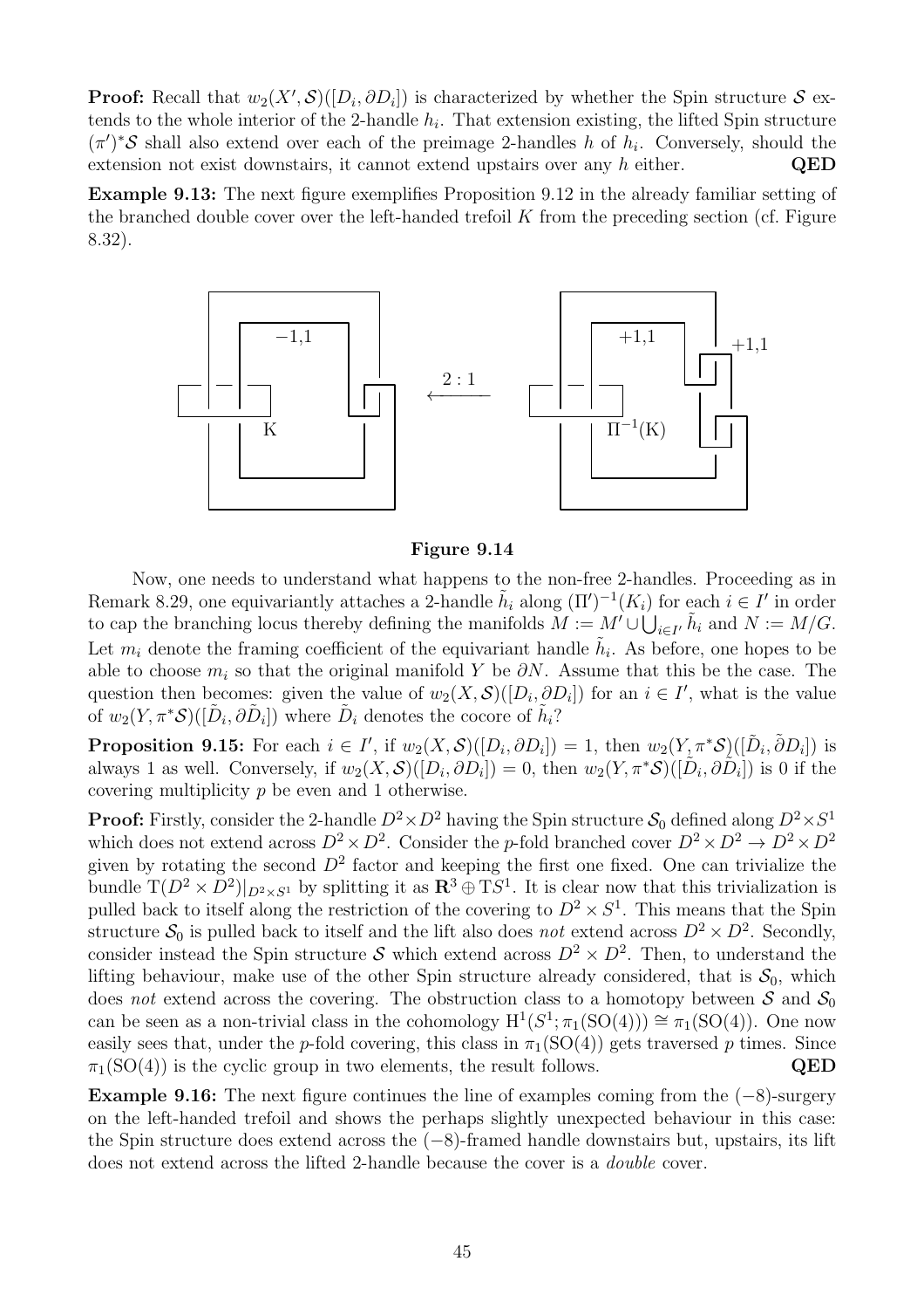**Proof:** Recall that $w_2(X', \mathcal{S})([D_i, \partial D_i])$ is characterized by whether the Spin structure $\mathcal{S}$ extends to the whole interior of the 2-handle $h_i$. That extension existing, the lifted Spin structure $(\pi')^*\mathcal{S}$ shall also extend over each of the preimage 2-handles $h$ of $h_i$. Conversely, should the extension not exist downstairs, it cannot extend upstairs over any $h$ either. **QED**

**Example 9.13:** The next figure exemplifies Proposition 9.12 in the already familiar setting of the branched double cover over the left-handed trefoil $K$ from the preceding section (cf. Figure 8.32).

−1,1 K $\xleftarrow{2:1}$ +1,1 +1,1 $\Pi^{-1}$(K)

**Figure 9.14**

Now, one needs to understand what happens to the non-free 2-handles. Proceeding as in Remark 8.29, one equivariantly attaches a 2-handle $\tilde{h}_i$ along $(\Pi')^{-1}(K_i)$ for each $i \in I'$ in order to cap the branching locus thereby defining the manifolds $M := M' \cup \bigcup_{i \in I'} \tilde{h}_i$ and $N := M/G$. Let $m_i$ denote the framing coefficient of the equivariant handle $\tilde{h}_i$. As before, one hopes to be able to choose $m_i$ so that the original manifold $Y$ be $\partial N$. Assume that this be the case. The question then becomes: given the value of $w_2(X, \mathcal{S})([D_i, \partial D_i])$ for an $i \in I'$, what is the value of $w_2(Y, \pi^*\mathcal{S})([\tilde{D}_i, \partial \tilde{D}_i])$ where $\tilde{D}_i$ denotes the cocore of $\tilde{h}_i$?

**Proposition 9.15:** For each $i \in I'$, if $w_2(X, \mathcal{S})([D_i, \partial D_i]) = 1$, then $w_2(Y, \pi^*\mathcal{S})([\tilde{D}_i, \tilde{\partial} D_i])$ is always 1 as well. Conversely, if $w_2(X, \mathcal{S})([D_i, \partial D_i]) = 0$, then $w_2(Y, \pi^*\mathcal{S})([\tilde{D}_i, \partial \tilde{D}_i])$ is 0 if the covering multiplicity $p$ be even and 1 otherwise.

**Proof:** Firstly, consider the 2-handle $D^2 \times D^2$ having the Spin structure $\mathcal{S}_0$ defined along $D^2 \times S^1$ which does not extend across $D^2 \times D^2$. Consider the $p$-fold branched cover $D^2 \times D^2 \to D^2 \times D^2$ given by rotating the second $D^2$ factor and keeping the first one fixed. One can trivialize the bundle $\mathrm{T}(D^2 \times D^2)|_{D^2 \times S^1}$ by splitting it as $\mathbf{R}^3 \oplus \mathrm{T}S^1$. It is clear now that this trivialization is pulled back to itself along the restriction of the covering to $D^2 \times S^1$. This means that the Spin structure $\mathcal{S}_0$ is pulled back to itself and the lift also does *not* extend across $D^2 \times D^2$. Secondly, consider instead the Spin structure $\mathcal{S}$ which extend across $D^2 \times D^2$. Then, to understand the lifting behaviour, make use of the other Spin structure already considered, that is $\mathcal{S}_0$, which does *not* extend across the covering. The obstruction class to a homotopy between $\mathcal{S}$ and $\mathcal{S}_0$ can be seen as a non-trivial class in the cohomology $\mathrm{H}^1(S^1; \pi_1(\mathrm{SO}(4))) \cong \pi_1(\mathrm{SO}(4))$. One now easily sees that, under the $p$-fold covering, this class in $\pi_1(\mathrm{SO}(4))$ gets traversed $p$ times. Since $\pi_1(\mathrm{SO}(4))$ is the cyclic group in two elements, the result follows. **QED**

**Example 9.16:** The next figure continues the line of examples coming from the $(-8)$-surgery on the left-handed trefoil and shows the perhaps slightly unexpected behaviour in this case: the Spin structure does extend across the $(-8)$-framed handle downstairs but, upstairs, its lift does not extend across the lifted 2-handle because the cover is a *double* cover.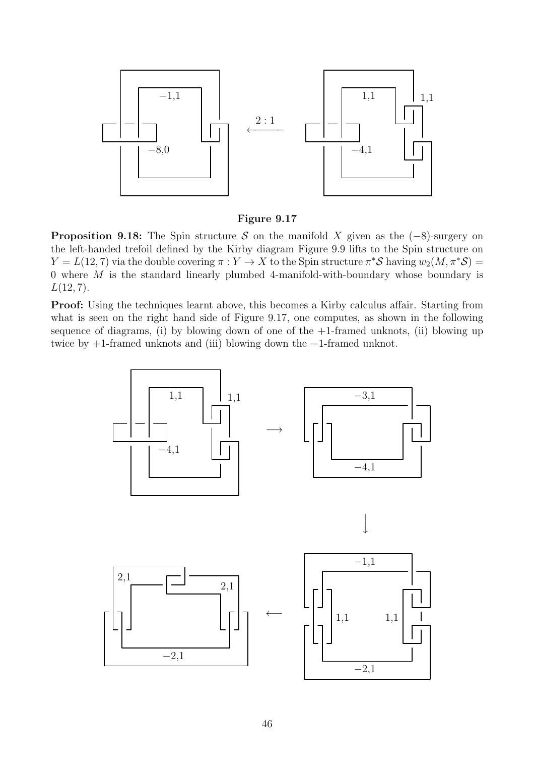**Figure 9.17**

**Proposition 9.18:** The Spin structure $\mathcal{S}$ on the manifold $X$ given as the $(-8)$-surgery on the left-handed trefoil defined by the Kirby diagram Figure 9.9 lifts to the Spin structure on $Y = L(12,7)$ via the double covering $\pi : Y \to X$ to the Spin structure $\pi^*\mathcal{S}$ having $w_2(M, \pi^*\mathcal{S}) = 0$ where $M$ is the standard linearly plumbed 4-manifold-with-boundary whose boundary is $L(12,7)$.

**Proof:** Using the techniques learnt above, this becomes a Kirby calculus affair. Starting from what is seen on the right hand side of Figure 9.17, one computes, as shown in the following sequence of diagrams, (i) by blowing down of one of the $+1$-framed unknots, (ii) blowing up twice by $+1$-framed unknots and (iii) blowing down the $-1$-framed unknot.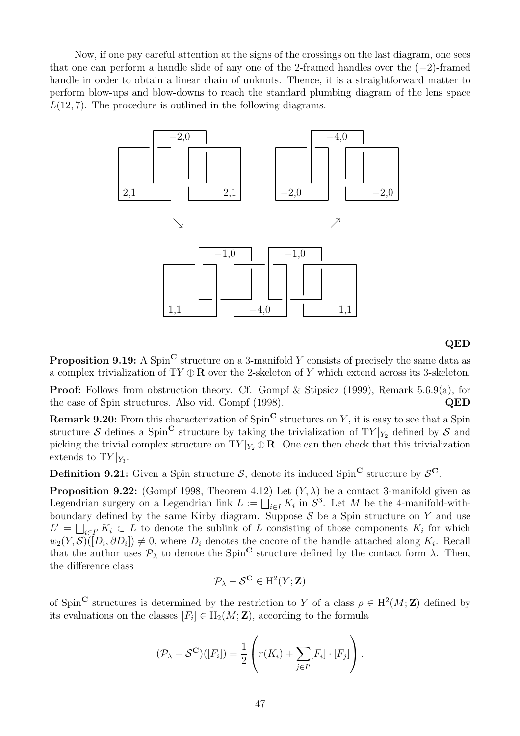Now, if one pay careful attention at the signs of the crossings on the last diagram, one sees that one can perform a handle slide of any one of the 2-framed handles over the $(-2)$-framed handle in order to obtain a linear chain of unknots. Thence, it is a straightforward matter to perform blow-ups and blow-downs to reach the standard plumbing diagram of the lens space $L(12,7)$. The procedure is outlined in the following diagrams.

**QED**

**Proposition 9.19:** A $\mathrm{Spin}^{\mathbf{C}}$ structure on a 3-manifold $Y$ consists of precisely the same data as a complex trivialization of $\mathrm{T}Y \oplus \mathbf{R}$ over the 2-skeleton of $Y$ which extend across its 3-skeleton.

**Proof:** Follows from obstruction theory. Cf. Gompf & Stipsicz (1999), Remark 5.6.9(a), for the case of Spin structures. Also vid. Gompf (1998). **QED**

**Remark 9.20:** From this characterization of $\mathrm{Spin}^{\mathbf{C}}$ structures on $Y$, it is easy to see that a Spin structure $\mathcal{S}$ defines a $\mathrm{Spin}^{\mathbf{C}}$ structure by taking the trivialization of $\mathrm{T}Y|_{Y_2}$ defined by $\mathcal{S}$ and picking the trivial complex structure on $\mathrm{T}Y|_{Y_2} \oplus \mathbf{R}$. One can then check that this trivialization extends to $\mathrm{T}Y|_{Y_3}$.

**Definition 9.21:** Given a Spin structure $\mathcal{S}$, denote its induced $\mathrm{Spin}^{\mathbf{C}}$ structure by $\mathcal{S}^{\mathbf{C}}$.

**Proposition 9.22:** (Gompf 1998, Theorem 4.12) Let $(Y,\lambda)$ be a contact 3-manifold given as Legendrian surgery on a Legendrian link $L := \bigsqcup_{i\in I} K_i$ in $S^3$. Let $M$ be the 4-manifold-with-boundary defined by the same Kirby diagram. Suppose $\mathcal{S}$ be a Spin structure on $Y$ and use $L' = \bigsqcup_{i\in I'} K_i \subset L$ to denote the sublink of $L$ consisting of those components $K_i$ for which $w_2(Y,\mathcal{S})([D_i,\partial D_i]) \neq 0$, where $D_i$ denotes the cocore of the handle attached along $K_i$. Recall that the author uses $\mathcal{P}_\lambda$ to denote the $\mathrm{Spin}^{\mathbf{C}}$ structure defined by the contact form $\lambda$. Then, the difference class

$$\mathcal{P}_\lambda - \mathcal{S}^{\mathbf{C}} \in \mathrm{H}^2(Y;\mathbf{Z})$$

of $\mathrm{Spin}^{\mathbf{C}}$ structures is determined by the restriction to $Y$ of a class $\rho \in \mathrm{H}^2(M;\mathbf{Z})$ defined by its evaluations on the classes $[F_i] \in \mathrm{H}_2(M;\mathbf{Z})$, according to the formula

$$(\mathcal{P}_\lambda - \mathcal{S}^{\mathbf{C}})([F_i]) = \frac{1}{2}\left( r(K_i) + \sum_{j\in I'} [F_i]\cdot[F_j] \right).$$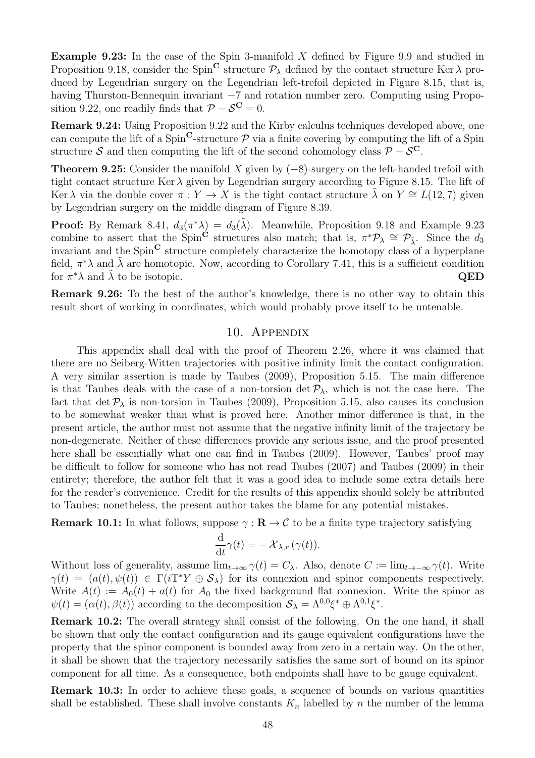**Example 9.23:** In the case of the Spin 3-manifold $X$ defined by Figure 9.9 and studied in Proposition 9.18, consider the $\mathrm{Spin}^{\mathbf{C}}$ structure $\mathcal{P}_\lambda$ defined by the contact structure $\operatorname{Ker}\lambda$ produced by Legendrian surgery on the Legendrian left-trefoil depicted in Figure 8.15, that is, having Thurston-Bennequin invariant $-7$ and rotation number zero. Computing using Proposition 9.22, one readily finds that $\mathcal{P} - \mathcal{S}^{\mathbf{C}} = 0$.

**Remark 9.24:** Using Proposition 9.22 and the Kirby calculus techniques developed above, one can compute the lift of a $\mathrm{Spin}^{\mathbf{C}}$-structure $\mathcal{P}$ via a finite covering by computing the lift of a Spin structure $\mathcal{S}$ and then computing the lift of the second cohomology class $\mathcal{P} - \mathcal{S}^{\mathbf{C}}$.

**Theorem 9.25:** Consider the manifold $X$ given by $(-8)$-surgery on the left-handed trefoil with tight contact structure $\operatorname{Ker}\lambda$ given by Legendrian surgery according to Figure 8.15. The lift of $\operatorname{Ker}\lambda$ via the double cover $\pi : Y \to X$ is the tight contact structure $\tilde{\lambda}$ on $Y \cong L(12,7)$ given by Legendrian surgery on the middle diagram of Figure 8.39.

**Proof:** By Remark 8.41, $d_3(\pi^*\lambda) = d_3(\tilde{\lambda})$. Meanwhile, Proposition 9.18 and Example 9.23 combine to assert that the $\mathrm{Spin}^{\mathbf{C}}$ structures also match; that is, $\pi^*\mathcal{P}_\lambda \cong \mathcal{P}_{\tilde{\lambda}}$. Since the $d_3$ invariant and the $\mathrm{Spin}^{\mathbf{C}}$ structure completely characterize the homotopy class of a hyperplane field, $\pi^*\lambda$ and $\tilde{\lambda}$ are homotopic. Now, according to Corollary 7.41, this is a sufficient condition for $\pi^*\lambda$ and $\tilde{\lambda}$ to be isotopic. **QED**

**Remark 9.26:** To the best of the author's knowledge, there is no other way to obtain this result short of working in coordinates, which would probably prove itself to be untenable.

# 10. Appendix

This appendix shall deal with the proof of Theorem 2.26, where it was claimed that there are no Seiberg-Witten trajectories with positive infinity limit the contact configuration. A very similar assertion is made by Taubes (2009), Proposition 5.15. The main difference is that Taubes deals with the case of a non-torsion $\det\mathcal{P}_\lambda$, which is not the case here. The fact that $\det\mathcal{P}_\lambda$ is non-torsion in Taubes (2009), Proposition 5.15, also causes its conclusion to be somewhat weaker than what is proved here. Another minor difference is that, in the present article, the author must not assume that the negative infinity limit of the trajectory be non-degenerate. Neither of these differences provide any serious issue, and the proof presented here shall be essentially what one can find in Taubes (2009). However, Taubes' proof may be difficult to follow for someone who has not read Taubes (2007) and Taubes (2009) in their entirety; therefore, the author felt that it was a good idea to include some extra details here for the reader's convenience. Credit for the results of this appendix should solely be attributed to Taubes; nonetheless, the present author takes the blame for any potential mistakes.

**Remark 10.1:** In what follows, suppose $\gamma : \mathbf{R} \to \mathcal{C}$ to be a finite type trajectory satisfying

$$\frac{\mathrm{d}}{\mathrm{d}t}\gamma(t) = -\mathcal{X}_{\lambda,r}(\gamma(t)).$$

Without loss of generality, assume $\lim_{t\to\infty}\gamma(t) = C_\lambda$. Also, denote $C := \lim_{t\to-\infty}\gamma(t)$. Write $\gamma(t) = (a(t), \psi(t)) \in \Gamma(i\mathrm{T}^*Y \oplus \mathcal{S}_\lambda)$ for its connexion and spinor components respectively. Write $A(t) := A_0(t) + a(t)$ for $A_0$ the fixed background flat connexion. Write the spinor as $\psi(t) = (\alpha(t), \beta(t))$ according to the decomposition $\mathcal{S}_\lambda = \Lambda^{0,0}\xi^* \oplus \Lambda^{0,1}\xi^*$.

**Remark 10.2:** The overall strategy shall consist of the following. On the one hand, it shall be shown that only the contact configuration and its gauge equivalent configurations have the property that the spinor component is bounded away from zero in a certain way. On the other, it shall be shown that the trajectory necessarily satisfies the same sort of bound on its spinor component for all time. As a consequence, both endpoints shall have to be gauge equivalent.

**Remark 10.3:** In order to achieve these goals, a sequence of bounds on various quantities shall be established. These shall involve constants $K_n$ labelled by $n$ the number of the lemma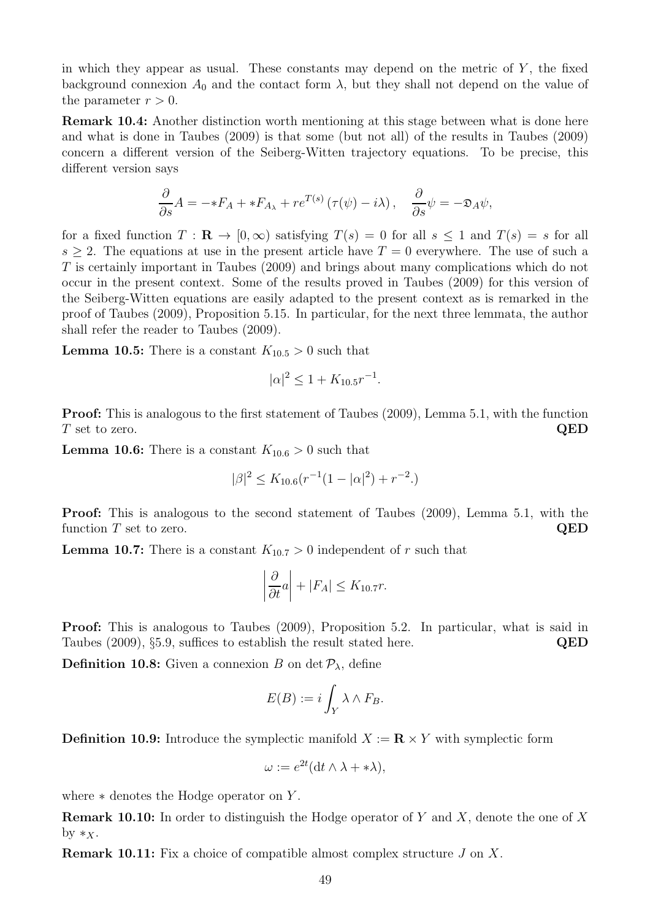in which they appear as usual. These constants may depend on the metric of $Y$, the fixed background connexion $A_0$ and the contact form $\lambda$, but they shall not depend on the value of the parameter $r > 0$.

**Remark 10.4:** Another distinction worth mentioning at this stage between what is done here and what is done in Taubes (2009) is that some (but not all) of the results in Taubes (2009) concern a different version of the Seiberg-Witten trajectory equations. To be precise, this different version says

$$\frac{\partial}{\partial s} A = -{*F_A} + {*F_{A_\lambda}} + re^{T(s)}\left(\tau(\psi) - i\lambda\right), \quad \frac{\partial}{\partial s}\psi = -\mathfrak{D}_A \psi,$$

for a fixed function $T : \mathbf{R} \to [0, \infty)$ satisfying $T(s) = 0$ for all $s \le 1$ and $T(s) = s$ for all $s \ge 2$. The equations at use in the present article have $T = 0$ everywhere. The use of such a $T$ is certainly important in Taubes (2009) and brings about many complications which do not occur in the present context. Some of the results proved in Taubes (2009) for this version of the Seiberg-Witten equations are easily adapted to the present context as is remarked in the proof of Taubes (2009), Proposition 5.15. In particular, for the next three lemmata, the author shall refer the reader to Taubes (2009).

**Lemma 10.5:** There is a constant $K_{10.5} > 0$ such that

$$|\alpha|^2 \le 1 + K_{10.5} r^{-1}.$$

**Proof:** This is analogous to the first statement of Taubes (2009), Lemma 5.1, with the function $T$ set to zero. **QED**

**Lemma 10.6:** There is a constant $K_{10.6} > 0$ such that

$$|\beta|^2 \le K_{10.6}(r^{-1}(1 - |\alpha|^2) + r^{-2}.)$$

**Proof:** This is analogous to the second statement of Taubes (2009), Lemma 5.1, with the function $T$ set to zero. **QED**

**Lemma 10.7:** There is a constant $K_{10.7} > 0$ independent of $r$ such that

$$\left|\frac{\partial}{\partial t} a\right| + |F_A| \le K_{10.7} r.$$

**Proof:** This is analogous to Taubes (2009), Proposition 5.2. In particular, what is said in Taubes (2009), §5.9, suffices to establish the result stated here. **QED**

**Definition 10.8:** Given a connexion $B$ on $\det \mathcal{P}_\lambda$, define

$$E(B) := i \int_Y \lambda \wedge F_B.$$

**Definition 10.9:** Introduce the symplectic manifold $X := \mathbf{R} \times Y$ with symplectic form

$$\omega := e^{2t}(\mathrm{d}t \wedge \lambda + *\lambda),$$

where $*$ denotes the Hodge operator on $Y$.

**Remark 10.10:** In order to distinguish the Hodge operator of $Y$ and $X$, denote the one of $X$ by $*_X$.

**Remark 10.11:** Fix a choice of compatible almost complex structure $J$ on $X$.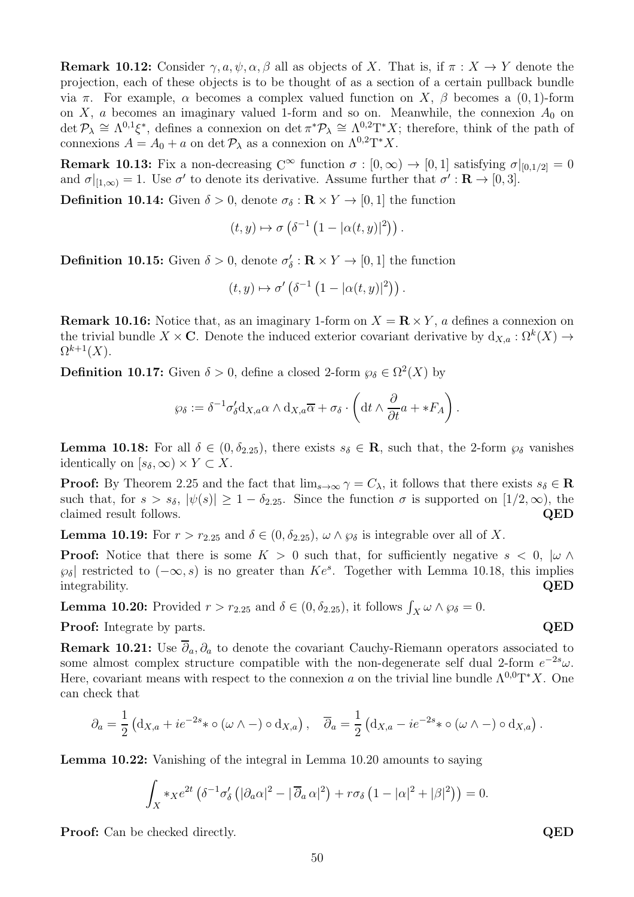**Remark 10.12:** Consider $\gamma, a, \psi, \alpha, \beta$ all as objects of $X$. That is, if $\pi : X \to Y$ denote the projection, each of these objects is to be thought of as a section of a certain pullback bundle via $\pi$. For example, $\alpha$ becomes a complex valued function on $X$, $\beta$ becomes a $(0,1)$-form on $X$, $a$ becomes an imaginary valued 1-form and so on. Meanwhile, the connexion $A_0$ on $\det \mathcal{P}_\lambda \cong \Lambda^{0,1}\xi^*$, defines a connexion on $\det \pi^*\mathcal{P}_\lambda \cong \Lambda^{0,2}\mathrm{T}^*X$; therefore, think of the path of connexions $A = A_0 + a$ on $\det \mathcal{P}_\lambda$ as a connexion on $\Lambda^{0,2}\mathrm{T}^*X$.

**Remark 10.13:** Fix a non-decreasing $\mathrm{C}^\infty$ function $\sigma : [0,\infty) \to [0,1]$ satisfying $\sigma|_{[0,1/2]} = 0$ and $\sigma|_{[1,\infty)} = 1$. Use $\sigma'$ to denote its derivative. Assume further that $\sigma' : \mathbf{R} \to [0,3]$.

**Definition 10.14:** Given $\delta > 0$, denote $\sigma_\delta : \mathbf{R} \times Y \to [0,1]$ the function

$$(t,y) \mapsto \sigma\left(\delta^{-1}\left(1 - |\alpha(t,y)|^2\right)\right).$$

**Definition 10.15:** Given $\delta > 0$, denote $\sigma'_\delta : \mathbf{R} \times Y \to [0,1]$ the function

$$(t,y) \mapsto \sigma'\left(\delta^{-1}\left(1 - |\alpha(t,y)|^2\right)\right).$$

**Remark 10.16:** Notice that, as an imaginary 1-form on $X = \mathbf{R} \times Y$, $a$ defines a connexion on the trivial bundle $X \times \mathbf{C}$. Denote the induced exterior covariant derivative by $\mathrm{d}_{X,a} : \Omega^k(X) \to \Omega^{k+1}(X)$.

**Definition 10.17:** Given $\delta > 0$, define a closed 2-form $\wp_\delta \in \Omega^2(X)$ by

$$\wp_\delta := \delta^{-1}\sigma'_\delta \mathrm{d}_{X,a}\alpha \wedge \mathrm{d}_{X,a}\overline{\alpha} + \sigma_\delta \cdot \left(\mathrm{d}t \wedge \frac{\partial}{\partial t}a + *F_A\right).$$

**Lemma 10.18:** For all $\delta \in (0, \delta_{2.25})$, there exists $s_\delta \in \mathbf{R}$, such that, the 2-form $\wp_\delta$ vanishes identically on $[s_\delta, \infty) \times Y \subset X$.

**Proof:** By Theorem 2.25 and the fact that $\lim_{s\to\infty} \gamma = C_\lambda$, it follows that there exists $s_\delta \in \mathbf{R}$ such that, for $s > s_\delta$, $|\psi(s)| \geq 1 - \delta_{2.25}$. Since the function $\sigma$ is supported on $[1/2, \infty)$, the claimed result follows. **QED**

**Lemma 10.19:** For $r > r_{2.25}$ and $\delta \in (0, \delta_{2.25})$, $\omega \wedge \wp_\delta$ is integrable over all of $X$.

**Proof:** Notice that there is some $K > 0$ such that, for sufficiently negative $s < 0$, $|\omega \wedge \wp_\delta|$ restricted to $(-\infty, s)$ is no greater than $Ke^s$. Together with Lemma 10.18, this implies integrability. **QED**

**Lemma 10.20:** Provided $r > r_{2.25}$ and $\delta \in (0, \delta_{2.25})$, it follows $\int_X \omega \wedge \wp_\delta = 0$.

**Proof:** Integrate by parts. **QED**

**Remark 10.21:** Use $\overline{\partial}_a, \partial_a$ to denote the covariant Cauchy-Riemann operators associated to some almost complex structure compatible with the non-degenerate self dual 2-form $e^{-2s}\omega$. Here, covariant means with respect to the connexion $a$ on the trivial line bundle $\Lambda^{0,0}\mathrm{T}^*X$. One can check that

$$\partial_a = \frac{1}{2}\left(\mathrm{d}_{X,a} + ie^{-2s}* \circ (\omega \wedge -) \circ \mathrm{d}_{X,a}\right), \quad \overline{\partial}_a = \frac{1}{2}\left(\mathrm{d}_{X,a} - ie^{-2s}* \circ (\omega \wedge -) \circ \mathrm{d}_{X,a}\right).$$

**Lemma 10.22:** Vanishing of the integral in Lemma 10.20 amounts to saying

$$\int_X *_X e^{2t}\left(\delta^{-1}\sigma'_\delta\left(|\partial_a\alpha|^2 - |\overline{\partial}_a\,\alpha|^2\right) + r\sigma_\delta\left(1 - |\alpha|^2 + |\beta|^2\right)\right) = 0.$$

**Proof:** Can be checked directly. **QED**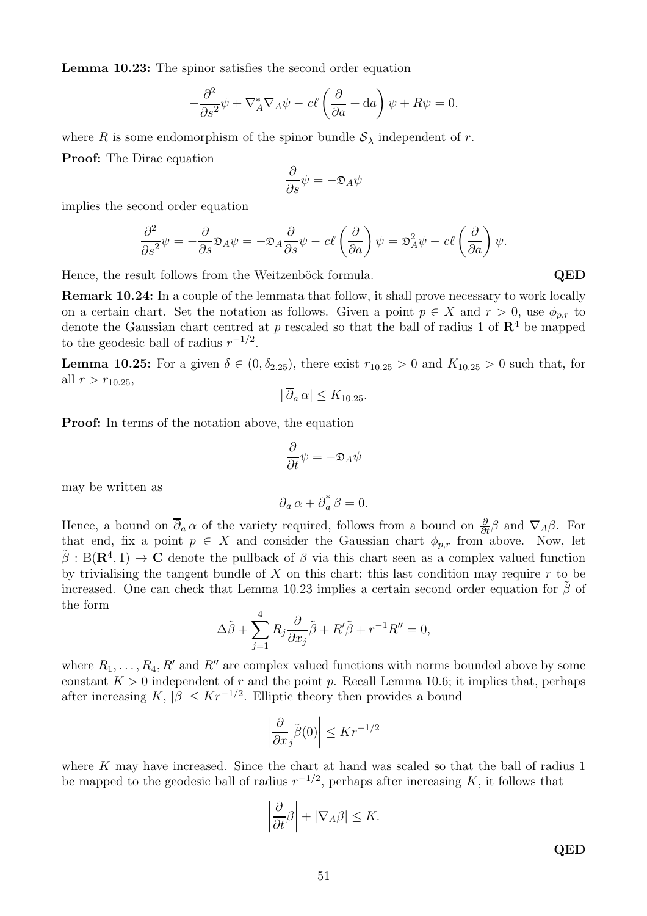**Lemma 10.23:** The spinor satisfies the second order equation

$$-\frac{\partial^2}{\partial s^2}\psi + \nabla_A^*\nabla_A\psi - c\ell\left(\frac{\partial}{\partial a} + \mathrm{d}a\right)\psi + R\psi = 0,$$

where $R$ is some endomorphism of the spinor bundle $\mathcal{S}_\lambda$ independent of $r$.

**Proof:** The Dirac equation

$$\frac{\partial}{\partial s}\psi = -\mathfrak{D}_A\psi$$

implies the second order equation

$$\frac{\partial^2}{\partial s^2}\psi = -\frac{\partial}{\partial s}\mathfrak{D}_A\psi = -\mathfrak{D}_A\frac{\partial}{\partial s}\psi - c\ell\left(\frac{\partial}{\partial a}\right)\psi = \mathfrak{D}_A^2\psi - c\ell\left(\frac{\partial}{\partial a}\right)\psi.$$

Hence, the result follows from the Weitzenböck formula. **QED**

**Remark 10.24:** In a couple of the lemmata that follow, it shall prove necessary to work locally on a certain chart. Set the notation as follows. Given a point $p \in X$ and $r > 0$, use $\phi_{p,r}$ to denote the Gaussian chart centred at $p$ rescaled so that the ball of radius 1 of $\mathbf{R}^4$ be mapped to the geodesic ball of radius $r^{-1/2}$.

**Lemma 10.25:** For a given $\delta \in (0, \delta_{2.25})$, there exist $r_{10.25} > 0$ and $K_{10.25} > 0$ such that, for all $r > r_{10.25}$,

$$|\,\overline{\partial}_a\,\alpha| \leq K_{10.25}.$$

**Proof:** In terms of the notation above, the equation

$$\frac{\partial}{\partial t}\psi = -\mathfrak{D}_A\psi$$

may be written as

$$\overline{\partial}_a\,\alpha + \overline{\partial}_a^*\,\beta = 0.$$

Hence, a bound on $\overline{\partial}_a\,\alpha$ of the variety required, follows from a bound on $\frac{\partial}{\partial t}\beta$ and $\nabla_A\beta$. For that end, fix a point $p \in X$ and consider the Gaussian chart $\phi_{p,r}$ from above. Now, let $\tilde{\beta} : \mathrm{B}(\mathbf{R}^4, 1) \to \mathbf{C}$ denote the pullback of $\beta$ via this chart seen as a complex valued function by trivialising the tangent bundle of $X$ on this chart; this last condition may require $r$ to be increased. One can check that Lemma 10.23 implies a certain second order equation for $\tilde{\beta}$ of the form

$$\Delta\tilde{\beta} + \sum_{j=1}^{4} R_j\frac{\partial}{\partial x_j}\tilde{\beta} + R'\tilde{\beta} + r^{-1}R'' = 0,$$

where $R_1, \ldots, R_4, R'$ and $R''$ are complex valued functions with norms bounded above by some constant $K > 0$ independent of $r$ and the point $p$. Recall Lemma 10.6; it implies that, perhaps after increasing $K$, $|\beta| \leq Kr^{-1/2}$. Elliptic theory then provides a bound

$$\left|\frac{\partial}{\partial x_j}\tilde{\beta}(0)\right| \leq Kr^{-1/2}$$

where $K$ may have increased. Since the chart at hand was scaled so that the ball of radius 1 be mapped to the geodesic ball of radius $r^{-1/2}$, perhaps after increasing $K$, it follows that

$$\left|\frac{\partial}{\partial t}\beta\right| + |\nabla_A\beta| \leq K.$$

**QED**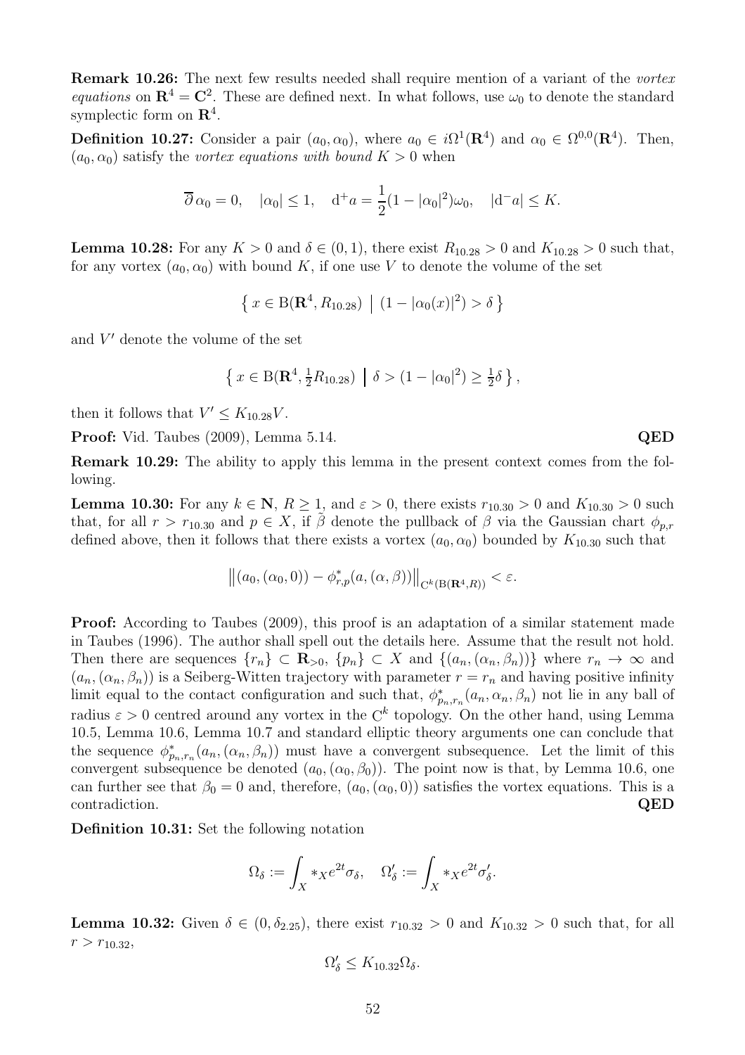**Remark 10.26:** The next few results needed shall require mention of a variant of the *vortex equations* on $\mathbf{R}^4 = \mathbf{C}^2$. These are defined next. In what follows, use $\omega_0$ to denote the standard symplectic form on $\mathbf{R}^4$.

**Definition 10.27:** Consider a pair $(a_0, \alpha_0)$, where $a_0 \in i\Omega^1(\mathbf{R}^4)$ and $\alpha_0 \in \Omega^{0,0}(\mathbf{R}^4)$. Then, $(a_0, \alpha_0)$ satisfy the *vortex equations with bound* $K > 0$ when

$$\overline{\partial}\,\alpha_0 = 0, \quad |\alpha_0| \leq 1, \quad \mathrm{d}^+ a = \frac{1}{2}(1 - |\alpha_0|^2)\omega_0, \quad |\mathrm{d}^- a| \leq K.$$

**Lemma 10.28:** For any $K > 0$ and $\delta \in (0, 1)$, there exist $R_{10.28} > 0$ and $K_{10.28} > 0$ such that, for any vortex $(a_0, \alpha_0)$ with bound $K$, if one use $V$ to denote the volume of the set

$$\left\{\, x \in \mathrm{B}(\mathbf{R}^4, R_{10.28}) \;\middle|\; (1 - |\alpha_0(x)|^2) > \delta \,\right\}$$

and $V'$ denote the volume of the set

$$\left\{\, x \in \mathrm{B}(\mathbf{R}^4, \tfrac{1}{2}R_{10.28}) \;\middle|\; \delta > (1 - |\alpha_0|^2) \geq \tfrac{1}{2}\delta \,\right\},$$

then it follows that $V' \leq K_{10.28} V$.

**Proof:** Vid. Taubes (2009), Lemma 5.14. **QED**

**Remark 10.29:** The ability to apply this lemma in the present context comes from the following.

**Lemma 10.30:** For any $k \in \mathbf{N}$, $R \geq 1$, and $\varepsilon > 0$, there exists $r_{10.30} > 0$ and $K_{10.30} > 0$ such that, for all $r > r_{10.30}$ and $p \in X$, if $\tilde{\beta}$ denote the pullback of $\beta$ via the Gaussian chart $\phi_{p,r}$ defined above, then it follows that there exists a vortex $(a_0, \alpha_0)$ bounded by $K_{10.30}$ such that

$$\left\|(a_0, (\alpha_0, 0)) - \phi^*_{r,p}(a, (\alpha, \beta))\right\|_{\mathrm{C}^k(\mathrm{B}(\mathbf{R}^4, R))} < \varepsilon.$$

**Proof:** According to Taubes (2009), this proof is an adaptation of a similar statement made in Taubes (1996). The author shall spell out the details here. Assume that the result not hold. Then there are sequences $\{r_n\} \subset \mathbf{R}_{>0}$, $\{p_n\} \subset X$ and $\{(a_n, (\alpha_n, \beta_n))\}$ where $r_n \to \infty$ and $(a_n, (\alpha_n, \beta_n))$ is a Seiberg-Witten trajectory with parameter $r = r_n$ and having positive infinity limit equal to the contact configuration and such that, $\phi^*_{p_n, r_n}(a_n, \alpha_n, \beta_n)$ not lie in any ball of radius $\varepsilon > 0$ centred around any vortex in the $\mathrm{C}^k$ topology. On the other hand, using Lemma 10.5, Lemma 10.6, Lemma 10.7 and standard elliptic theory arguments one can conclude that the sequence $\phi^*_{p_n, r_n}(a_n, (\alpha_n, \beta_n))$ must have a convergent subsequence. Let the limit of this convergent subsequence be denoted $(a_0, (\alpha_0, \beta_0))$. The point now is that, by Lemma 10.6, one can further see that $\beta_0 = 0$ and, therefore, $(a_0, (\alpha_0, 0))$ satisfies the vortex equations. This is a contradiction. **QED**

**Definition 10.31:** Set the following notation

$$\Omega_\delta := \int_X *_X e^{2t}\sigma_\delta, \quad \Omega'_\delta := \int_X *_X e^{2t}\sigma'_\delta.$$

**Lemma 10.32:** Given $\delta \in (0, \delta_{2.25})$, there exist $r_{10.32} > 0$ and $K_{10.32} > 0$ such that, for all $r > r_{10.32}$,

$$\Omega'_\delta \leq K_{10.32}\Omega_\delta.$$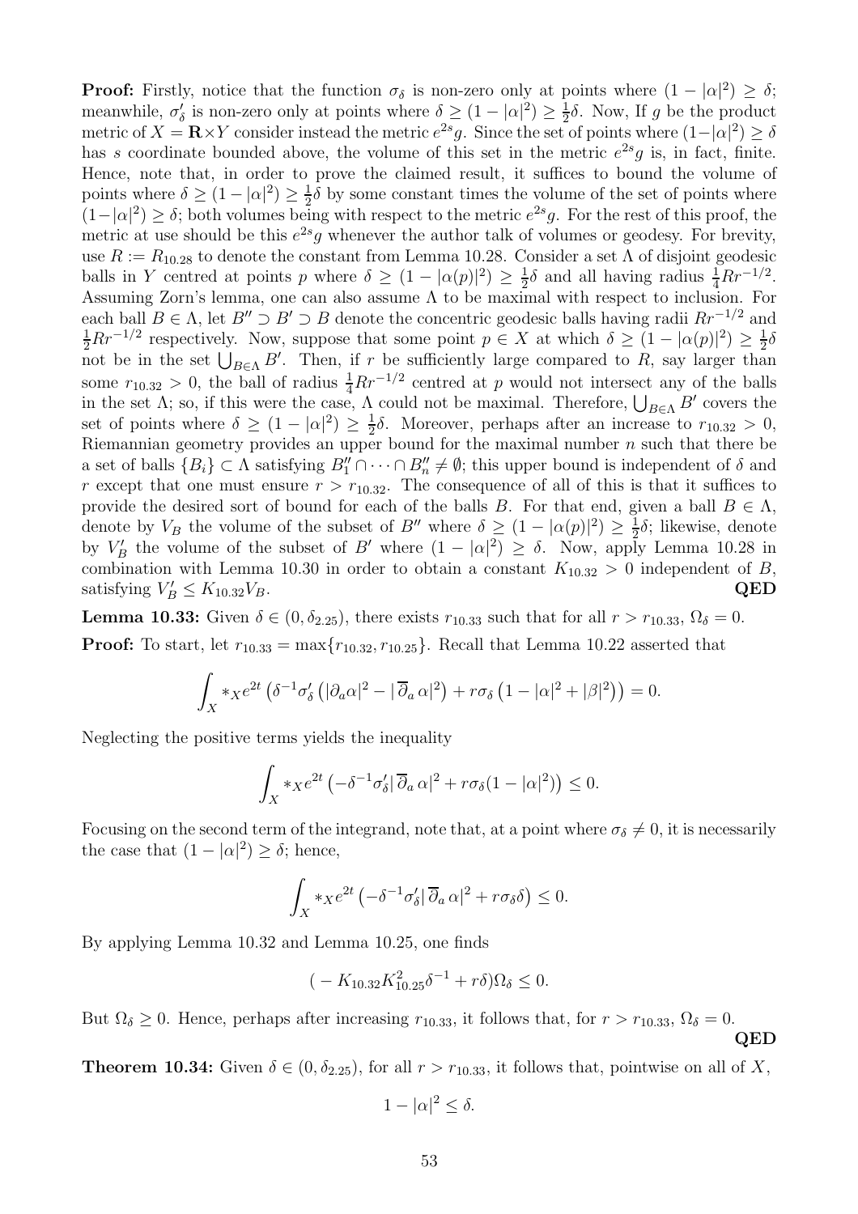**Proof:** Firstly, notice that the function $\sigma_\delta$ is non-zero only at points where $(1-|\alpha|^2) \geq \delta$; meanwhile, $\sigma'_\delta$ is non-zero only at points where $\delta \geq (1-|\alpha|^2) \geq \frac{1}{2}\delta$. Now, If $g$ be the product metric of $X = \mathbf{R}\times Y$ consider instead the metric $e^{2s}g$. Since the set of points where $(1-|\alpha|^2) \geq \delta$ has $s$ coordinate bounded above, the volume of this set in the metric $e^{2s}g$ is, in fact, finite. Hence, note that, in order to prove the claimed result, it suffices to bound the volume of points where $\delta \geq (1-|\alpha|^2) \geq \frac{1}{2}\delta$ by some constant times the volume of the set of points where $(1-|\alpha|^2) \geq \delta$; both volumes being with respect to the metric $e^{2s}g$. For the rest of this proof, the metric at use should be this $e^{2s}g$ whenever the author talk of volumes or geodesy. For brevity, use $R := R_{10.28}$ to denote the constant from Lemma 10.28. Consider a set $\Lambda$ of disjoint geodesic balls in $Y$ centred at points $p$ where $\delta \geq (1-|\alpha(p)|^2) \geq \frac{1}{2}\delta$ and all having radius $\frac{1}{4}Rr^{-1/2}$. Assuming Zorn's lemma, one can also assume $\Lambda$ to be maximal with respect to inclusion. For each ball $B \in \Lambda$, let $B'' \supset B' \supset B$ denote the concentric geodesic balls having radii $Rr^{-1/2}$ and $\frac{1}{2}Rr^{-1/2}$ respectively. Now, suppose that some point $p \in X$ at which $\delta \geq (1-|\alpha(p)|^2) \geq \frac{1}{2}\delta$ not be in the set $\bigcup_{B\in\Lambda} B'$. Then, if $r$ be sufficiently large compared to $R$, say larger than some $r_{10.32} > 0$, the ball of radius $\frac{1}{4}Rr^{-1/2}$ centred at $p$ would not intersect any of the balls in the set $\Lambda$; so, if this were the case, $\Lambda$ could not be maximal. Therefore, $\bigcup_{B\in\Lambda} B'$ covers the set of points where $\delta \geq (1-|\alpha|^2) \geq \frac{1}{2}\delta$. Moreover, perhaps after an increase to $r_{10.32} > 0$, Riemannian geometry provides an upper bound for the maximal number $n$ such that there be a set of balls $\{B_i\} \subset \Lambda$ satisfying $B''_1 \cap \cdots \cap B''_n \neq \emptyset$; this upper bound is independent of $\delta$ and $r$ except that one must ensure $r > r_{10.32}$. The consequence of all of this is that it suffices to provide the desired sort of bound for each of the balls $B$. For that end, given a ball $B \in \Lambda$, denote by $V_B$ the volume of the subset of $B''$ where $\delta \geq (1-|\alpha(p)|^2) \geq \frac{1}{2}\delta$; likewise, denote by $V'_B$ the volume of the subset of $B'$ where $(1-|\alpha|^2) \geq \delta$. Now, apply Lemma 10.28 in combination with Lemma 10.30 in order to obtain a constant $K_{10.32} > 0$ independent of $B$, satisfying $V'_B \leq K_{10.32}V_B$. **QED**

**Lemma 10.33:** Given $\delta \in (0, \delta_{2.25})$, there exists $r_{10.33}$ such that for all $r > r_{10.33}$, $\Omega_\delta = 0$.

**Proof:** To start, let $r_{10.33} = \max\{r_{10.32}, r_{10.25}\}$. Recall that Lemma 10.22 asserted that

$$\int_X *_X e^{2t}\left(\delta^{-1}\sigma'_\delta\left(|\partial_a\alpha|^2 - |\,\overline{\partial}_a\,\alpha|^2\right) + r\sigma_\delta\left(1-|\alpha|^2+|\beta|^2\right)\right) = 0.$$

Neglecting the positive terms yields the inequality

$$\int_X *_X e^{2t}\left(-\delta^{-1}\sigma'_\delta|\,\overline{\partial}_a\,\alpha|^2 + r\sigma_\delta(1-|\alpha|^2)\right) \leq 0.$$

Focusing on the second term of the integrand, note that, at a point where $\sigma_\delta \neq 0$, it is necessarily the case that $(1-|\alpha|^2) \geq \delta$; hence,

$$\int_X *_X e^{2t}\left(-\delta^{-1}\sigma'_\delta|\,\overline{\partial}_a\,\alpha|^2 + r\sigma_\delta\delta\right) \leq 0.$$

By applying Lemma 10.32 and Lemma 10.25, one finds

$$(-K_{10.32}K_{10.25}^2\delta^{-1} + r\delta)\Omega_\delta \leq 0.$$

But $\Omega_\delta \geq 0$. Hence, perhaps after increasing $r_{10.33}$, it follows that, for $r > r_{10.33}$, $\Omega_\delta = 0$. **QED**

**Theorem 10.34:** Given $\delta \in (0, \delta_{2.25})$, for all $r > r_{10.33}$, it follows that, pointwise on all of $X$,

$$1 - |\alpha|^2 \leq \delta.$$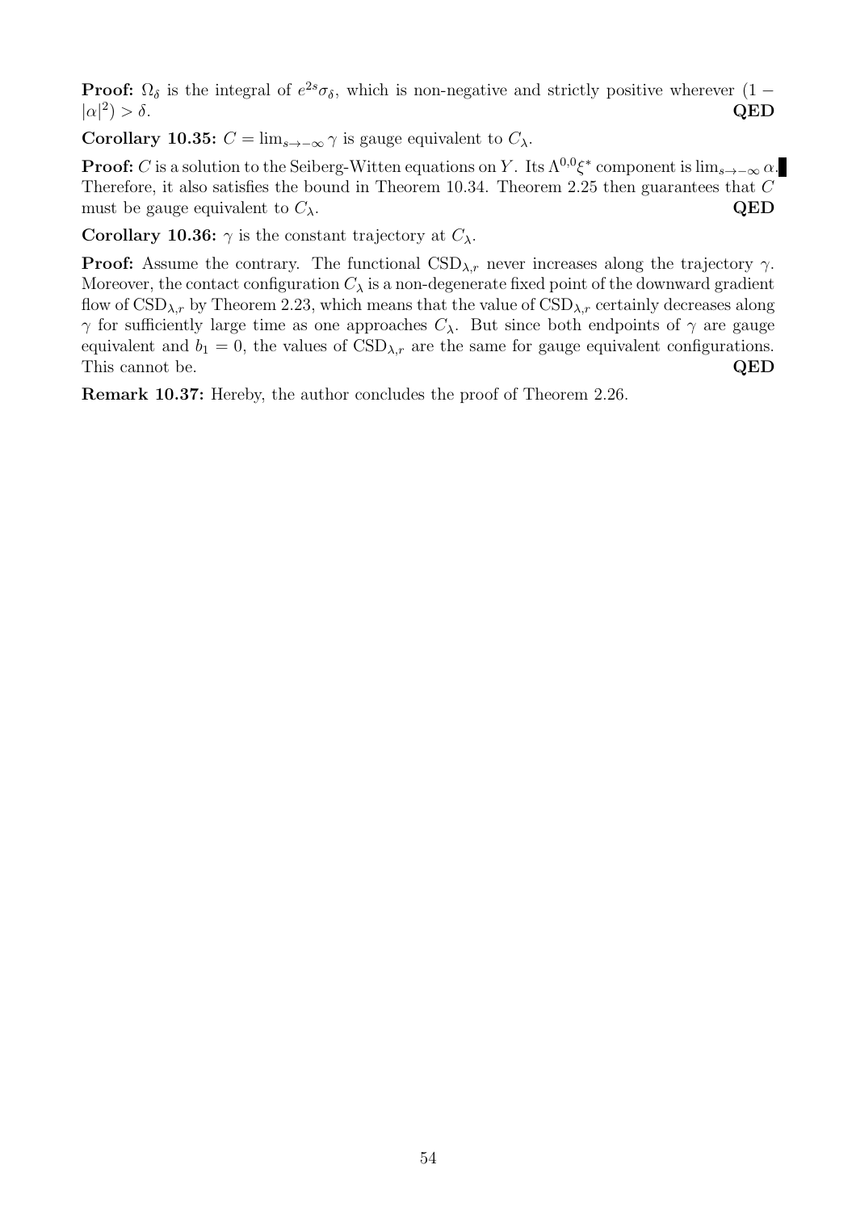**Proof:** $\Omega_\delta$ is the integral of $e^{2s}\sigma_\delta$, which is non-negative and strictly positive wherever $(1 - |\alpha|^2) > \delta$. **QED**

**Corollary 10.35:** $C = \lim_{s \to -\infty} \gamma$ is gauge equivalent to $C_\lambda$.

**Proof:** $C$ is a solution to the Seiberg-Witten equations on $Y$. Its $\Lambda^{0,0}\xi^*$ component is $\lim_{s\to-\infty} \alpha$. Therefore, it also satisfies the bound in Theorem 10.34. Theorem 2.25 then guarantees that $C$ must be gauge equivalent to $C_\lambda$. **QED**

**Corollary 10.36:** $\gamma$ is the constant trajectory at $C_\lambda$.

**Proof:** Assume the contrary. The functional $\text{CSD}_{\lambda,r}$ never increases along the trajectory $\gamma$. Moreover, the contact configuration $C_\lambda$ is a non-degenerate fixed point of the downward gradient flow of $\text{CSD}_{\lambda,r}$ by Theorem 2.23, which means that the value of $\text{CSD}_{\lambda,r}$ certainly decreases along $\gamma$ for sufficiently large time as one approaches $C_\lambda$. But since both endpoints of $\gamma$ are gauge equivalent and $b_1 = 0$, the values of $\text{CSD}_{\lambda,r}$ are the same for gauge equivalent configurations. This cannot be. **QED**

**Remark 10.37:** Hereby, the author concludes the proof of Theorem 2.26.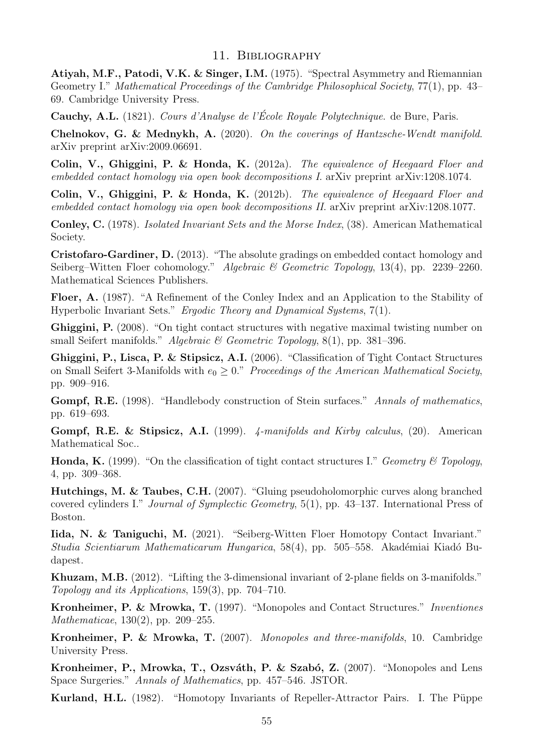## 11. Bibliography

**Atiyah, M.F., Patodi, V.K. & Singer, I.M.** (1975). "Spectral Asymmetry and Riemannian Geometry I." *Mathematical Proceedings of the Cambridge Philosophical Society*, 77(1), pp. 43–69. Cambridge University Press.

**Cauchy, A.L.** (1821). *Cours d'Analyse de l'École Royale Polytechnique*. de Bure, Paris.

**Chelnokov, G. & Mednykh, A.** (2020). *On the coverings of Hantzsche-Wendt manifold*. arXiv preprint arXiv:2009.06691.

**Colin, V., Ghiggini, P. & Honda, K.** (2012a). *The equivalence of Heegaard Floer and embedded contact homology via open book decompositions I*. arXiv preprint arXiv:1208.1074.

**Colin, V., Ghiggini, P. & Honda, K.** (2012b). *The equivalence of Heegaard Floer and embedded contact homology via open book decompositions II*. arXiv preprint arXiv:1208.1077.

**Conley, C.** (1978). *Isolated Invariant Sets and the Morse Index*, (38). American Mathematical Society.

**Cristofaro-Gardiner, D.** (2013). "The absolute gradings on embedded contact homology and Seiberg–Witten Floer cohomology." *Algebraic & Geometric Topology*, 13(4), pp. 2239–2260. Mathematical Sciences Publishers.

**Floer, A.** (1987). "A Refinement of the Conley Index and an Application to the Stability of Hyperbolic Invariant Sets." *Ergodic Theory and Dynamical Systems*, 7(1).

**Ghiggini, P.** (2008). "On tight contact structures with negative maximal twisting number on small Seifert manifolds." *Algebraic & Geometric Topology*, 8(1), pp. 381–396.

**Ghiggini, P., Lisca, P. & Stipsicz, A.I.** (2006). "Classification of Tight Contact Structures on Small Seifert 3-Manifolds with $e_0 \geq 0$." *Proceedings of the American Mathematical Society*, pp. 909–916.

**Gompf, R.E.** (1998). "Handlebody construction of Stein surfaces." *Annals of mathematics*, pp. 619–693.

**Gompf, R.E. & Stipsicz, A.I.** (1999). *4-manifolds and Kirby calculus*, (20). American Mathematical Soc..

**Honda, K.** (1999). "On the classification of tight contact structures I." *Geometry & Topology*, 4, pp. 309–368.

**Hutchings, M. & Taubes, C.H.** (2007). "Gluing pseudoholomorphic curves along branched covered cylinders I." *Journal of Symplectic Geometry*, 5(1), pp. 43–137. International Press of Boston.

**Iida, N. & Taniguchi, M.** (2021). "Seiberg-Witten Floer Homotopy Contact Invariant." *Studia Scientiarum Mathematicarum Hungarica*, 58(4), pp. 505–558. Akadémiai Kiadó Budapest.

**Khuzam, M.B.** (2012). "Lifting the 3-dimensional invariant of 2-plane fields on 3-manifolds." *Topology and its Applications*, 159(3), pp. 704–710.

**Kronheimer, P. & Mrowka, T.** (1997). "Monopoles and Contact Structures." *Inventiones Mathematicae*, 130(2), pp. 209–255.

**Kronheimer, P. & Mrowka, T.** (2007). *Monopoles and three-manifolds*, 10. Cambridge University Press.

**Kronheimer, P., Mrowka, T., Ozsváth, P. & Szabó, Z.** (2007). "Monopoles and Lens Space Surgeries." *Annals of Mathematics*, pp. 457–546. JSTOR.

**Kurland, H.L.** (1982). "Homotopy Invariants of Repeller-Attractor Pairs. I. The Püppe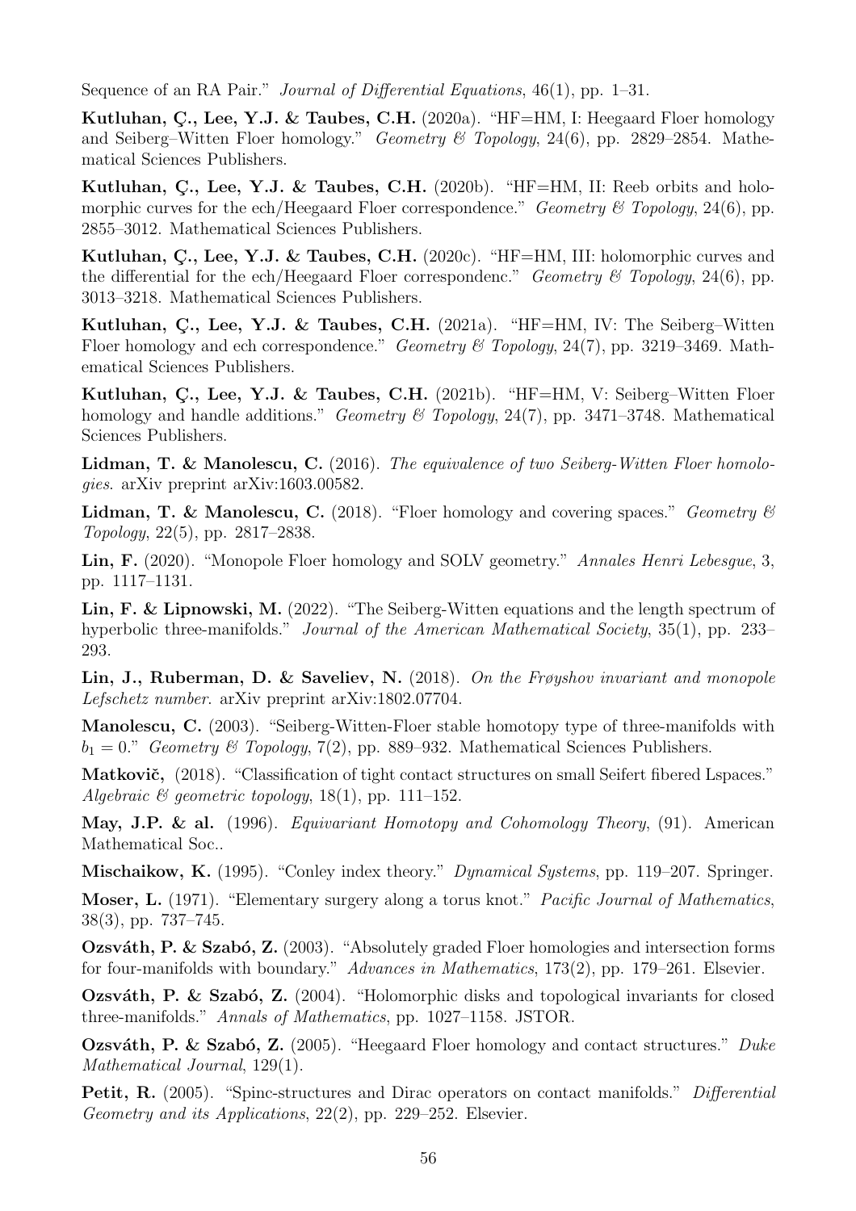Sequence of an RA Pair." *Journal of Differential Equations*, 46(1), pp. 1–31.

**Kutluhan, Ç., Lee, Y.J. & Taubes, C.H.** (2020a). "HF=HM, I: Heegaard Floer homology and Seiberg–Witten Floer homology." *Geometry & Topology*, 24(6), pp. 2829–2854. Mathematical Sciences Publishers.

**Kutluhan, Ç., Lee, Y.J. & Taubes, C.H.** (2020b). "HF=HM, II: Reeb orbits and holomorphic curves for the ech/Heegaard Floer correspondence." *Geometry & Topology*, 24(6), pp. 2855–3012. Mathematical Sciences Publishers.

**Kutluhan, Ç., Lee, Y.J. & Taubes, C.H.** (2020c). "HF=HM, III: holomorphic curves and the differential for the ech/Heegaard Floer correspondenc." *Geometry & Topology*, 24(6), pp. 3013–3218. Mathematical Sciences Publishers.

**Kutluhan, Ç., Lee, Y.J. & Taubes, C.H.** (2021a). "HF=HM, IV: The Seiberg–Witten Floer homology and ech correspondence." *Geometry & Topology*, 24(7), pp. 3219–3469. Mathematical Sciences Publishers.

**Kutluhan, Ç., Lee, Y.J. & Taubes, C.H.** (2021b). "HF=HM, V: Seiberg–Witten Floer homology and handle additions." *Geometry & Topology*, 24(7), pp. 3471–3748. Mathematical Sciences Publishers.

**Lidman, T. & Manolescu, C.** (2016). *The equivalence of two Seiberg-Witten Floer homologies.* arXiv preprint arXiv:1603.00582.

**Lidman, T. & Manolescu, C.** (2018). "Floer homology and covering spaces." *Geometry & Topology*, 22(5), pp. 2817–2838.

**Lin, F.** (2020). "Monopole Floer homology and SOLV geometry." *Annales Henri Lebesgue*, 3, pp. 1117–1131.

**Lin, F. & Lipnowski, M.** (2022). "The Seiberg-Witten equations and the length spectrum of hyperbolic three-manifolds." *Journal of the American Mathematical Society*, 35(1), pp. 233–293.

**Lin, J., Ruberman, D. & Saveliev, N.** (2018). *On the Frøyshov invariant and monopole Lefschetz number.* arXiv preprint arXiv:1802.07704.

**Manolescu, C.** (2003). "Seiberg-Witten-Floer stable homotopy type of three-manifolds with $b_1 = 0$." *Geometry & Topology*, 7(2), pp. 889–932. Mathematical Sciences Publishers.

**Matkovič,** (2018). "Classification of tight contact structures on small Seifert fibered Lspaces." *Algebraic & geometric topology*, 18(1), pp. 111–152.

**May, J.P. & al.** (1996). *Equivariant Homotopy and Cohomology Theory*, (91). American Mathematical Soc..

**Mischaikow, K.** (1995). "Conley index theory." *Dynamical Systems*, pp. 119–207. Springer.

**Moser, L.** (1971). "Elementary surgery along a torus knot." *Pacific Journal of Mathematics*, 38(3), pp. 737–745.

**Ozsváth, P. & Szabó, Z.** (2003). "Absolutely graded Floer homologies and intersection forms for four-manifolds with boundary." *Advances in Mathematics*, 173(2), pp. 179–261. Elsevier.

**Ozsváth, P. & Szabó, Z.** (2004). "Holomorphic disks and topological invariants for closed three-manifolds." *Annals of Mathematics*, pp. 1027–1158. JSTOR.

**Ozsváth, P. & Szabó, Z.** (2005). "Heegaard Floer homology and contact structures." *Duke Mathematical Journal*, 129(1).

**Petit, R.** (2005). "Spinc-structures and Dirac operators on contact manifolds." *Differential Geometry and its Applications*, 22(2), pp. 229–252. Elsevier.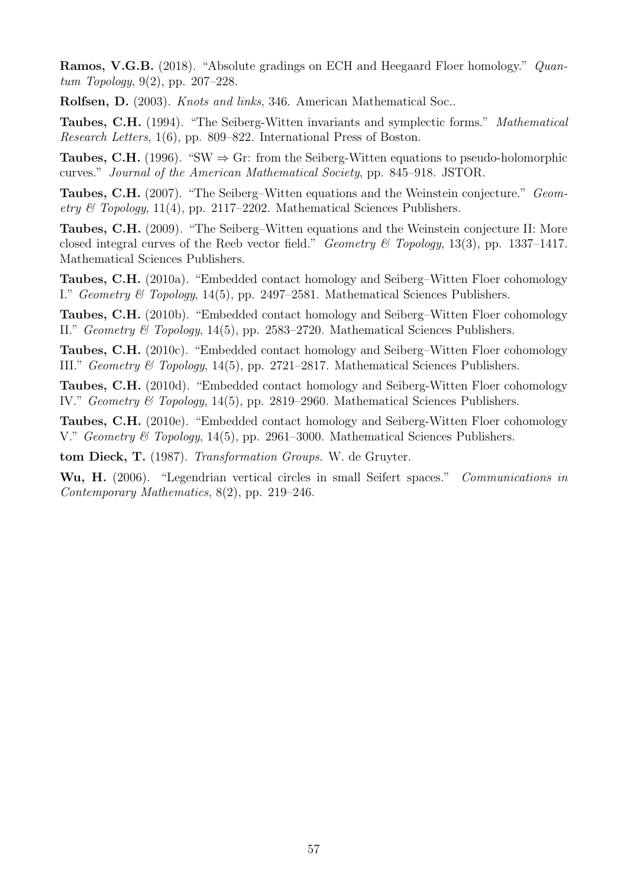**Ramos, V.G.B.** (2018). "Absolute gradings on ECH and Heegaard Floer homology." *Quantum Topology*, 9(2), pp. 207–228.

**Rolfsen, D.** (2003). *Knots and links*, 346. American Mathematical Soc..

**Taubes, C.H.** (1994). "The Seiberg-Witten invariants and symplectic forms." *Mathematical Research Letters*, 1(6), pp. 809–822. International Press of Boston.

**Taubes, C.H.** (1996). "SW $\Rightarrow$ Gr: from the Seiberg-Witten equations to pseudo-holomorphic curves." *Journal of the American Mathematical Society*, pp. 845–918. JSTOR.

**Taubes, C.H.** (2007). "The Seiberg–Witten equations and the Weinstein conjecture." *Geometry & Topology*, 11(4), pp. 2117–2202. Mathematical Sciences Publishers.

**Taubes, C.H.** (2009). "The Seiberg–Witten equations and the Weinstein conjecture II: More closed integral curves of the Reeb vector field." *Geometry & Topology*, 13(3), pp. 1337–1417. Mathematical Sciences Publishers.

**Taubes, C.H.** (2010a). "Embedded contact homology and Seiberg–Witten Floer cohomology I." *Geometry & Topology*, 14(5), pp. 2497–2581. Mathematical Sciences Publishers.

**Taubes, C.H.** (2010b). "Embedded contact homology and Seiberg–Witten Floer cohomology II." *Geometry & Topology*, 14(5), pp. 2583–2720. Mathematical Sciences Publishers.

**Taubes, C.H.** (2010c). "Embedded contact homology and Seiberg–Witten Floer cohomology III." *Geometry & Topology*, 14(5), pp. 2721–2817. Mathematical Sciences Publishers.

**Taubes, C.H.** (2010d). "Embedded contact homology and Seiberg-Witten Floer cohomology IV." *Geometry & Topology*, 14(5), pp. 2819–2960. Mathematical Sciences Publishers.

**Taubes, C.H.** (2010e). "Embedded contact homology and Seiberg-Witten Floer cohomology V." *Geometry & Topology*, 14(5), pp. 2961–3000. Mathematical Sciences Publishers.

**tom Dieck, T.** (1987). *Transformation Groups*. W. de Gruyter.

**Wu, H.** (2006). "Legendrian vertical circles in small Seifert spaces." *Communications in Contemporary Mathematics*, 8(2), pp. 219–246.